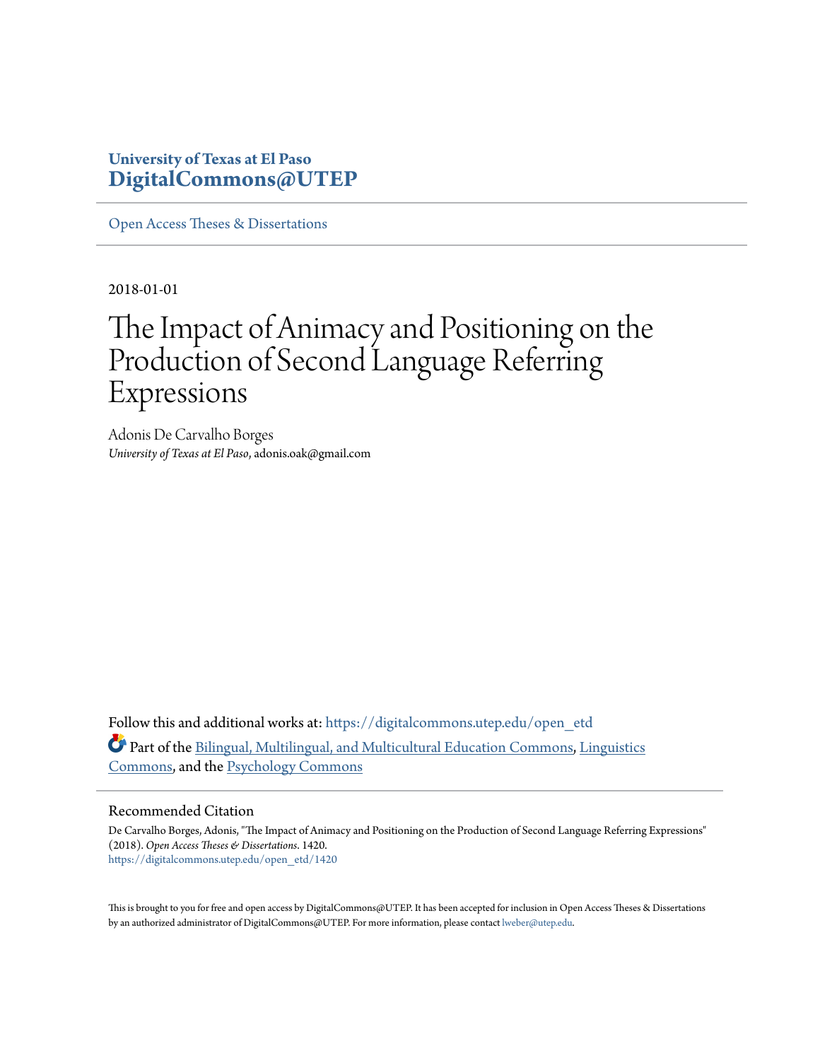University of Texas at El Paso
**DigitalCommons@UTEP**

Open Access Theses & Dissertations

2018-01-01

# The Impact of Animacy and Positioning on the Production of Second Language Referring Expressions

Adonis De Carvalho Borges
*University of Texas at El Paso*, adonis.oak@gmail.com

Follow this and additional works at: https://digitalcommons.utep.edu/open_etd

Part of the Bilingual, Multilingual, and Multicultural Education Commons, Linguistics Commons, and the Psychology Commons

## Recommended Citation

De Carvalho Borges, Adonis, "The Impact of Animacy and Positioning on the Production of Second Language Referring Expressions" (2018). *Open Access Theses & Dissertations*. 1420.
https://digitalcommons.utep.edu/open_etd/1420

This is brought to you for free and open access by DigitalCommons@UTEP. It has been accepted for inclusion in Open Access Theses & Dissertations by an authorized administrator of DigitalCommons@UTEP. For more information, please contact lweber@utep.edu.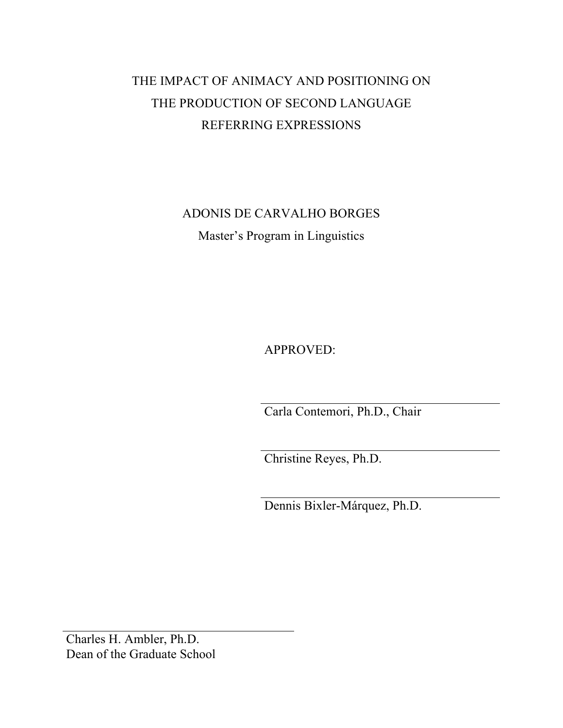# THE IMPACT OF ANIMACY AND POSITIONING ON THE PRODUCTION OF SECOND LANGUAGE REFERRING EXPRESSIONS

ADONIS DE CARVALHO BORGES

Master's Program in Linguistics

APPROVED:

Carla Contemori, Ph.D., Chair

Christine Reyes, Ph.D.

Dennis Bixler-Márquez, Ph.D.

Charles H. Ambler, Ph.D.
Dean of the Graduate School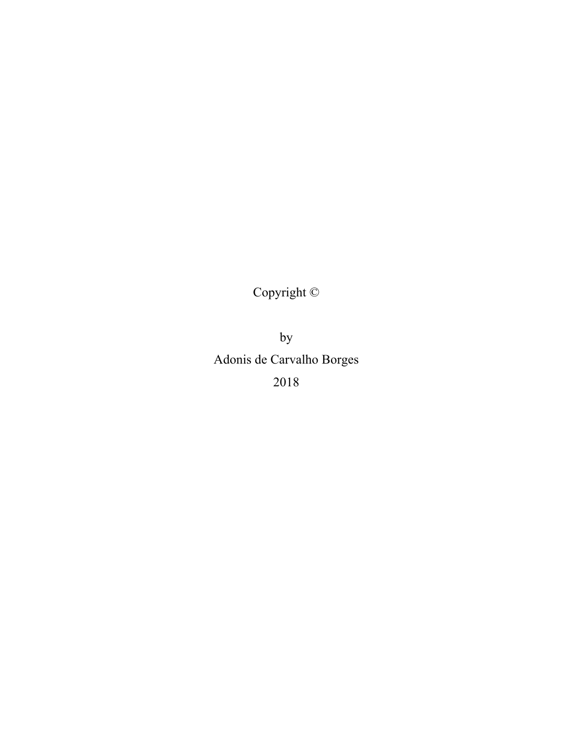Copyright ©

by

Adonis de Carvalho Borges

2018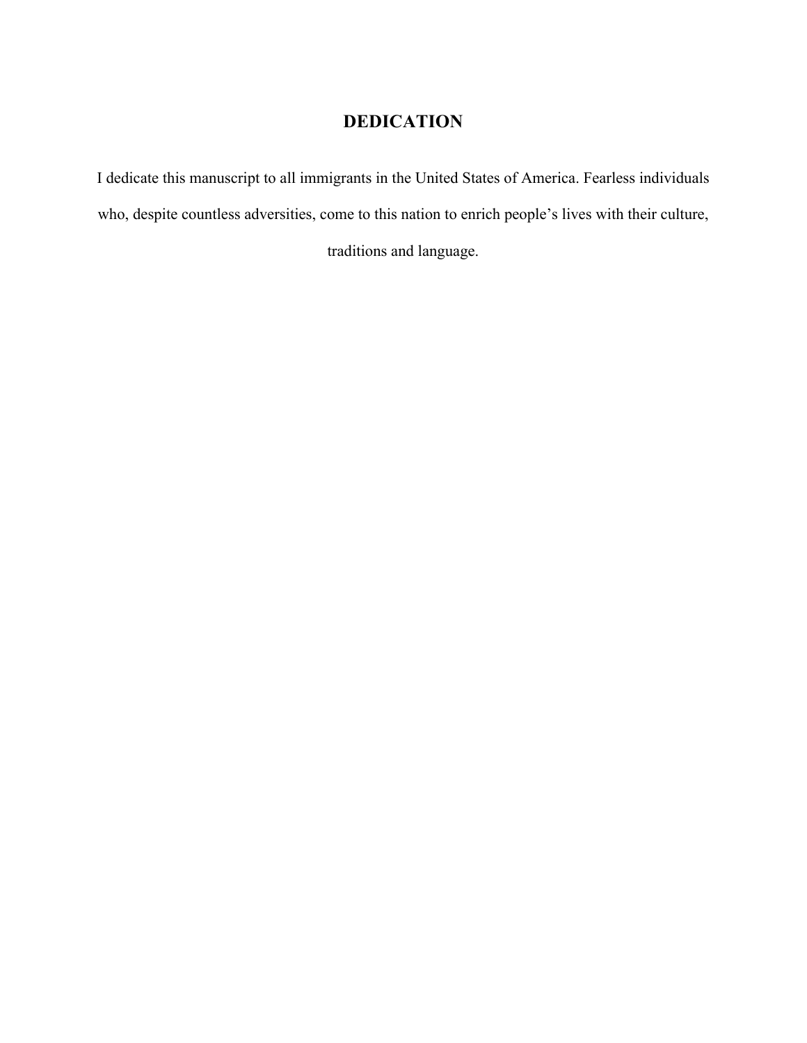# DEDICATION

I dedicate this manuscript to all immigrants in the United States of America. Fearless individuals who, despite countless adversities, come to this nation to enrich people's lives with their culture, traditions and language.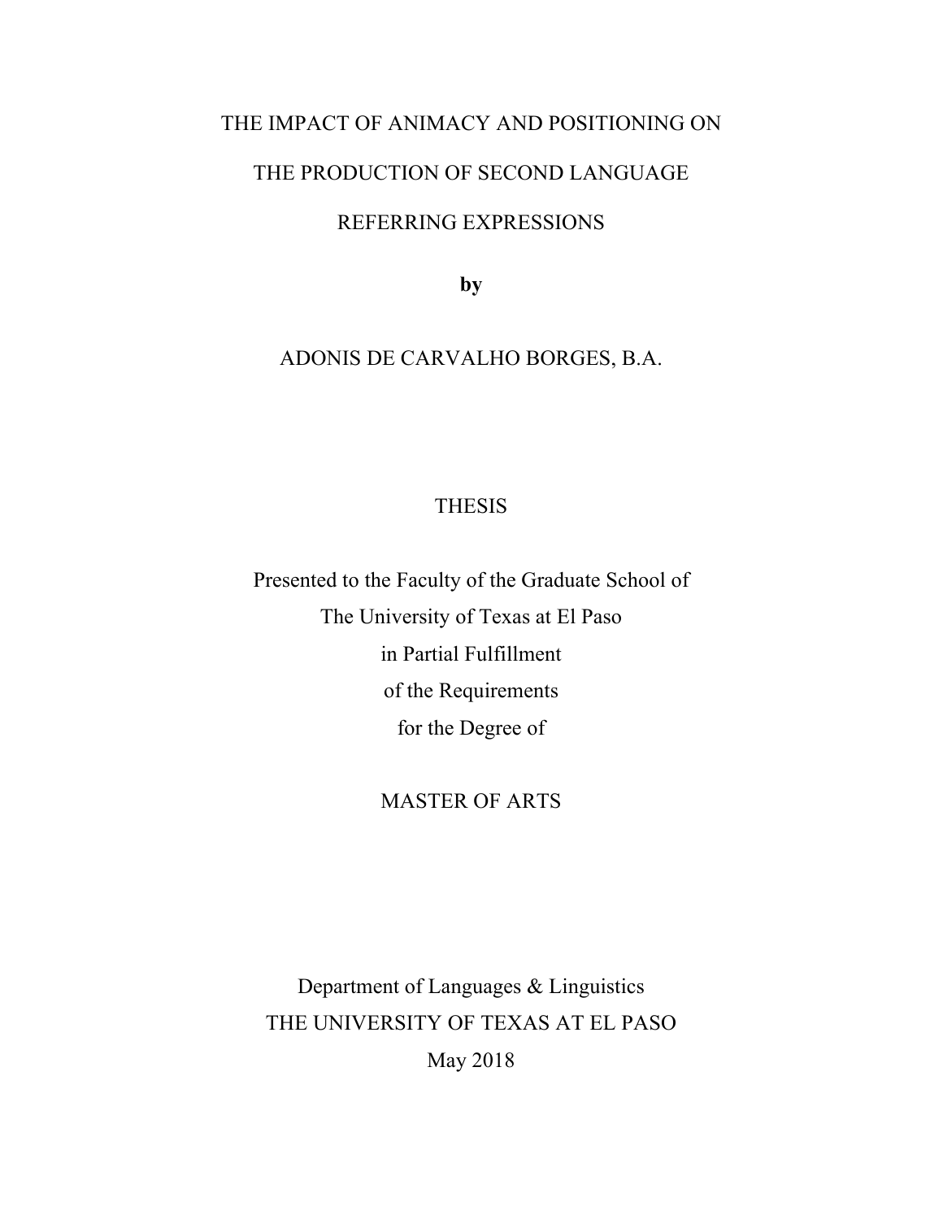# THE IMPACT OF ANIMACY AND POSITIONING ON THE PRODUCTION OF SECOND LANGUAGE REFERRING EXPRESSIONS

**by**

ADONIS DE CARVALHO BORGES, B.A.

THESIS

Presented to the Faculty of the Graduate School of
The University of Texas at El Paso
in Partial Fulfillment
of the Requirements
for the Degree of

MASTER OF ARTS

Department of Languages & Linguistics
THE UNIVERSITY OF TEXAS AT EL PASO
May 2018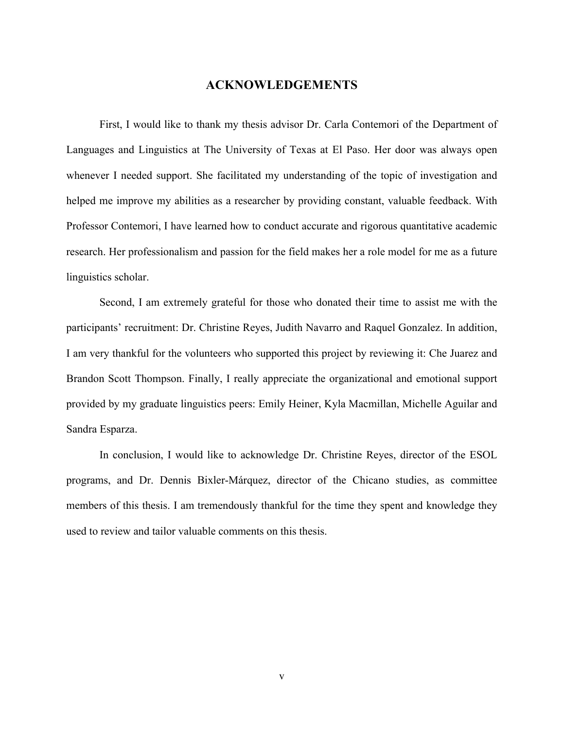# ACKNOWLEDGEMENTS

First, I would like to thank my thesis advisor Dr. Carla Contemori of the Department of Languages and Linguistics at The University of Texas at El Paso. Her door was always open whenever I needed support. She facilitated my understanding of the topic of investigation and helped me improve my abilities as a researcher by providing constant, valuable feedback. With Professor Contemori, I have learned how to conduct accurate and rigorous quantitative academic research. Her professionalism and passion for the field makes her a role model for me as a future linguistics scholar.

Second, I am extremely grateful for those who donated their time to assist me with the participants' recruitment: Dr. Christine Reyes, Judith Navarro and Raquel Gonzalez. In addition, I am very thankful for the volunteers who supported this project by reviewing it: Che Juarez and Brandon Scott Thompson. Finally, I really appreciate the organizational and emotional support provided by my graduate linguistics peers: Emily Heiner, Kyla Macmillan, Michelle Aguilar and Sandra Esparza.

In conclusion, I would like to acknowledge Dr. Christine Reyes, director of the ESOL programs, and Dr. Dennis Bixler-Márquez, director of the Chicano studies, as committee members of this thesis. I am tremendously thankful for the time they spent and knowledge they used to review and tailor valuable comments on this thesis.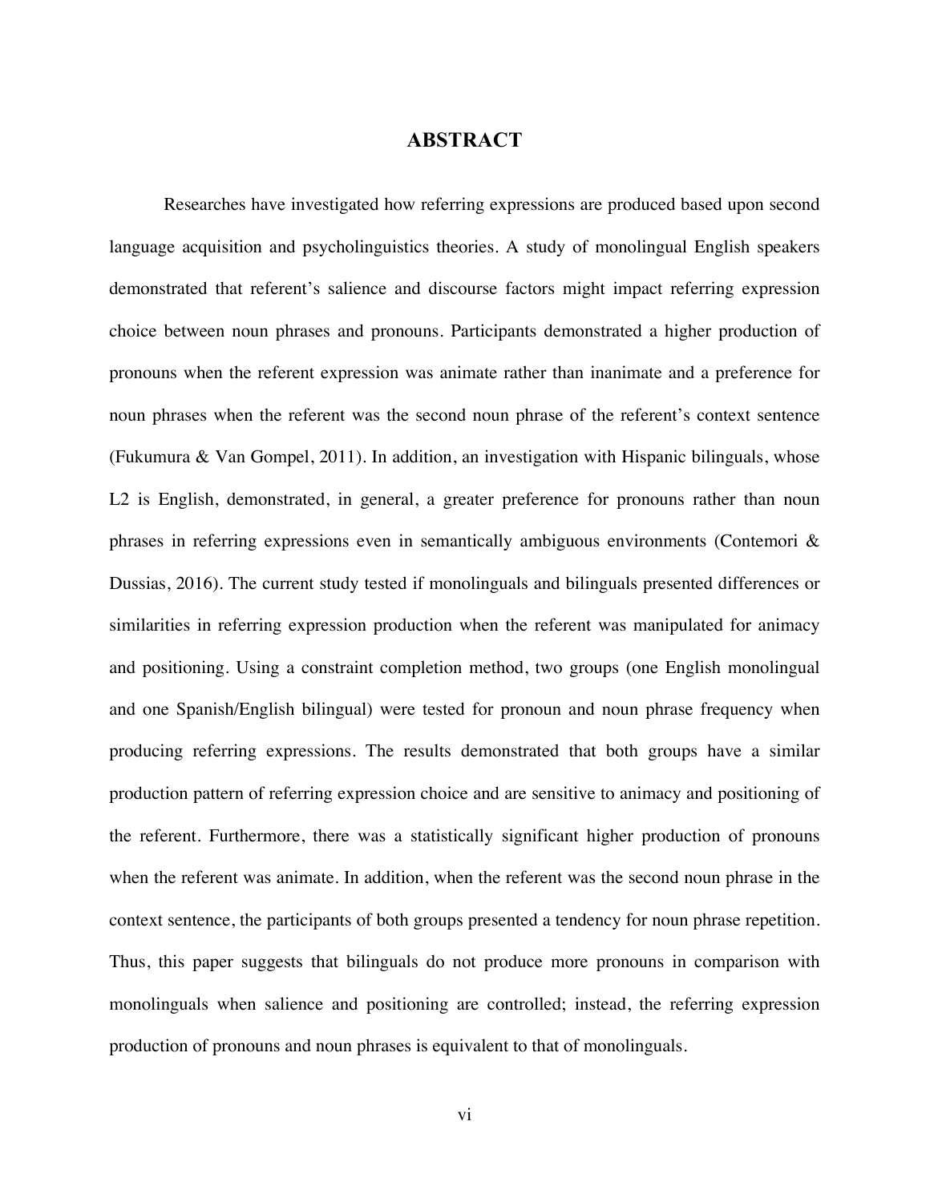# ABSTRACT

Researches have investigated how referring expressions are produced based upon second language acquisition and psycholinguistics theories. A study of monolingual English speakers demonstrated that referent's salience and discourse factors might impact referring expression choice between noun phrases and pronouns. Participants demonstrated a higher production of pronouns when the referent expression was animate rather than inanimate and a preference for noun phrases when the referent was the second noun phrase of the referent's context sentence (Fukumura & Van Gompel, 2011). In addition, an investigation with Hispanic bilinguals, whose L2 is English, demonstrated, in general, a greater preference for pronouns rather than noun phrases in referring expressions even in semantically ambiguous environments (Contemori & Dussias, 2016). The current study tested if monolinguals and bilinguals presented differences or similarities in referring expression production when the referent was manipulated for animacy and positioning. Using a constraint completion method, two groups (one English monolingual and one Spanish/English bilingual) were tested for pronoun and noun phrase frequency when producing referring expressions. The results demonstrated that both groups have a similar production pattern of referring expression choice and are sensitive to animacy and positioning of the referent. Furthermore, there was a statistically significant higher production of pronouns when the referent was animate. In addition, when the referent was the second noun phrase in the context sentence, the participants of both groups presented a tendency for noun phrase repetition. Thus, this paper suggests that bilinguals do not produce more pronouns in comparison with monolinguals when salience and positioning are controlled; instead, the referring expression production of pronouns and noun phrases is equivalent to that of monolinguals.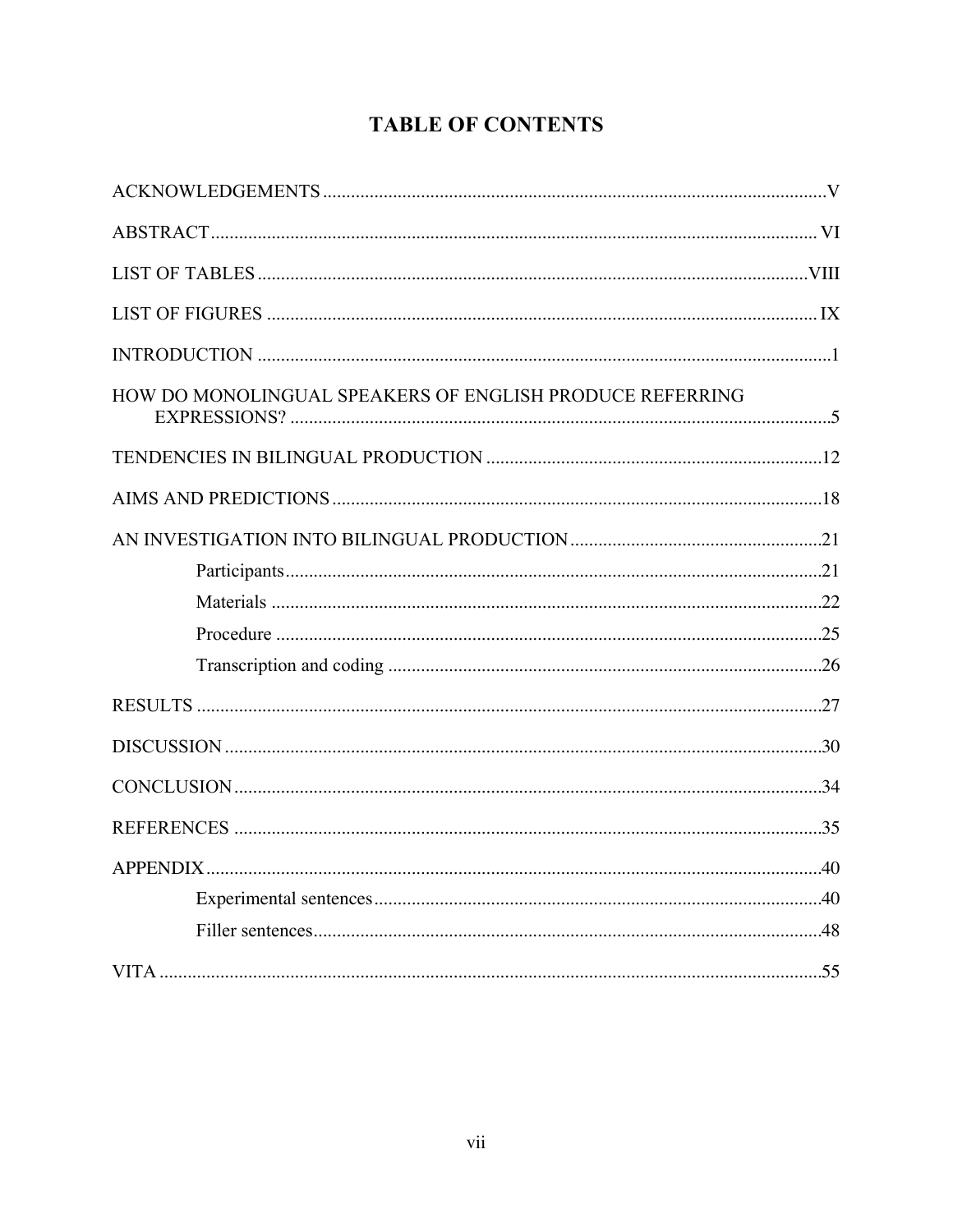# TABLE OF CONTENTS

ACKNOWLEDGEMENTS .......... V

ABSTRACT .......... VI

LIST OF TABLES .......... VIII

LIST OF FIGURES .......... IX

INTRODUCTION .......... 1

HOW DO MONOLINGUAL SPEAKERS OF ENGLISH PRODUCE REFERRING EXPRESSIONS? .......... 5

TENDENCIES IN BILINGUAL PRODUCTION .......... 12

AIMS AND PREDICTIONS .......... 18

AN INVESTIGATION INTO BILINGUAL PRODUCTION .......... 21

- Participants .......... 21
- Materials .......... 22
- Procedure .......... 25
- Transcription and coding .......... 26

RESULTS .......... 27

DISCUSSION .......... 30

CONCLUSION .......... 34

REFERENCES .......... 35

APPENDIX .......... 40

- Experimental sentences .......... 40
- Filler sentences .......... 48

VITA .......... 55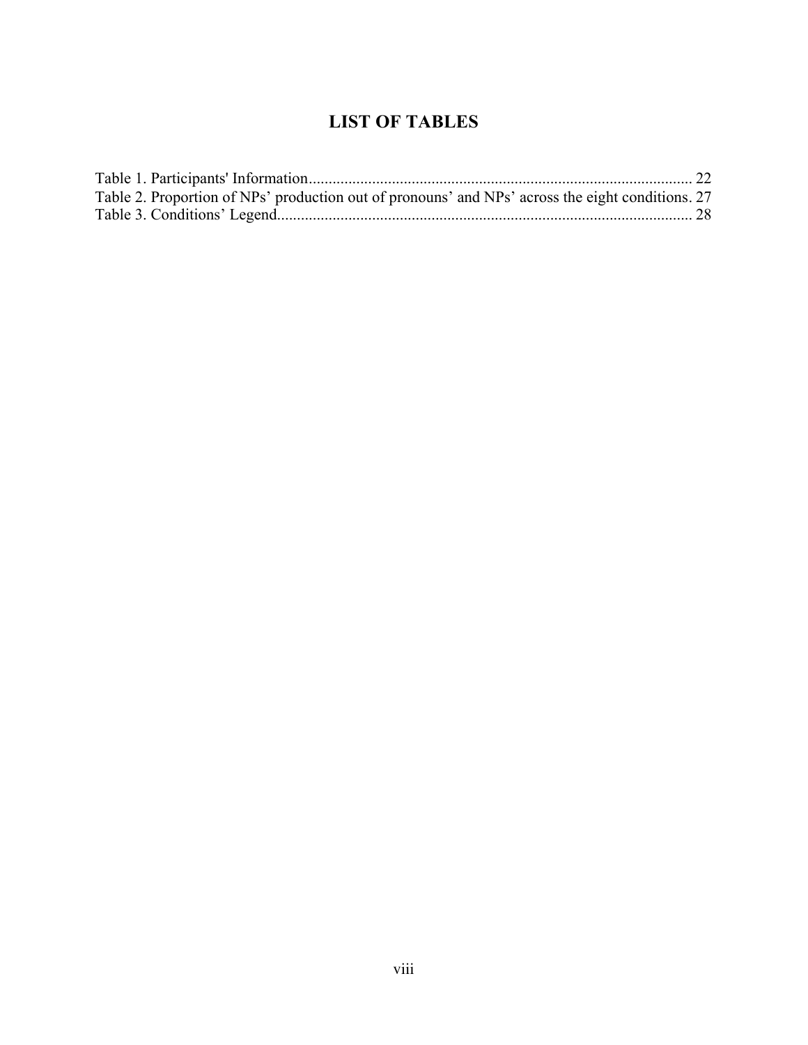# LIST OF TABLES

Table 1. Participants' Information................................................................................................ 22
Table 2. Proportion of NPs' production out of pronouns' and NPs' across the eight conditions. 27
Table 3. Conditions' Legend........................................................................................................ 28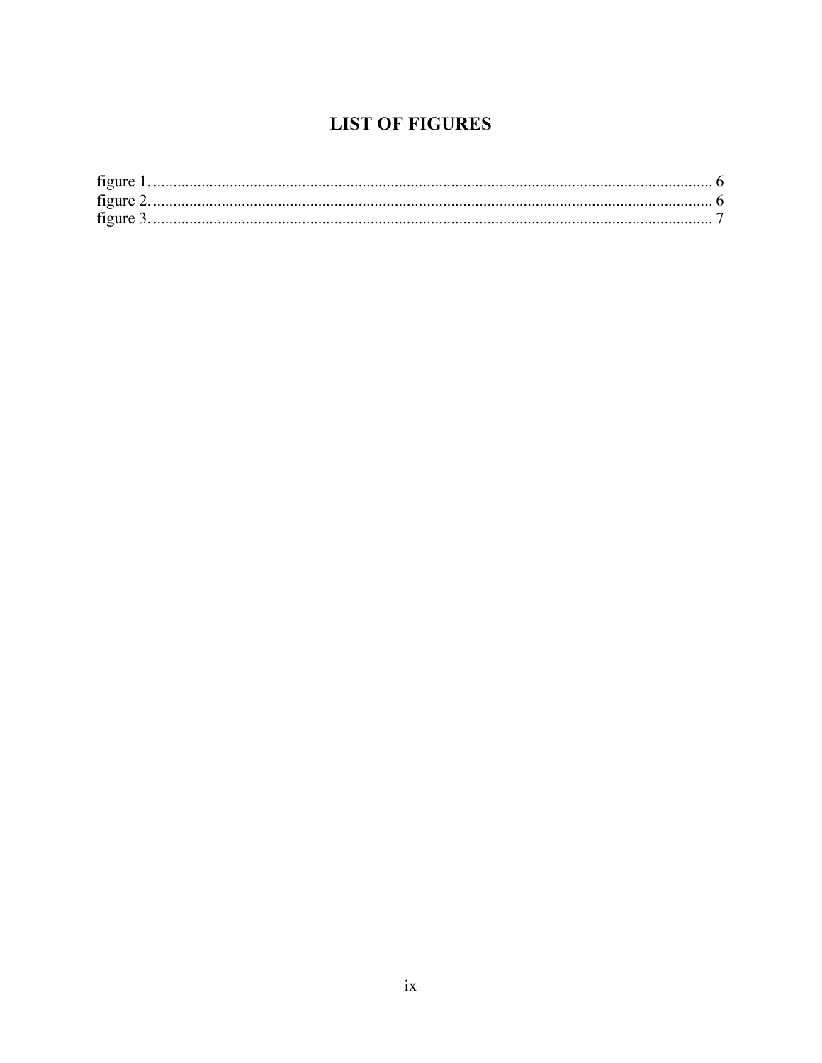# LIST OF FIGURES

figure 1. ........................................................................................................................... 6
figure 2. ........................................................................................................................... 6
figure 3. ........................................................................................................................... 7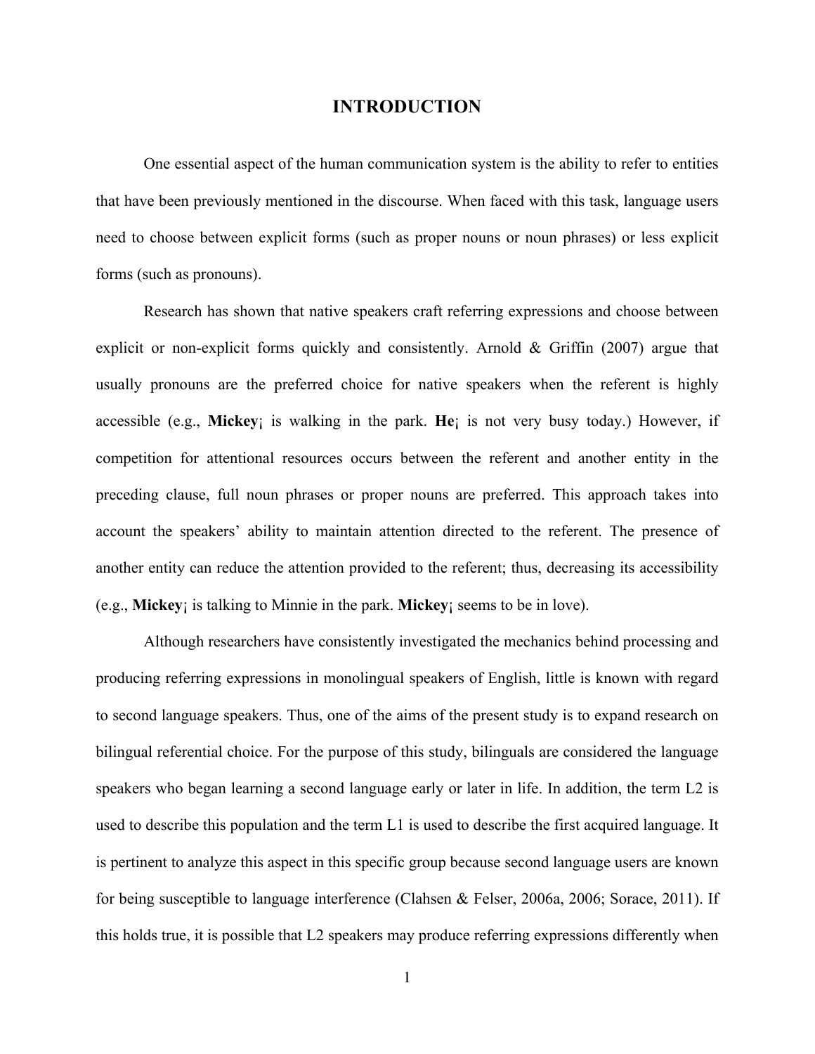# INTRODUCTION

One essential aspect of the human communication system is the ability to refer to entities that have been previously mentioned in the discourse. When faced with this task, language users need to choose between explicit forms (such as proper nouns or noun phrases) or less explicit forms (such as pronouns).

Research has shown that native speakers craft referring expressions and choose between explicit or non-explicit forms quickly and consistently. Arnold & Griffin (2007) argue that usually pronouns are the preferred choice for native speakers when the referent is highly accessible (e.g., **Mickey**¡ is walking in the park. **He**¡ is not very busy today.) However, if competition for attentional resources occurs between the referent and another entity in the preceding clause, full noun phrases or proper nouns are preferred. This approach takes into account the speakers' ability to maintain attention directed to the referent. The presence of another entity can reduce the attention provided to the referent; thus, decreasing its accessibility (e.g., **Mickey**¡ is talking to Minnie in the park. **Mickey**¡ seems to be in love).

Although researchers have consistently investigated the mechanics behind processing and producing referring expressions in monolingual speakers of English, little is known with regard to second language speakers. Thus, one of the aims of the present study is to expand research on bilingual referential choice. For the purpose of this study, bilinguals are considered the language speakers who began learning a second language early or later in life. In addition, the term L2 is used to describe this population and the term L1 is used to describe the first acquired language. It is pertinent to analyze this aspect in this specific group because second language users are known for being susceptible to language interference (Clahsen & Felser, 2006a, 2006; Sorace, 2011). If this holds true, it is possible that L2 speakers may produce referring expressions differently when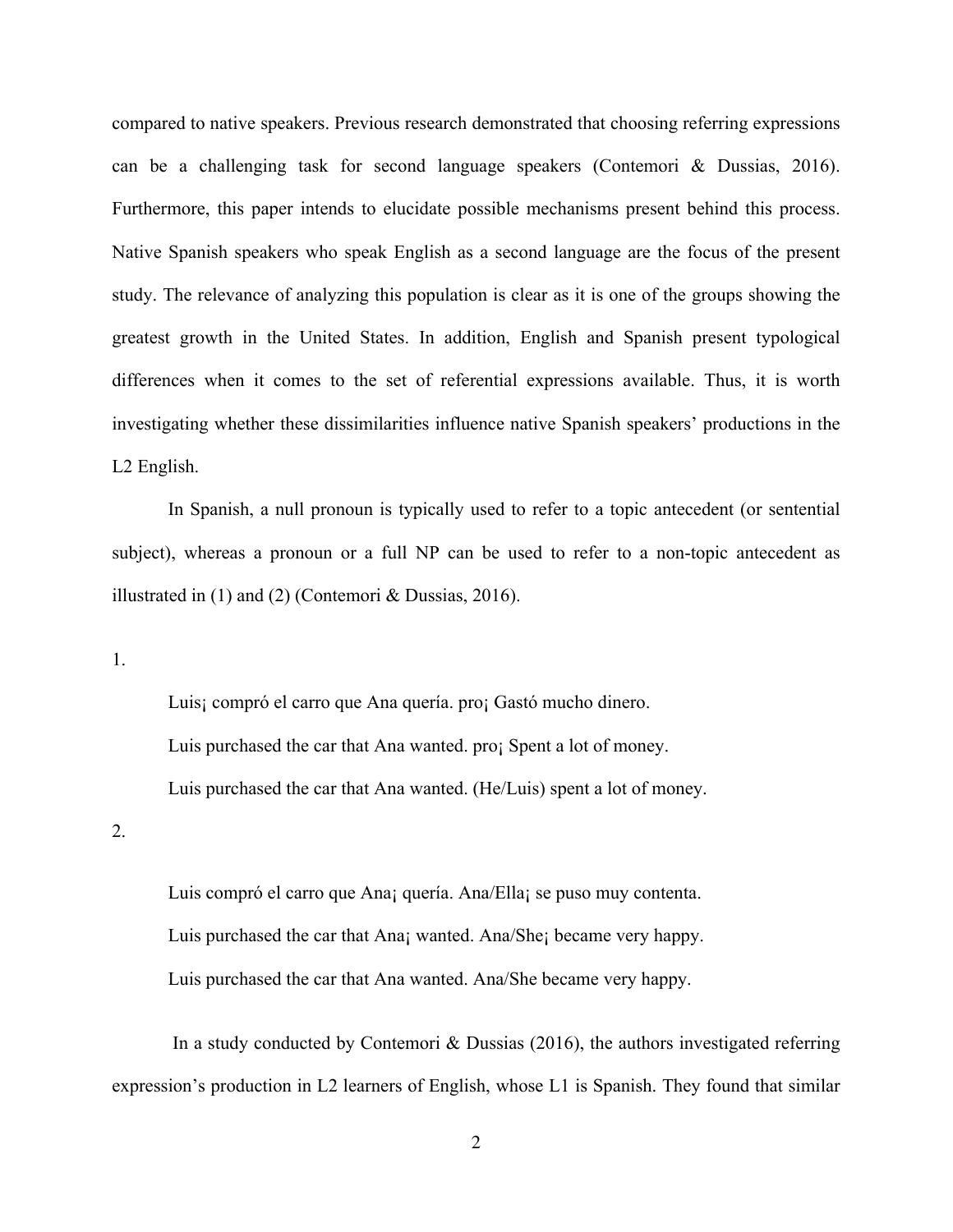compared to native speakers. Previous research demonstrated that choosing referring expressions can be a challenging task for second language speakers (Contemori & Dussias, 2016). Furthermore, this paper intends to elucidate possible mechanisms present behind this process. Native Spanish speakers who speak English as a second language are the focus of the present study. The relevance of analyzing this population is clear as it is one of the groups showing the greatest growth in the United States. In addition, English and Spanish present typological differences when it comes to the set of referential expressions available. Thus, it is worth investigating whether these dissimilarities influence native Spanish speakers' productions in the L2 English.

In Spanish, a null pronoun is typically used to refer to a topic antecedent (or sentential subject), whereas a pronoun or a full NP can be used to refer to a non-topic antecedent as illustrated in (1) and (2) (Contemori & Dussias, 2016).

1.

Luis¡ compró el carro que Ana quería. pro¡ Gastó mucho dinero.

Luis purchased the car that Ana wanted. pro¡ Spent a lot of money.

Luis purchased the car that Ana wanted. (He/Luis) spent a lot of money.

2.

Luis compró el carro que Ana¡ quería. Ana/Ella¡ se puso muy contenta.

Luis purchased the car that Ana¡ wanted. Ana/She¡ became very happy.

Luis purchased the car that Ana wanted. Ana/She became very happy.

In a study conducted by Contemori & Dussias (2016), the authors investigated referring expression's production in L2 learners of English, whose L1 is Spanish. They found that similar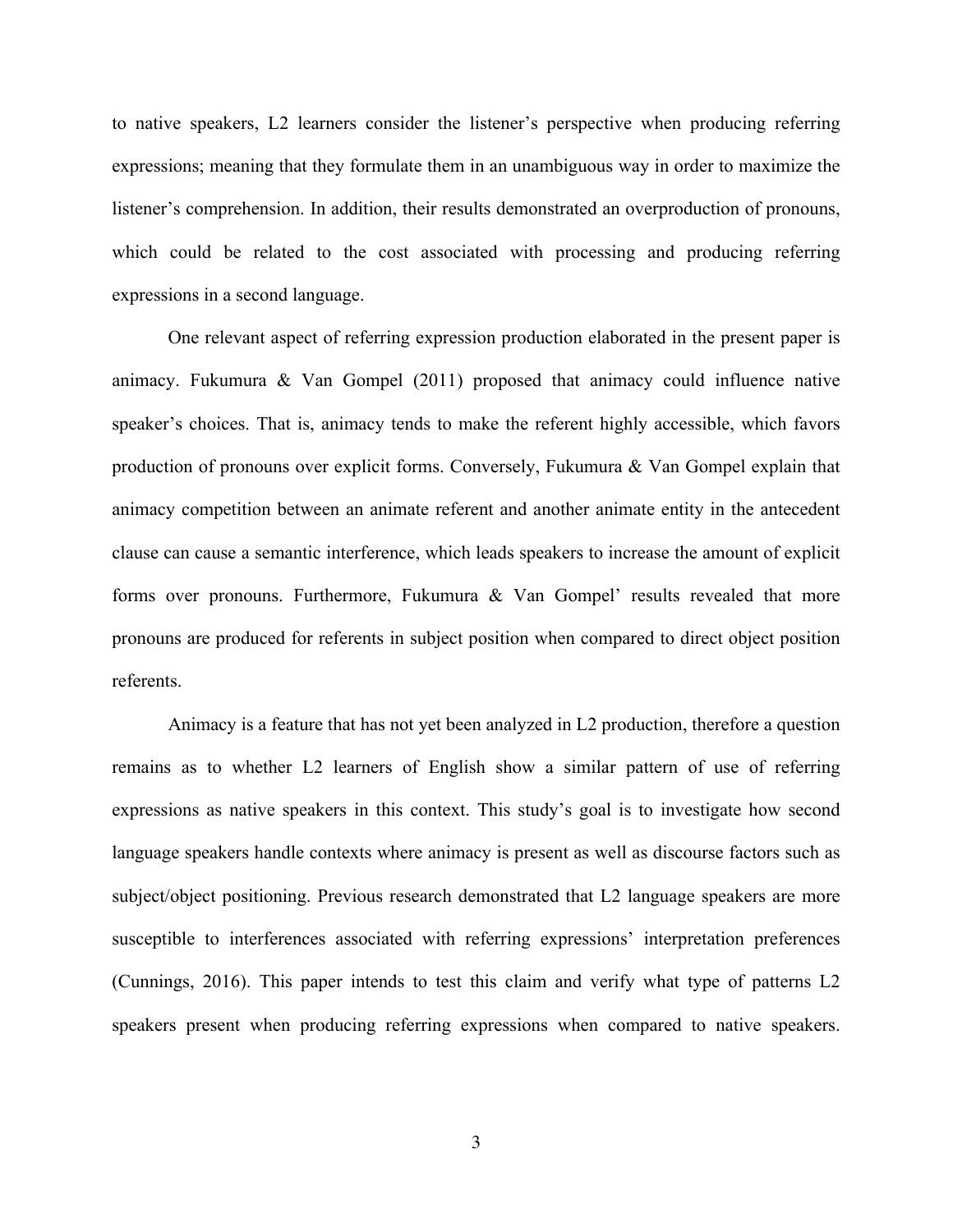to native speakers, L2 learners consider the listener's perspective when producing referring expressions; meaning that they formulate them in an unambiguous way in order to maximize the listener's comprehension. In addition, their results demonstrated an overproduction of pronouns, which could be related to the cost associated with processing and producing referring expressions in a second language.

One relevant aspect of referring expression production elaborated in the present paper is animacy. Fukumura & Van Gompel (2011) proposed that animacy could influence native speaker's choices. That is, animacy tends to make the referent highly accessible, which favors production of pronouns over explicit forms. Conversely, Fukumura & Van Gompel explain that animacy competition between an animate referent and another animate entity in the antecedent clause can cause a semantic interference, which leads speakers to increase the amount of explicit forms over pronouns. Furthermore, Fukumura & Van Gompel' results revealed that more pronouns are produced for referents in subject position when compared to direct object position referents.

Animacy is a feature that has not yet been analyzed in L2 production, therefore a question remains as to whether L2 learners of English show a similar pattern of use of referring expressions as native speakers in this context. This study's goal is to investigate how second language speakers handle contexts where animacy is present as well as discourse factors such as subject/object positioning. Previous research demonstrated that L2 language speakers are more susceptible to interferences associated with referring expressions' interpretation preferences (Cunnings, 2016). This paper intends to test this claim and verify what type of patterns L2 speakers present when producing referring expressions when compared to native speakers.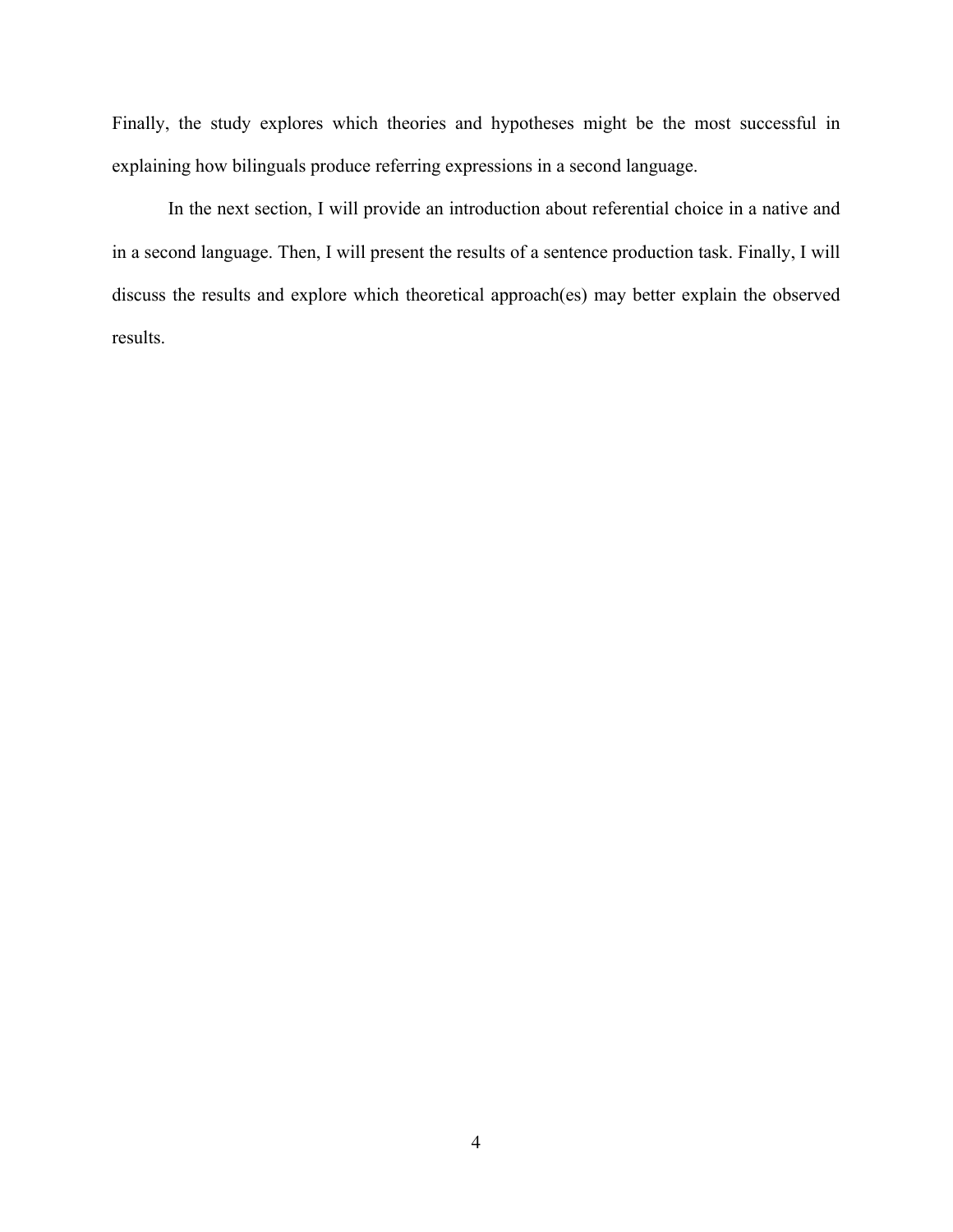Finally, the study explores which theories and hypotheses might be the most successful in explaining how bilinguals produce referring expressions in a second language.

In the next section, I will provide an introduction about referential choice in a native and in a second language. Then, I will present the results of a sentence production task. Finally, I will discuss the results and explore which theoretical approach(es) may better explain the observed results.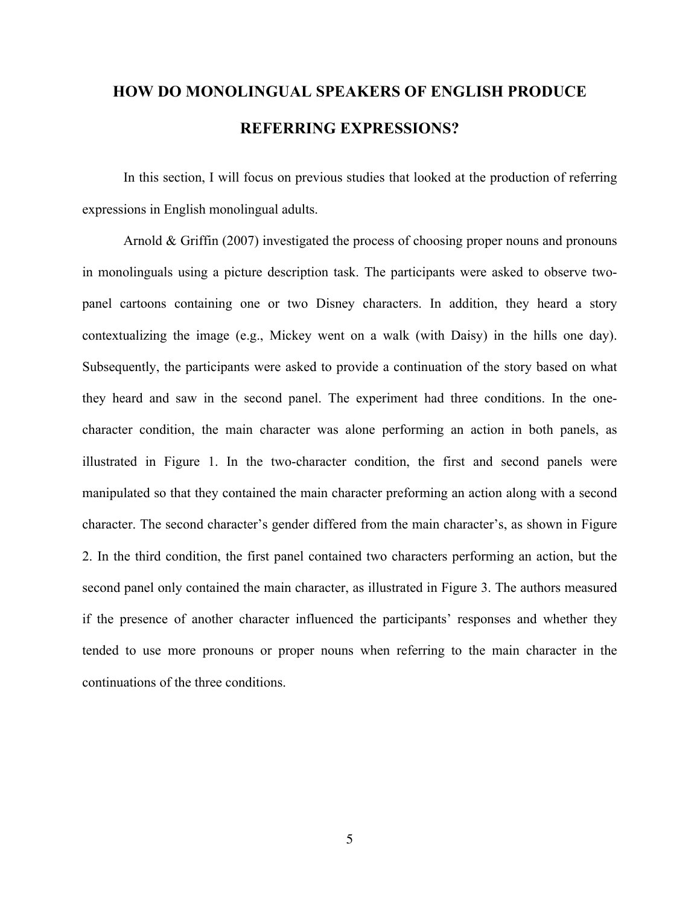# HOW DO MONOLINGUAL SPEAKERS OF ENGLISH PRODUCE REFERRING EXPRESSIONS?

In this section, I will focus on previous studies that looked at the production of referring expressions in English monolingual adults.

Arnold & Griffin (2007) investigated the process of choosing proper nouns and pronouns in monolinguals using a picture description task. The participants were asked to observe two-panel cartoons containing one or two Disney characters. In addition, they heard a story contextualizing the image (e.g., Mickey went on a walk (with Daisy) in the hills one day). Subsequently, the participants were asked to provide a continuation of the story based on what they heard and saw in the second panel. The experiment had three conditions. In the one-character condition, the main character was alone performing an action in both panels, as illustrated in Figure 1. In the two-character condition, the first and second panels were manipulated so that they contained the main character preforming an action along with a second character. The second character's gender differed from the main character's, as shown in Figure 2. In the third condition, the first panel contained two characters performing an action, but the second panel only contained the main character, as illustrated in Figure 3. The authors measured if the presence of another character influenced the participants' responses and whether they tended to use more pronouns or proper nouns when referring to the main character in the continuations of the three conditions.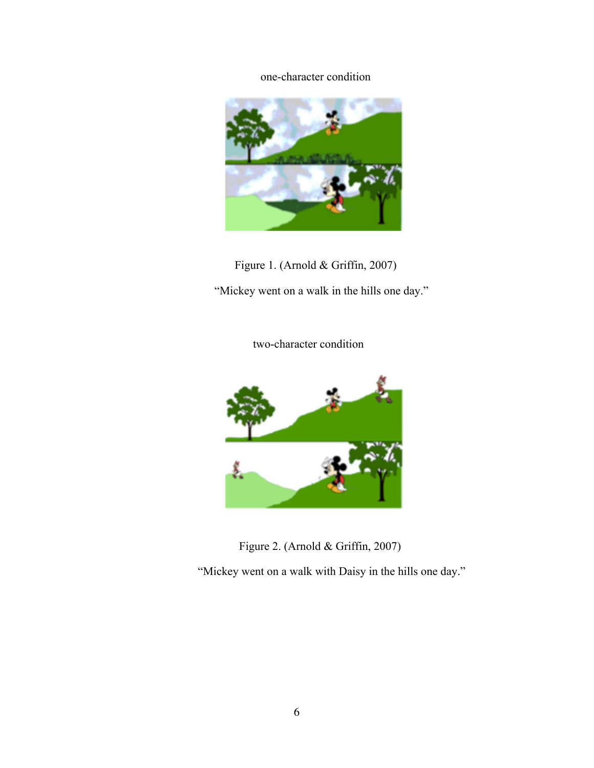one-character condition

Figure 1. (Arnold & Griffin, 2007)

"Mickey went on a walk in the hills one day."

two-character condition

Figure 2. (Arnold & Griffin, 2007)

"Mickey went on a walk with Daisy in the hills one day."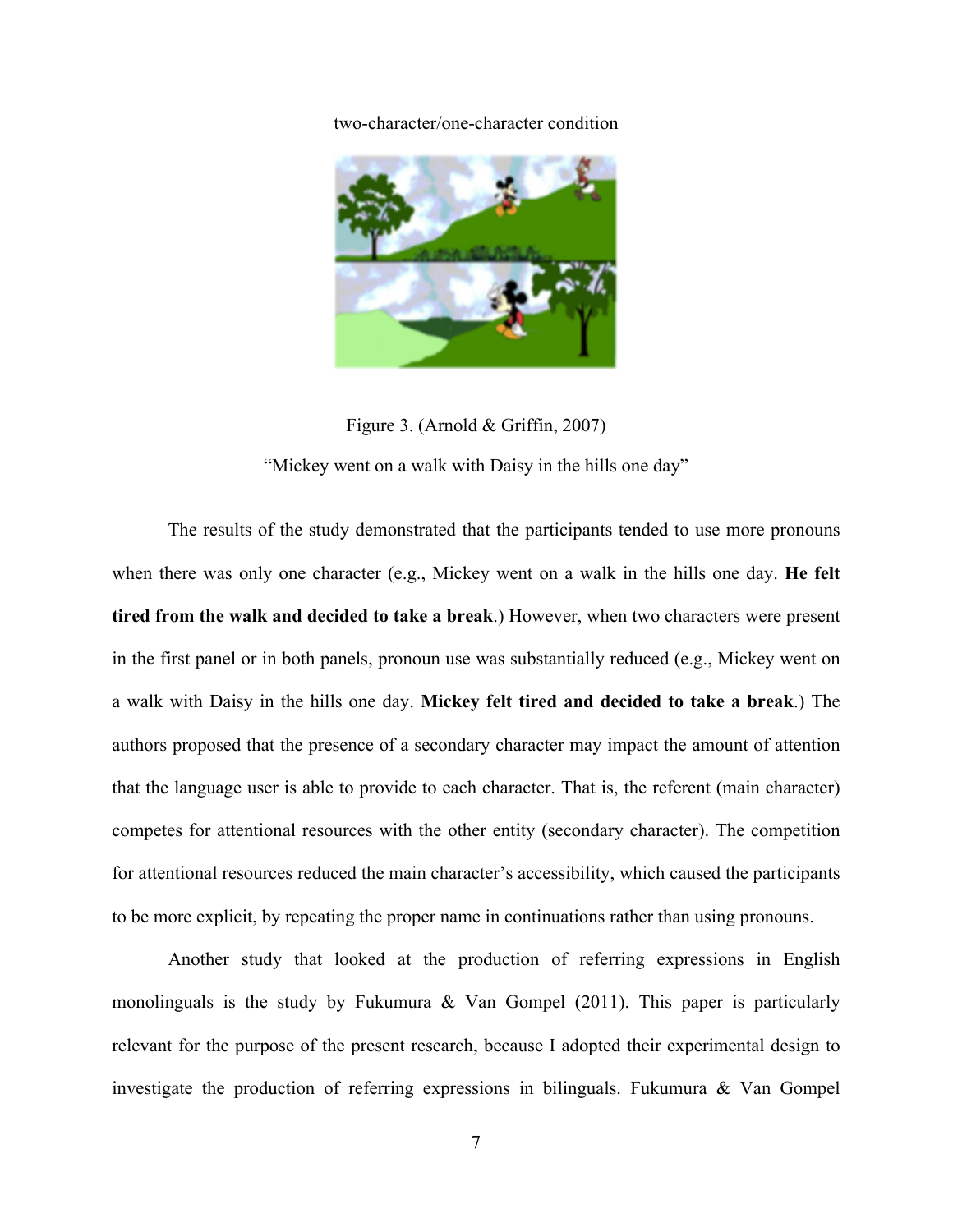two-character/one-character condition

Figure 3. (Arnold & Griffin, 2007)

"Mickey went on a walk with Daisy in the hills one day"

The results of the study demonstrated that the participants tended to use more pronouns when there was only one character (e.g., Mickey went on a walk in the hills one day. **He felt tired from the walk and decided to take a break**.) However, when two characters were present in the first panel or in both panels, pronoun use was substantially reduced (e.g., Mickey went on a walk with Daisy in the hills one day. **Mickey felt tired and decided to take a break**.) The authors proposed that the presence of a secondary character may impact the amount of attention that the language user is able to provide to each character. That is, the referent (main character) competes for attentional resources with the other entity (secondary character). The competition for attentional resources reduced the main character's accessibility, which caused the participants to be more explicit, by repeating the proper name in continuations rather than using pronouns.

Another study that looked at the production of referring expressions in English monolinguals is the study by Fukumura & Van Gompel (2011). This paper is particularly relevant for the purpose of the present research, because I adopted their experimental design to investigate the production of referring expressions in bilinguals. Fukumura & Van Gompel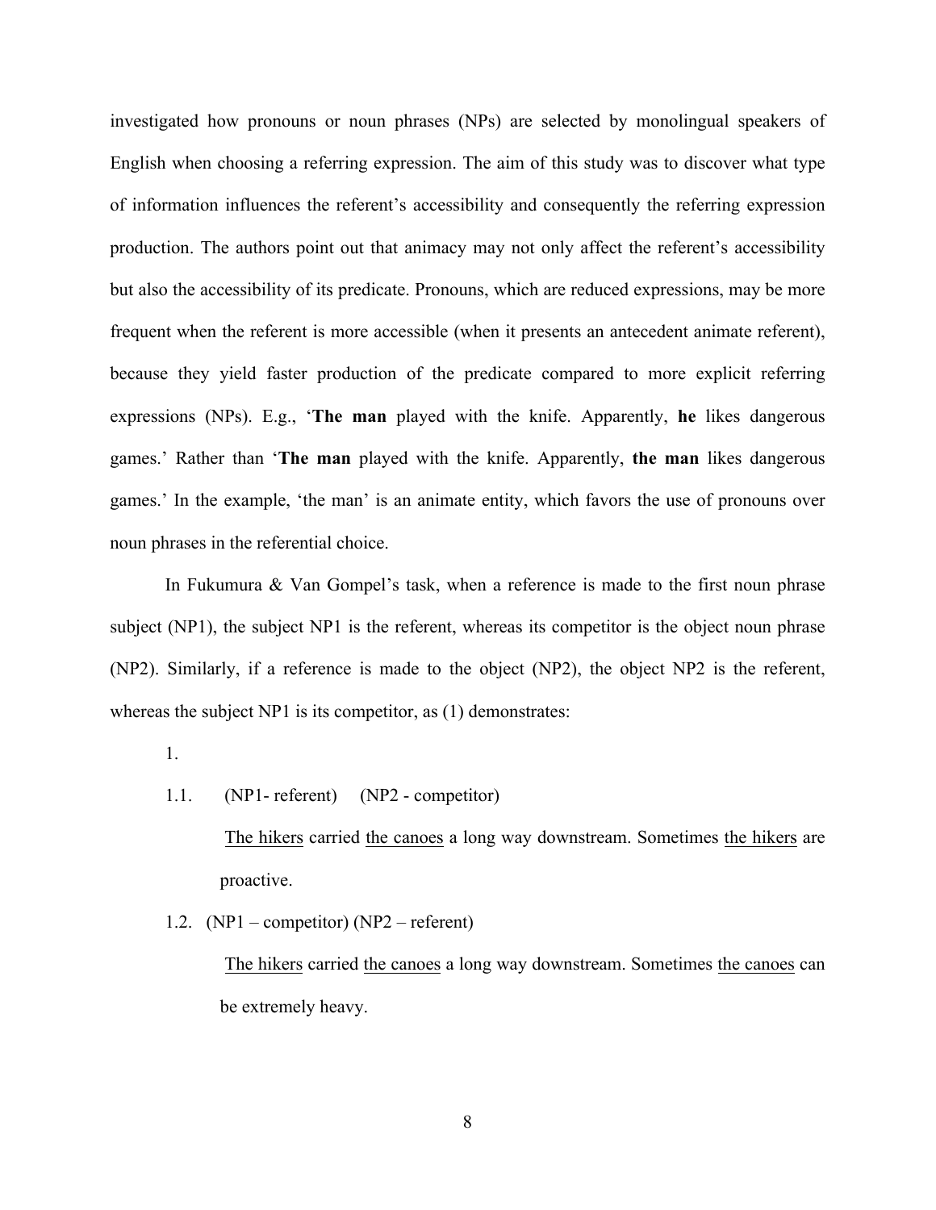investigated how pronouns or noun phrases (NPs) are selected by monolingual speakers of English when choosing a referring expression. The aim of this study was to discover what type of information influences the referent's accessibility and consequently the referring expression production. The authors point out that animacy may not only affect the referent's accessibility but also the accessibility of its predicate. Pronouns, which are reduced expressions, may be more frequent when the referent is more accessible (when it presents an antecedent animate referent), because they yield faster production of the predicate compared to more explicit referring expressions (NPs). E.g., '**The man** played with the knife. Apparently, **he** likes dangerous games.' Rather than '**The man** played with the knife. Apparently, **the man** likes dangerous games.' In the example, 'the man' is an animate entity, which favors the use of pronouns over noun phrases in the referential choice.

In Fukumura & Van Gompel's task, when a reference is made to the first noun phrase subject (NP1), the subject NP1 is the referent, whereas its competitor is the object noun phrase (NP2). Similarly, if a reference is made to the object (NP2), the object NP2 is the referent, whereas the subject NP1 is its competitor, as (1) demonstrates:

1.

1.1. (NP1- referent) (NP2 - competitor)

<u>The hikers</u> carried <u>the canoes</u> a long way downstream. Sometimes <u>the hikers</u> are proactive.

1.2. (NP1 – competitor) (NP2 – referent)

<u>The hikers</u> carried <u>the canoes</u> a long way downstream. Sometimes <u>the canoes</u> can be extremely heavy.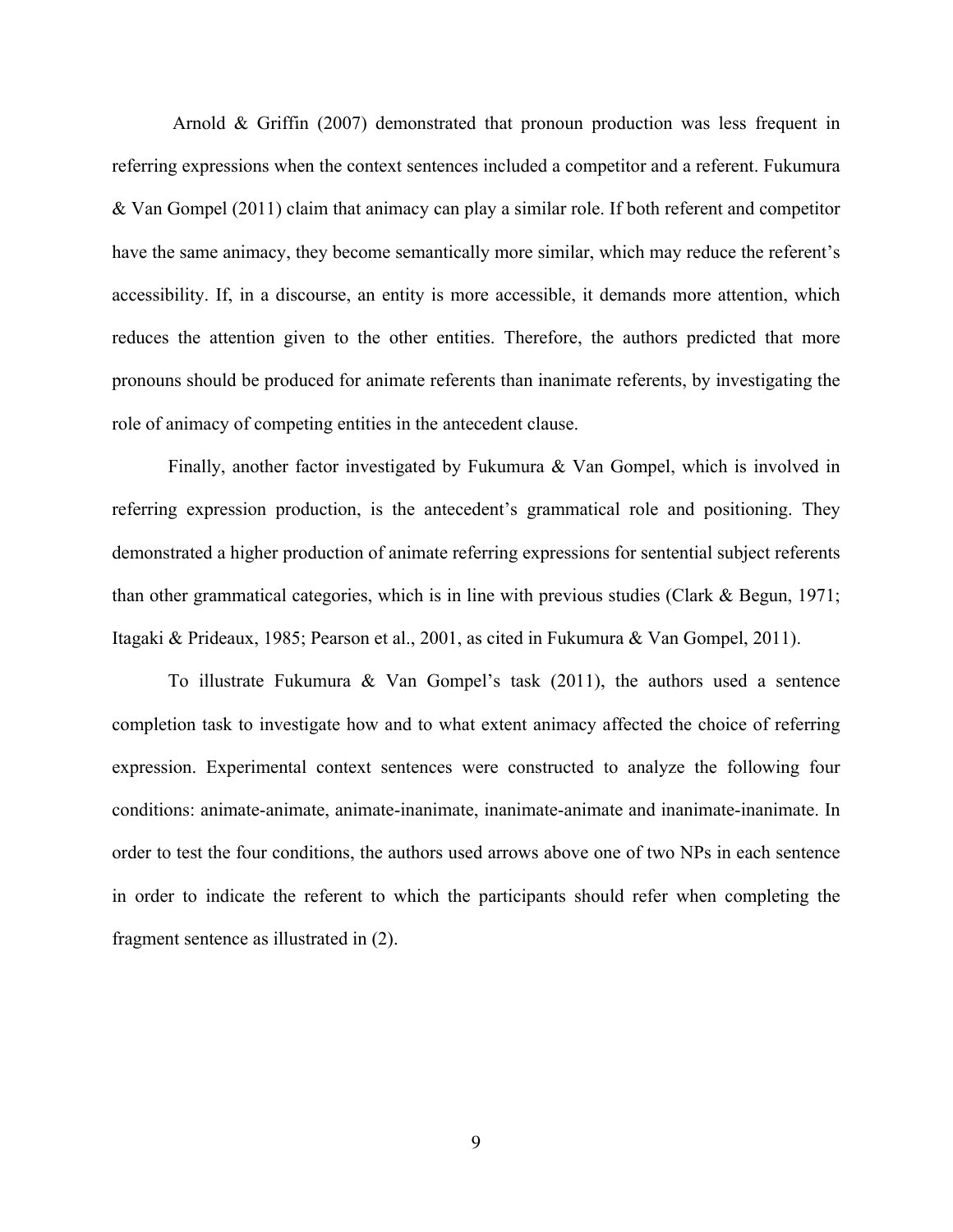Arnold & Griffin (2007) demonstrated that pronoun production was less frequent in referring expressions when the context sentences included a competitor and a referent. Fukumura & Van Gompel (2011) claim that animacy can play a similar role. If both referent and competitor have the same animacy, they become semantically more similar, which may reduce the referent's accessibility. If, in a discourse, an entity is more accessible, it demands more attention, which reduces the attention given to the other entities. Therefore, the authors predicted that more pronouns should be produced for animate referents than inanimate referents, by investigating the role of animacy of competing entities in the antecedent clause.

Finally, another factor investigated by Fukumura & Van Gompel, which is involved in referring expression production, is the antecedent's grammatical role and positioning. They demonstrated a higher production of animate referring expressions for sentential subject referents than other grammatical categories, which is in line with previous studies (Clark & Begun, 1971; Itagaki & Prideaux, 1985; Pearson et al., 2001, as cited in Fukumura & Van Gompel, 2011).

To illustrate Fukumura & Van Gompel's task (2011), the authors used a sentence completion task to investigate how and to what extent animacy affected the choice of referring expression. Experimental context sentences were constructed to analyze the following four conditions: animate-animate, animate-inanimate, inanimate-animate and inanimate-inanimate. In order to test the four conditions, the authors used arrows above one of two NPs in each sentence in order to indicate the referent to which the participants should refer when completing the fragment sentence as illustrated in (2).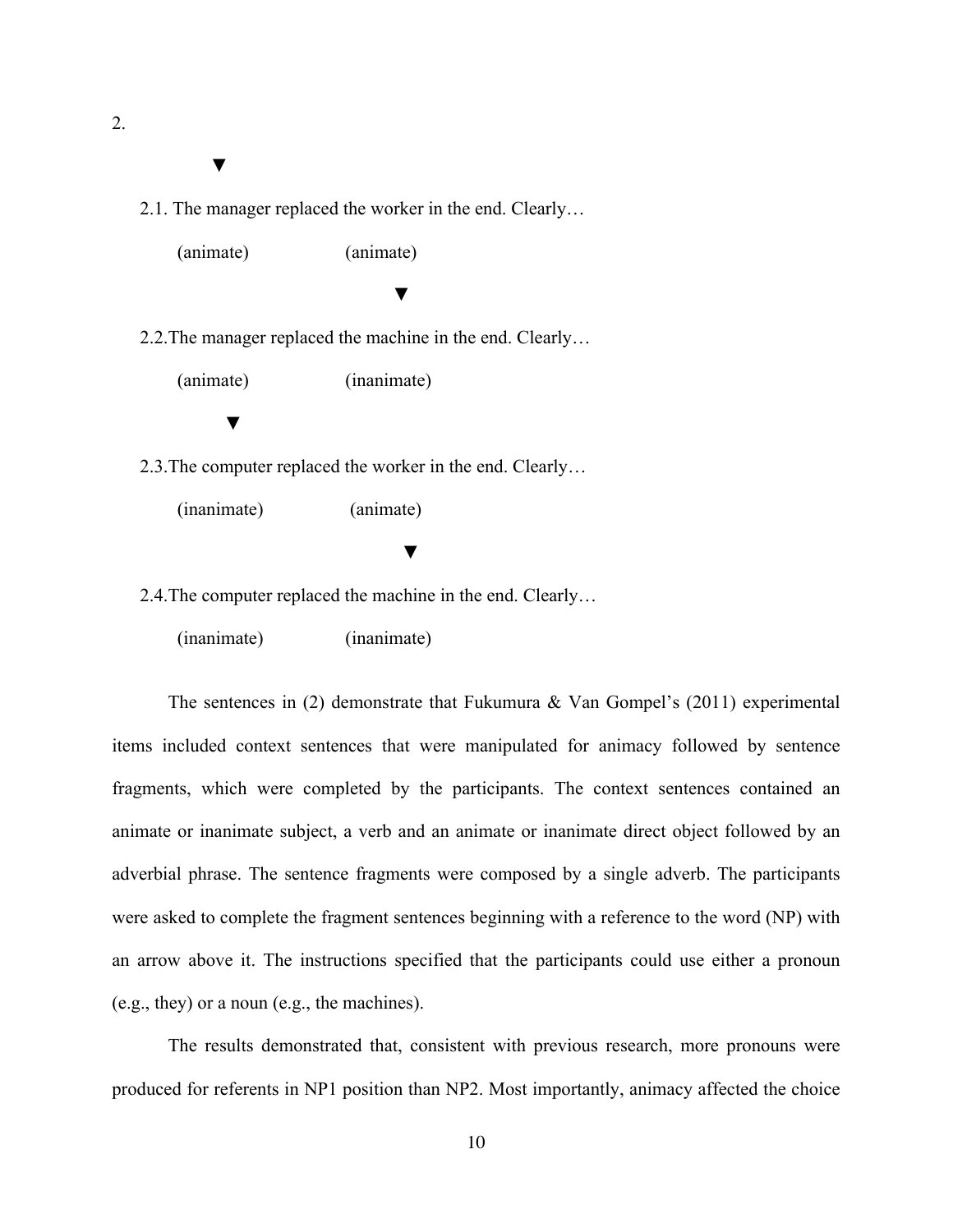2.

▼

2.1. The manager replaced the worker in the end. Clearly…

(animate) (animate)

▼

2.2. The manager replaced the machine in the end. Clearly…

(animate) (inanimate)

▼

2.3. The computer replaced the worker in the end. Clearly…

(inanimate) (animate)

▼

2.4. The computer replaced the machine in the end. Clearly…

(inanimate) (inanimate)

The sentences in (2) demonstrate that Fukumura & Van Gompel's (2011) experimental items included context sentences that were manipulated for animacy followed by sentence fragments, which were completed by the participants. The context sentences contained an animate or inanimate subject, a verb and an animate or inanimate direct object followed by an adverbial phrase. The sentence fragments were composed by a single adverb. The participants were asked to complete the fragment sentences beginning with a reference to the word (NP) with an arrow above it. The instructions specified that the participants could use either a pronoun (e.g., they) or a noun (e.g., the machines).

The results demonstrated that, consistent with previous research, more pronouns were produced for referents in NP1 position than NP2. Most importantly, animacy affected the choice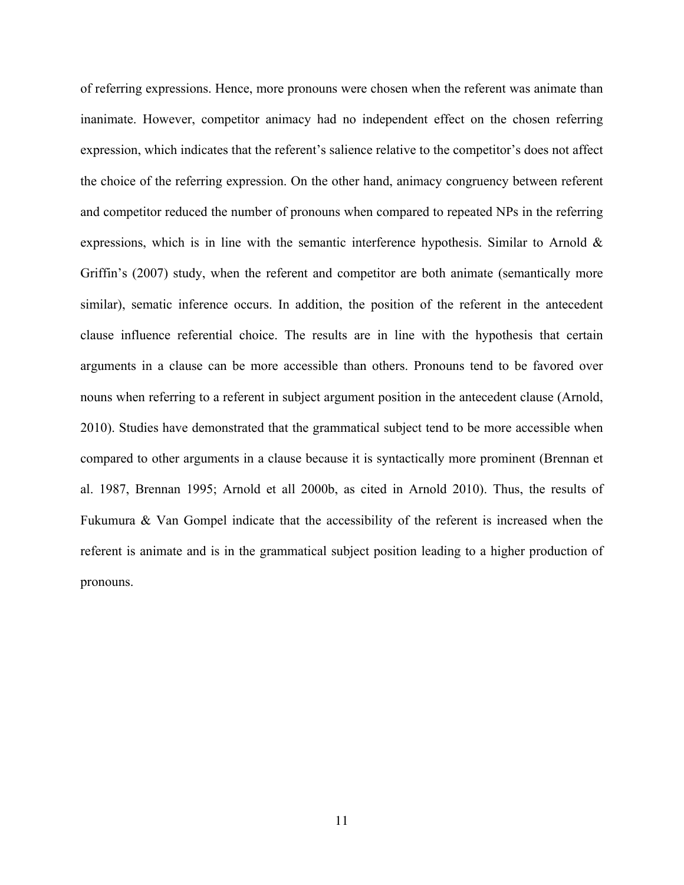of referring expressions. Hence, more pronouns were chosen when the referent was animate than inanimate. However, competitor animacy had no independent effect on the chosen referring expression, which indicates that the referent's salience relative to the competitor's does not affect the choice of the referring expression. On the other hand, animacy congruency between referent and competitor reduced the number of pronouns when compared to repeated NPs in the referring expressions, which is in line with the semantic interference hypothesis. Similar to Arnold & Griffin's (2007) study, when the referent and competitor are both animate (semantically more similar), sematic inference occurs. In addition, the position of the referent in the antecedent clause influence referential choice. The results are in line with the hypothesis that certain arguments in a clause can be more accessible than others. Pronouns tend to be favored over nouns when referring to a referent in subject argument position in the antecedent clause (Arnold, 2010). Studies have demonstrated that the grammatical subject tend to be more accessible when compared to other arguments in a clause because it is syntactically more prominent (Brennan et al. 1987, Brennan 1995; Arnold et all 2000b, as cited in Arnold 2010). Thus, the results of Fukumura & Van Gompel indicate that the accessibility of the referent is increased when the referent is animate and is in the grammatical subject position leading to a higher production of pronouns.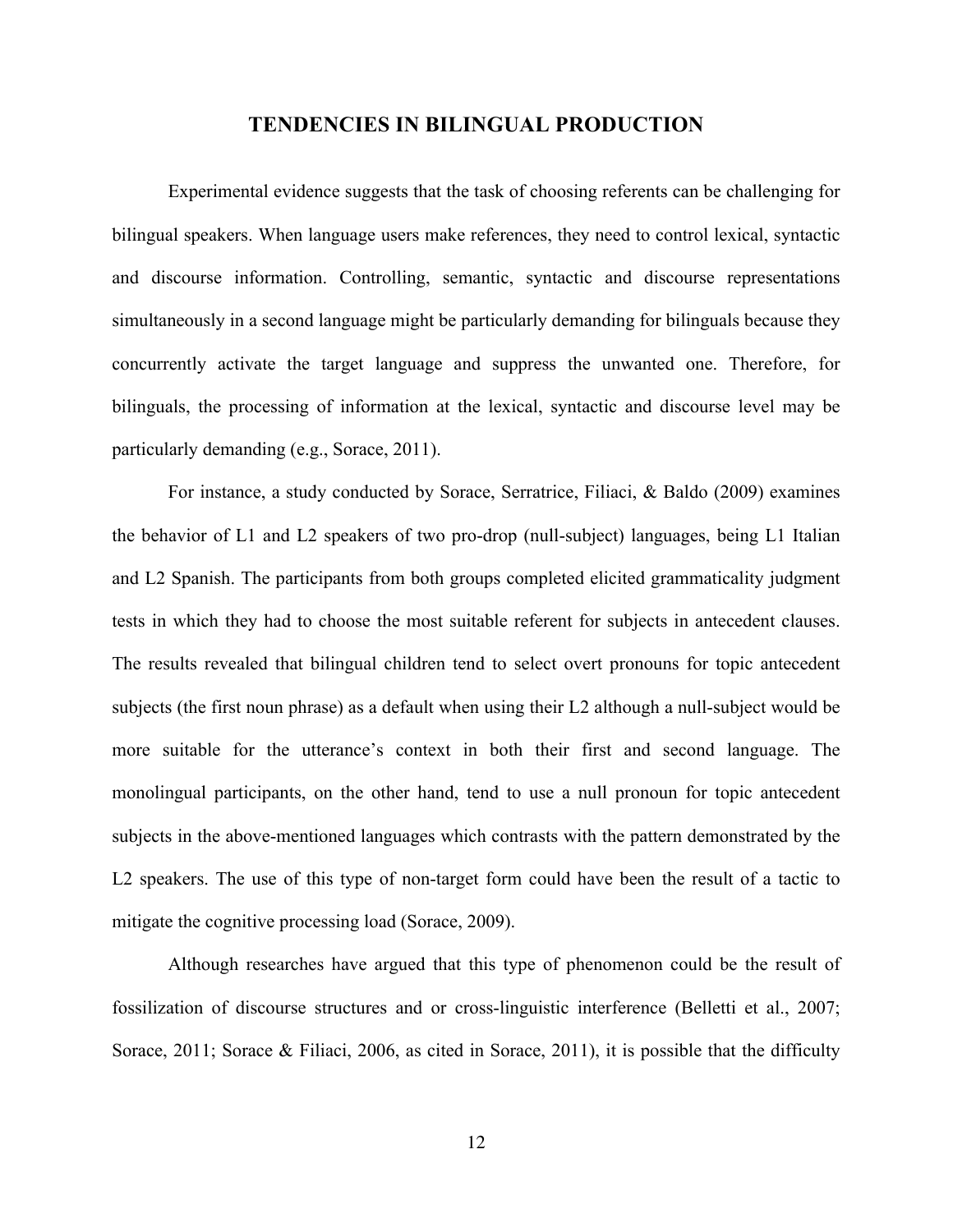## TENDENCIES IN BILINGUAL PRODUCTION

Experimental evidence suggests that the task of choosing referents can be challenging for bilingual speakers. When language users make references, they need to control lexical, syntactic and discourse information. Controlling, semantic, syntactic and discourse representations simultaneously in a second language might be particularly demanding for bilinguals because they concurrently activate the target language and suppress the unwanted one. Therefore, for bilinguals, the processing of information at the lexical, syntactic and discourse level may be particularly demanding (e.g., Sorace, 2011).

For instance, a study conducted by Sorace, Serratrice, Filiaci, & Baldo (2009) examines the behavior of L1 and L2 speakers of two pro-drop (null-subject) languages, being L1 Italian and L2 Spanish. The participants from both groups completed elicited grammaticality judgment tests in which they had to choose the most suitable referent for subjects in antecedent clauses. The results revealed that bilingual children tend to select overt pronouns for topic antecedent subjects (the first noun phrase) as a default when using their L2 although a null-subject would be more suitable for the utterance's context in both their first and second language. The monolingual participants, on the other hand, tend to use a null pronoun for topic antecedent subjects in the above-mentioned languages which contrasts with the pattern demonstrated by the L2 speakers. The use of this type of non-target form could have been the result of a tactic to mitigate the cognitive processing load (Sorace, 2009).

Although researches have argued that this type of phenomenon could be the result of fossilization of discourse structures and or cross-linguistic interference (Belletti et al., 2007; Sorace, 2011; Sorace & Filiaci, 2006, as cited in Sorace, 2011), it is possible that the difficulty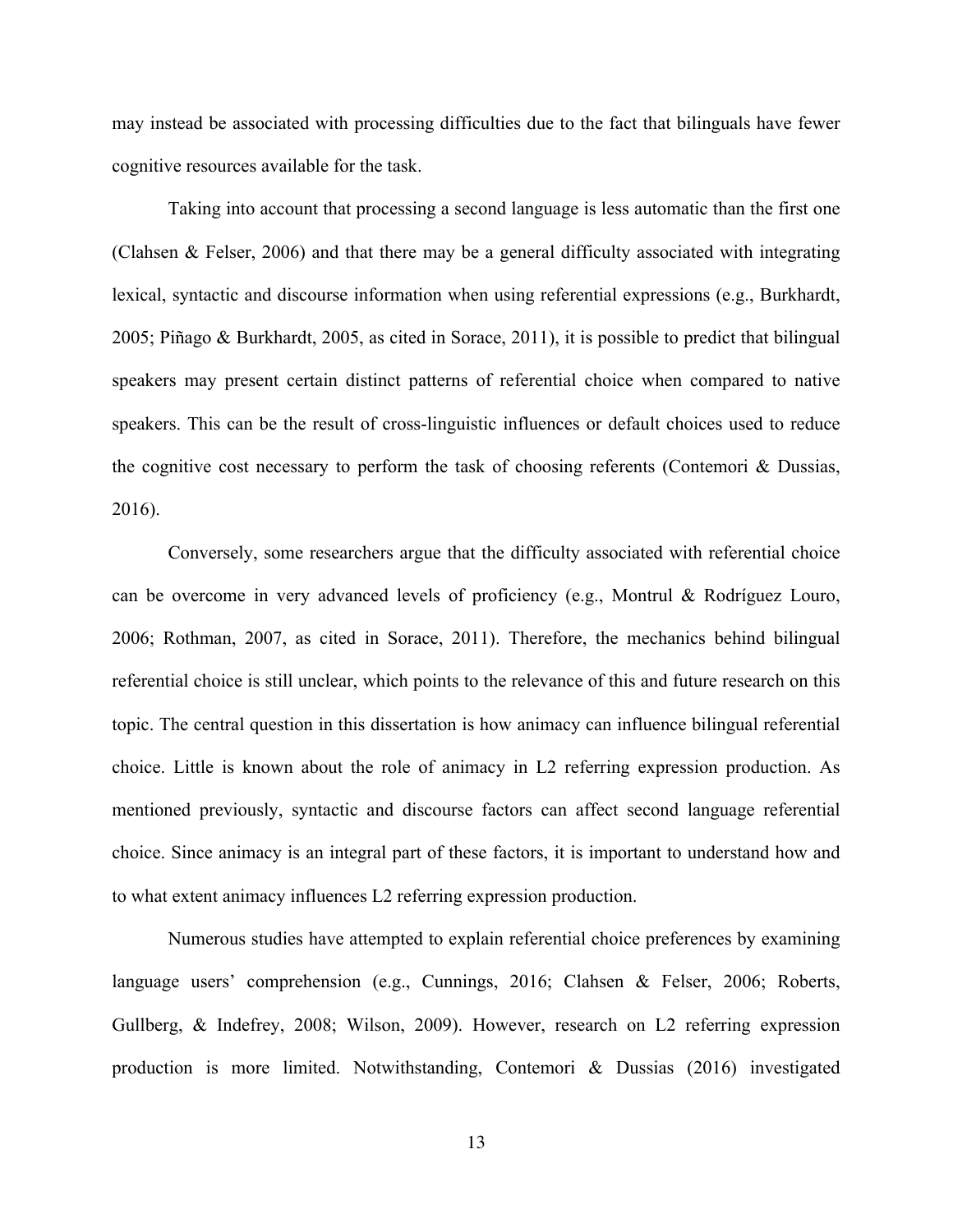may instead be associated with processing difficulties due to the fact that bilinguals have fewer cognitive resources available for the task.

Taking into account that processing a second language is less automatic than the first one (Clahsen & Felser, 2006) and that there may be a general difficulty associated with integrating lexical, syntactic and discourse information when using referential expressions (e.g., Burkhardt, 2005; Piñago & Burkhardt, 2005, as cited in Sorace, 2011), it is possible to predict that bilingual speakers may present certain distinct patterns of referential choice when compared to native speakers. This can be the result of cross-linguistic influences or default choices used to reduce the cognitive cost necessary to perform the task of choosing referents (Contemori & Dussias, 2016).

Conversely, some researchers argue that the difficulty associated with referential choice can be overcome in very advanced levels of proficiency (e.g., Montrul & Rodríguez Louro, 2006; Rothman, 2007, as cited in Sorace, 2011). Therefore, the mechanics behind bilingual referential choice is still unclear, which points to the relevance of this and future research on this topic. The central question in this dissertation is how animacy can influence bilingual referential choice. Little is known about the role of animacy in L2 referring expression production. As mentioned previously, syntactic and discourse factors can affect second language referential choice. Since animacy is an integral part of these factors, it is important to understand how and to what extent animacy influences L2 referring expression production.

Numerous studies have attempted to explain referential choice preferences by examining language users' comprehension (e.g., Cunnings, 2016; Clahsen & Felser, 2006; Roberts, Gullberg, & Indefrey, 2008; Wilson, 2009). However, research on L2 referring expression production is more limited. Notwithstanding, Contemori & Dussias (2016) investigated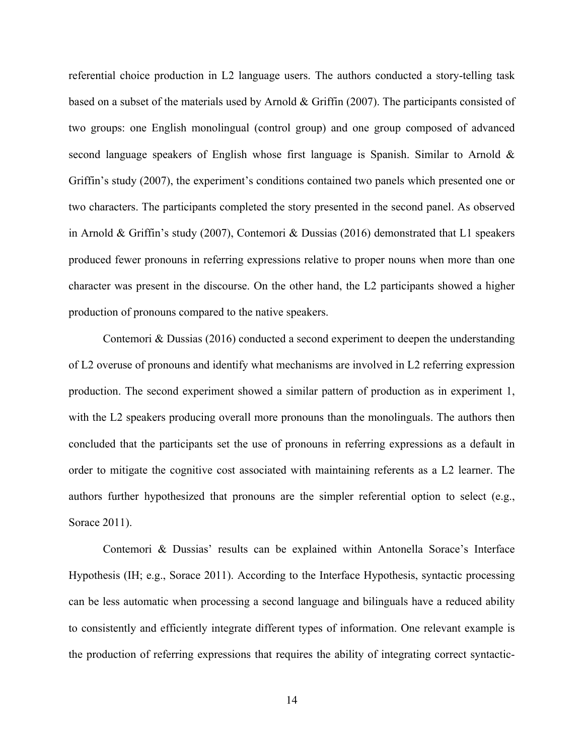referential choice production in L2 language users. The authors conducted a story-telling task based on a subset of the materials used by Arnold & Griffin (2007). The participants consisted of two groups: one English monolingual (control group) and one group composed of advanced second language speakers of English whose first language is Spanish. Similar to Arnold & Griffin's study (2007), the experiment's conditions contained two panels which presented one or two characters. The participants completed the story presented in the second panel. As observed in Arnold & Griffin's study (2007), Contemori & Dussias (2016) demonstrated that L1 speakers produced fewer pronouns in referring expressions relative to proper nouns when more than one character was present in the discourse. On the other hand, the L2 participants showed a higher production of pronouns compared to the native speakers.

Contemori & Dussias (2016) conducted a second experiment to deepen the understanding of L2 overuse of pronouns and identify what mechanisms are involved in L2 referring expression production. The second experiment showed a similar pattern of production as in experiment 1, with the L2 speakers producing overall more pronouns than the monolinguals. The authors then concluded that the participants set the use of pronouns in referring expressions as a default in order to mitigate the cognitive cost associated with maintaining referents as a L2 learner. The authors further hypothesized that pronouns are the simpler referential option to select (e.g., Sorace 2011).

Contemori & Dussias' results can be explained within Antonella Sorace's Interface Hypothesis (IH; e.g., Sorace 2011). According to the Interface Hypothesis, syntactic processing can be less automatic when processing a second language and bilinguals have a reduced ability to consistently and efficiently integrate different types of information. One relevant example is the production of referring expressions that requires the ability of integrating correct syntactic-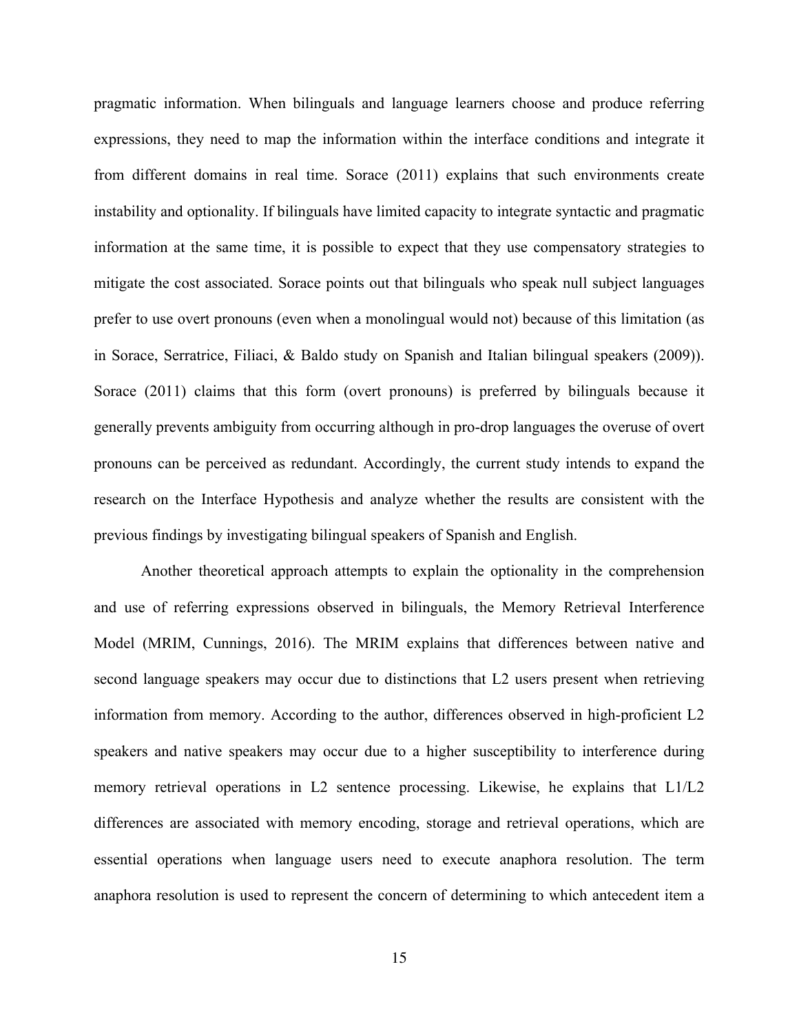pragmatic information. When bilinguals and language learners choose and produce referring expressions, they need to map the information within the interface conditions and integrate it from different domains in real time. Sorace (2011) explains that such environments create instability and optionality. If bilinguals have limited capacity to integrate syntactic and pragmatic information at the same time, it is possible to expect that they use compensatory strategies to mitigate the cost associated. Sorace points out that bilinguals who speak null subject languages prefer to use overt pronouns (even when a monolingual would not) because of this limitation (as in Sorace, Serratrice, Filiaci, & Baldo study on Spanish and Italian bilingual speakers (2009)). Sorace (2011) claims that this form (overt pronouns) is preferred by bilinguals because it generally prevents ambiguity from occurring although in pro-drop languages the overuse of overt pronouns can be perceived as redundant. Accordingly, the current study intends to expand the research on the Interface Hypothesis and analyze whether the results are consistent with the previous findings by investigating bilingual speakers of Spanish and English.

Another theoretical approach attempts to explain the optionality in the comprehension and use of referring expressions observed in bilinguals, the Memory Retrieval Interference Model (MRIM, Cunnings, 2016). The MRIM explains that differences between native and second language speakers may occur due to distinctions that L2 users present when retrieving information from memory. According to the author, differences observed in high-proficient L2 speakers and native speakers may occur due to a higher susceptibility to interference during memory retrieval operations in L2 sentence processing. Likewise, he explains that L1/L2 differences are associated with memory encoding, storage and retrieval operations, which are essential operations when language users need to execute anaphora resolution. The term anaphora resolution is used to represent the concern of determining to which antecedent item a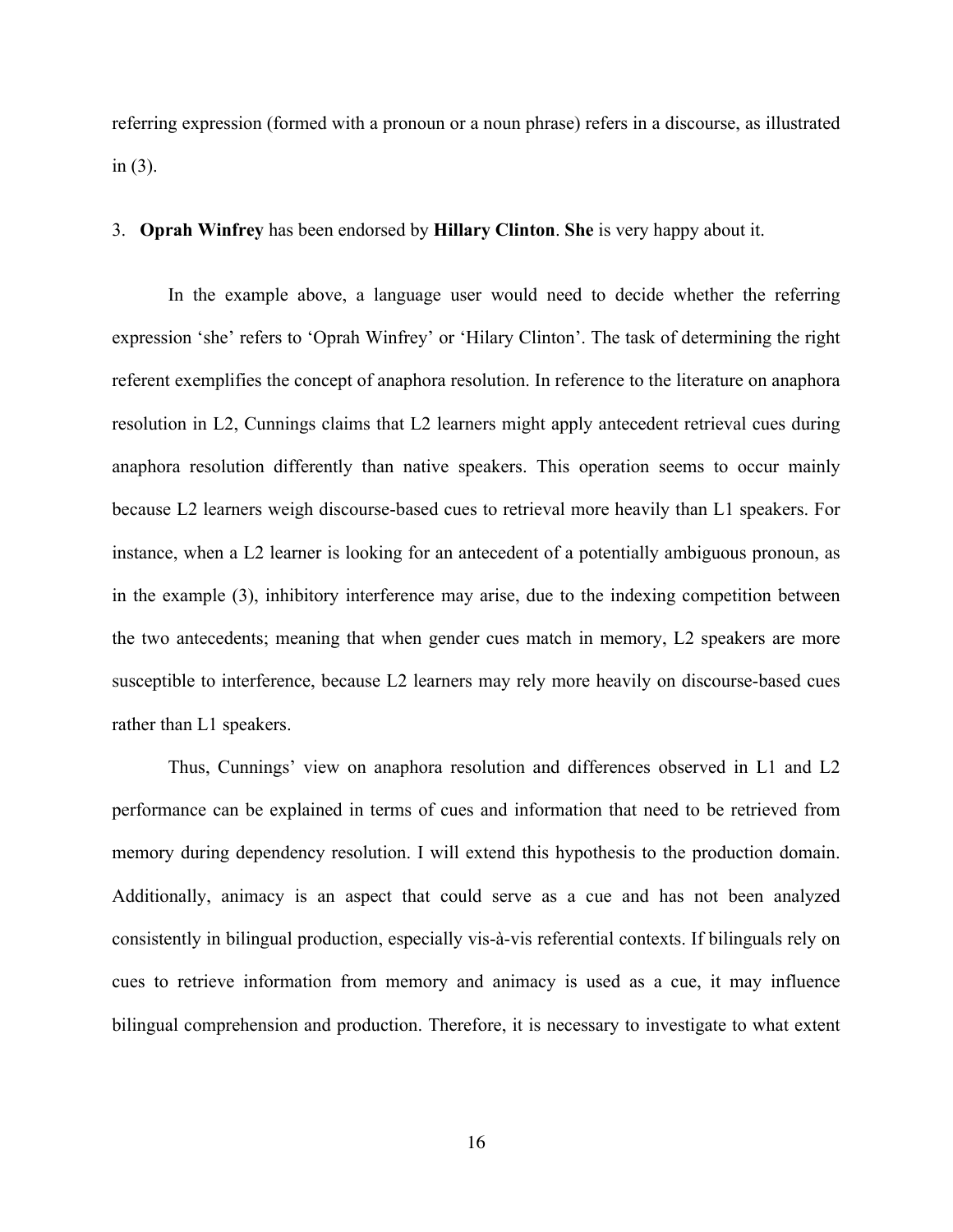referring expression (formed with a pronoun or a noun phrase) refers in a discourse, as illustrated in (3).

3. **Oprah Winfrey** has been endorsed by **Hillary Clinton**. **She** is very happy about it.

In the example above, a language user would need to decide whether the referring expression 'she' refers to 'Oprah Winfrey' or 'Hilary Clinton'. The task of determining the right referent exemplifies the concept of anaphora resolution. In reference to the literature on anaphora resolution in L2, Cunnings claims that L2 learners might apply antecedent retrieval cues during anaphora resolution differently than native speakers. This operation seems to occur mainly because L2 learners weigh discourse-based cues to retrieval more heavily than L1 speakers. For instance, when a L2 learner is looking for an antecedent of a potentially ambiguous pronoun, as in the example (3), inhibitory interference may arise, due to the indexing competition between the two antecedents; meaning that when gender cues match in memory, L2 speakers are more susceptible to interference, because L2 learners may rely more heavily on discourse-based cues rather than L1 speakers.

Thus, Cunnings' view on anaphora resolution and differences observed in L1 and L2 performance can be explained in terms of cues and information that need to be retrieved from memory during dependency resolution. I will extend this hypothesis to the production domain. Additionally, animacy is an aspect that could serve as a cue and has not been analyzed consistently in bilingual production, especially vis-à-vis referential contexts. If bilinguals rely on cues to retrieve information from memory and animacy is used as a cue, it may influence bilingual comprehension and production. Therefore, it is necessary to investigate to what extent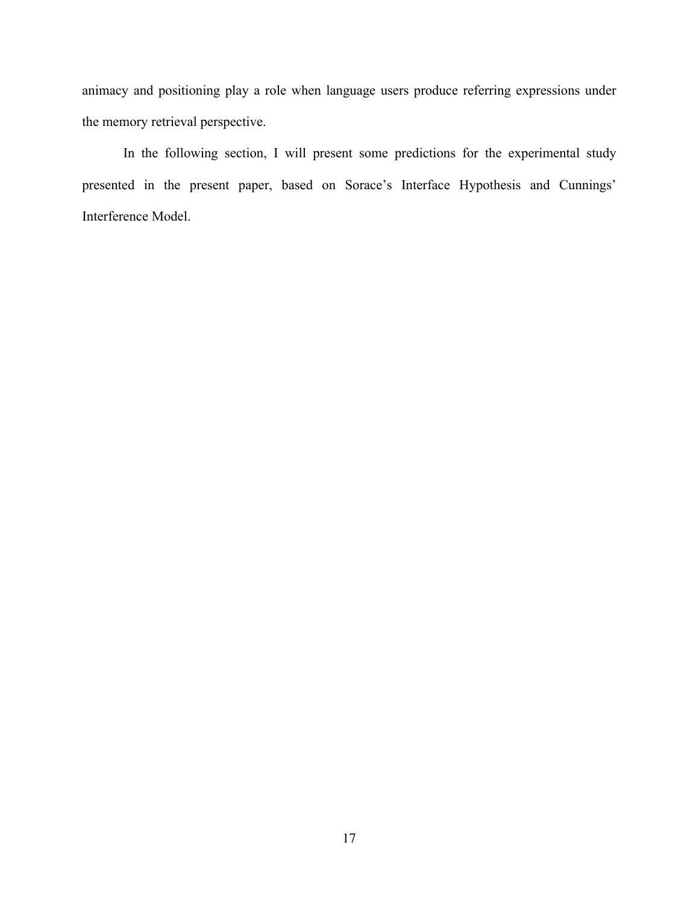animacy and positioning play a role when language users produce referring expressions under the memory retrieval perspective.

In the following section, I will present some predictions for the experimental study presented in the present paper, based on Sorace's Interface Hypothesis and Cunnings' Interference Model.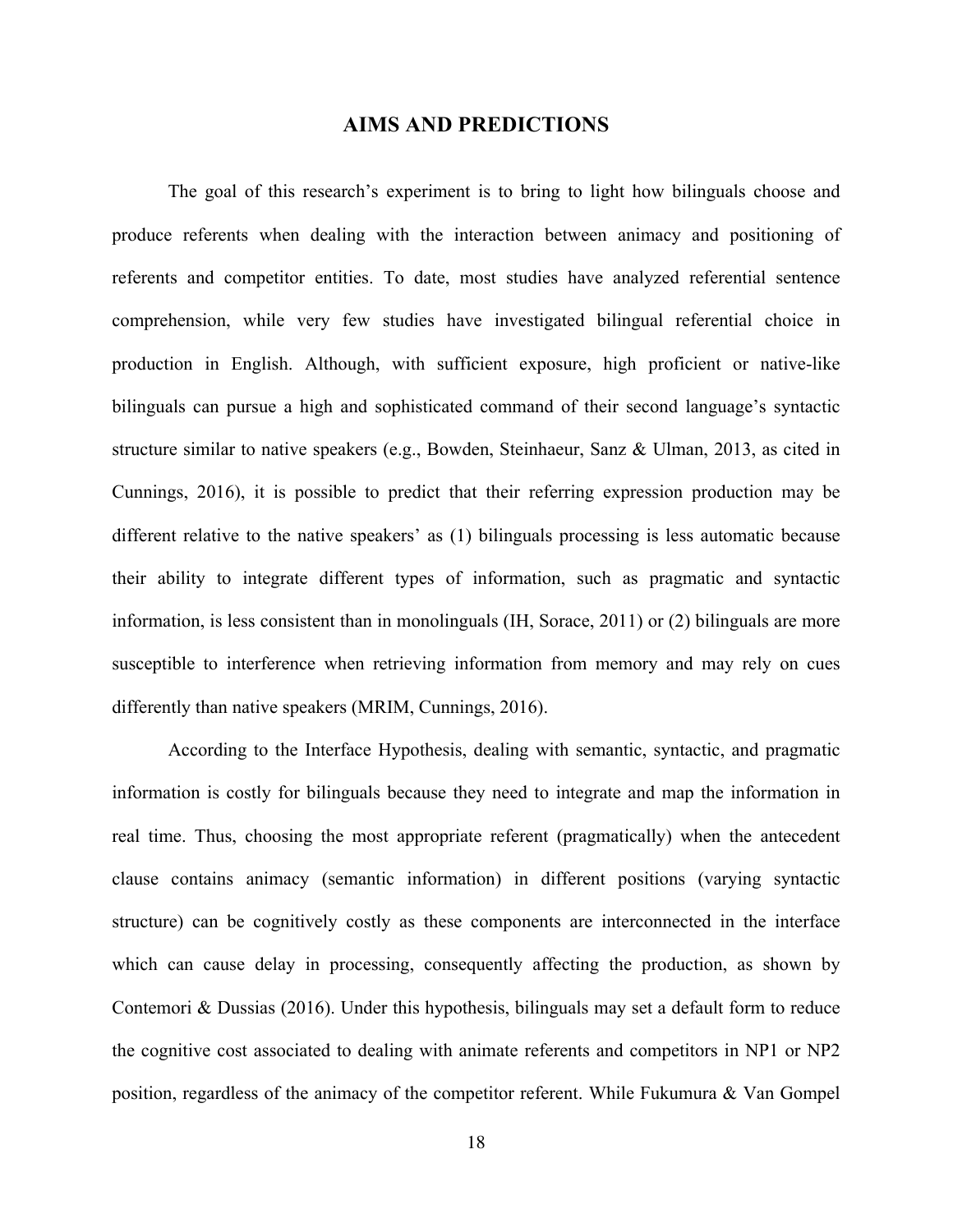# AIMS AND PREDICTIONS

The goal of this research's experiment is to bring to light how bilinguals choose and produce referents when dealing with the interaction between animacy and positioning of referents and competitor entities. To date, most studies have analyzed referential sentence comprehension, while very few studies have investigated bilingual referential choice in production in English. Although, with sufficient exposure, high proficient or native-like bilinguals can pursue a high and sophisticated command of their second language's syntactic structure similar to native speakers (e.g., Bowden, Steinhaeur, Sanz & Ulman, 2013, as cited in Cunnings, 2016), it is possible to predict that their referring expression production may be different relative to the native speakers' as (1) bilinguals processing is less automatic because their ability to integrate different types of information, such as pragmatic and syntactic information, is less consistent than in monolinguals (IH, Sorace, 2011) or (2) bilinguals are more susceptible to interference when retrieving information from memory and may rely on cues differently than native speakers (MRIM, Cunnings, 2016).

According to the Interface Hypothesis, dealing with semantic, syntactic, and pragmatic information is costly for bilinguals because they need to integrate and map the information in real time. Thus, choosing the most appropriate referent (pragmatically) when the antecedent clause contains animacy (semantic information) in different positions (varying syntactic structure) can be cognitively costly as these components are interconnected in the interface which can cause delay in processing, consequently affecting the production, as shown by Contemori & Dussias (2016). Under this hypothesis, bilinguals may set a default form to reduce the cognitive cost associated to dealing with animate referents and competitors in NP1 or NP2 position, regardless of the animacy of the competitor referent. While Fukumura & Van Gompel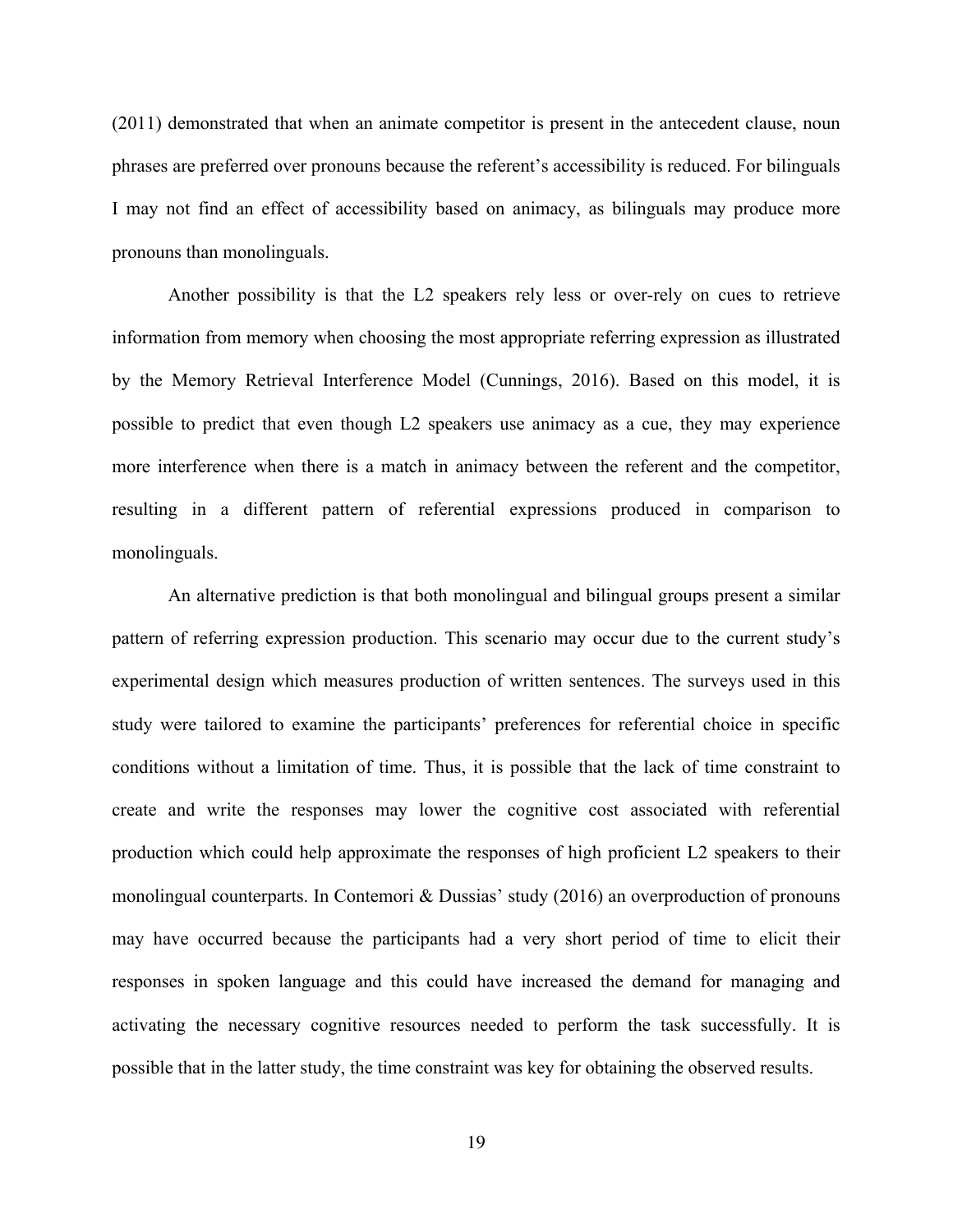(2011) demonstrated that when an animate competitor is present in the antecedent clause, noun phrases are preferred over pronouns because the referent's accessibility is reduced. For bilinguals I may not find an effect of accessibility based on animacy, as bilinguals may produce more pronouns than monolinguals.

Another possibility is that the L2 speakers rely less or over-rely on cues to retrieve information from memory when choosing the most appropriate referring expression as illustrated by the Memory Retrieval Interference Model (Cunnings, 2016). Based on this model, it is possible to predict that even though L2 speakers use animacy as a cue, they may experience more interference when there is a match in animacy between the referent and the competitor, resulting in a different pattern of referential expressions produced in comparison to monolinguals.

An alternative prediction is that both monolingual and bilingual groups present a similar pattern of referring expression production. This scenario may occur due to the current study's experimental design which measures production of written sentences. The surveys used in this study were tailored to examine the participants' preferences for referential choice in specific conditions without a limitation of time. Thus, it is possible that the lack of time constraint to create and write the responses may lower the cognitive cost associated with referential production which could help approximate the responses of high proficient L2 speakers to their monolingual counterparts. In Contemori & Dussias' study (2016) an overproduction of pronouns may have occurred because the participants had a very short period of time to elicit their responses in spoken language and this could have increased the demand for managing and activating the necessary cognitive resources needed to perform the task successfully. It is possible that in the latter study, the time constraint was key for obtaining the observed results.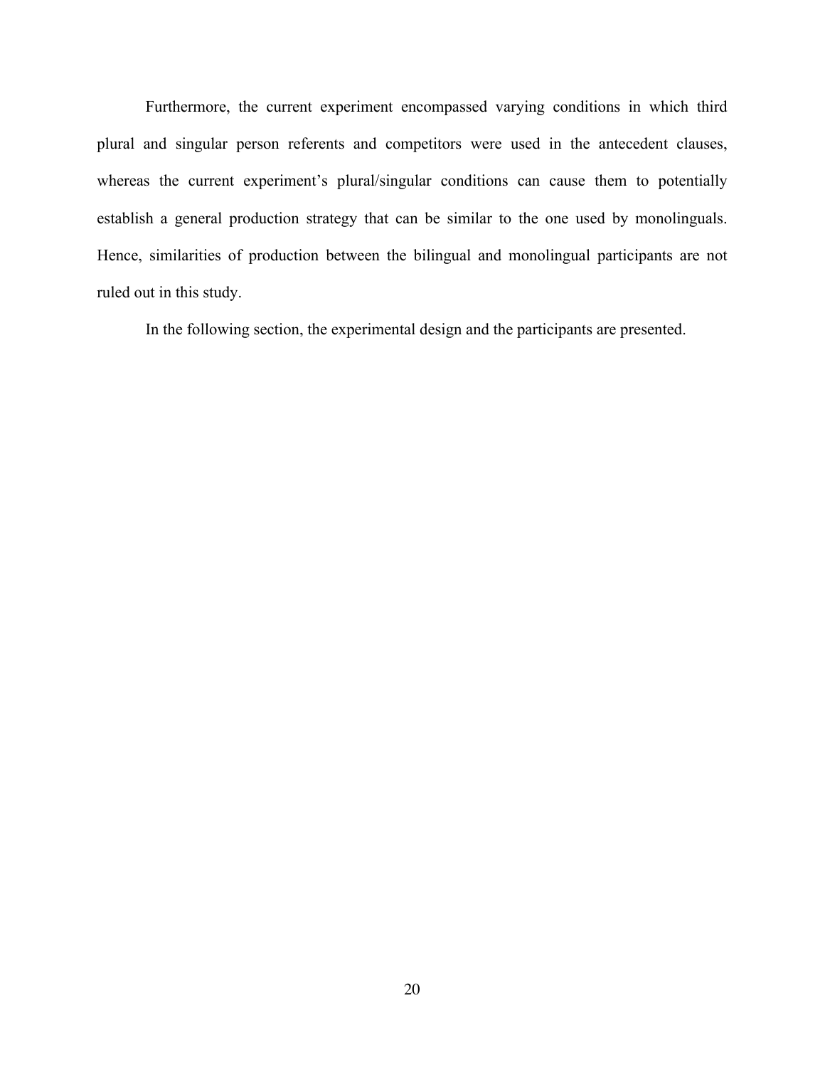Furthermore, the current experiment encompassed varying conditions in which third plural and singular person referents and competitors were used in the antecedent clauses, whereas the current experiment's plural/singular conditions can cause them to potentially establish a general production strategy that can be similar to the one used by monolinguals. Hence, similarities of production between the bilingual and monolingual participants are not ruled out in this study.

In the following section, the experimental design and the participants are presented.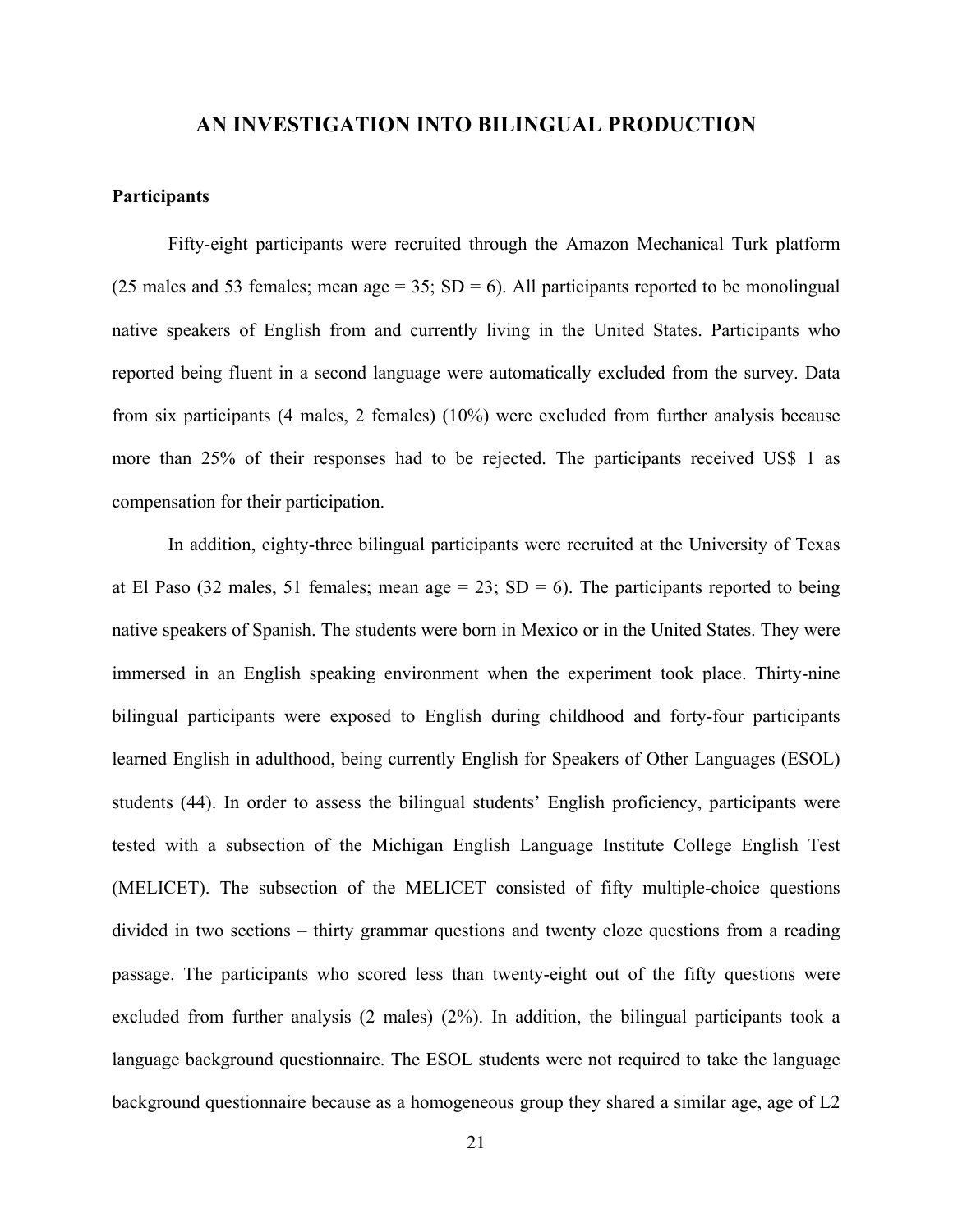## AN INVESTIGATION INTO BILINGUAL PRODUCTION

### Participants

Fifty-eight participants were recruited through the Amazon Mechanical Turk platform (25 males and 53 females; mean age = 35; SD = 6). All participants reported to be monolingual native speakers of English from and currently living in the United States. Participants who reported being fluent in a second language were automatically excluded from the survey. Data from six participants (4 males, 2 females) (10%) were excluded from further analysis because more than 25% of their responses had to be rejected. The participants received US$ 1 as compensation for their participation.

In addition, eighty-three bilingual participants were recruited at the University of Texas at El Paso (32 males, 51 females; mean age = 23; SD = 6). The participants reported to being native speakers of Spanish. The students were born in Mexico or in the United States. They were immersed in an English speaking environment when the experiment took place. Thirty-nine bilingual participants were exposed to English during childhood and forty-four participants learned English in adulthood, being currently English for Speakers of Other Languages (ESOL) students (44). In order to assess the bilingual students' English proficiency, participants were tested with a subsection of the Michigan English Language Institute College English Test (MELICET). The subsection of the MELICET consisted of fifty multiple-choice questions divided in two sections – thirty grammar questions and twenty cloze questions from a reading passage. The participants who scored less than twenty-eight out of the fifty questions were excluded from further analysis (2 males) (2%). In addition, the bilingual participants took a language background questionnaire. The ESOL students were not required to take the language background questionnaire because as a homogeneous group they shared a similar age, age of L2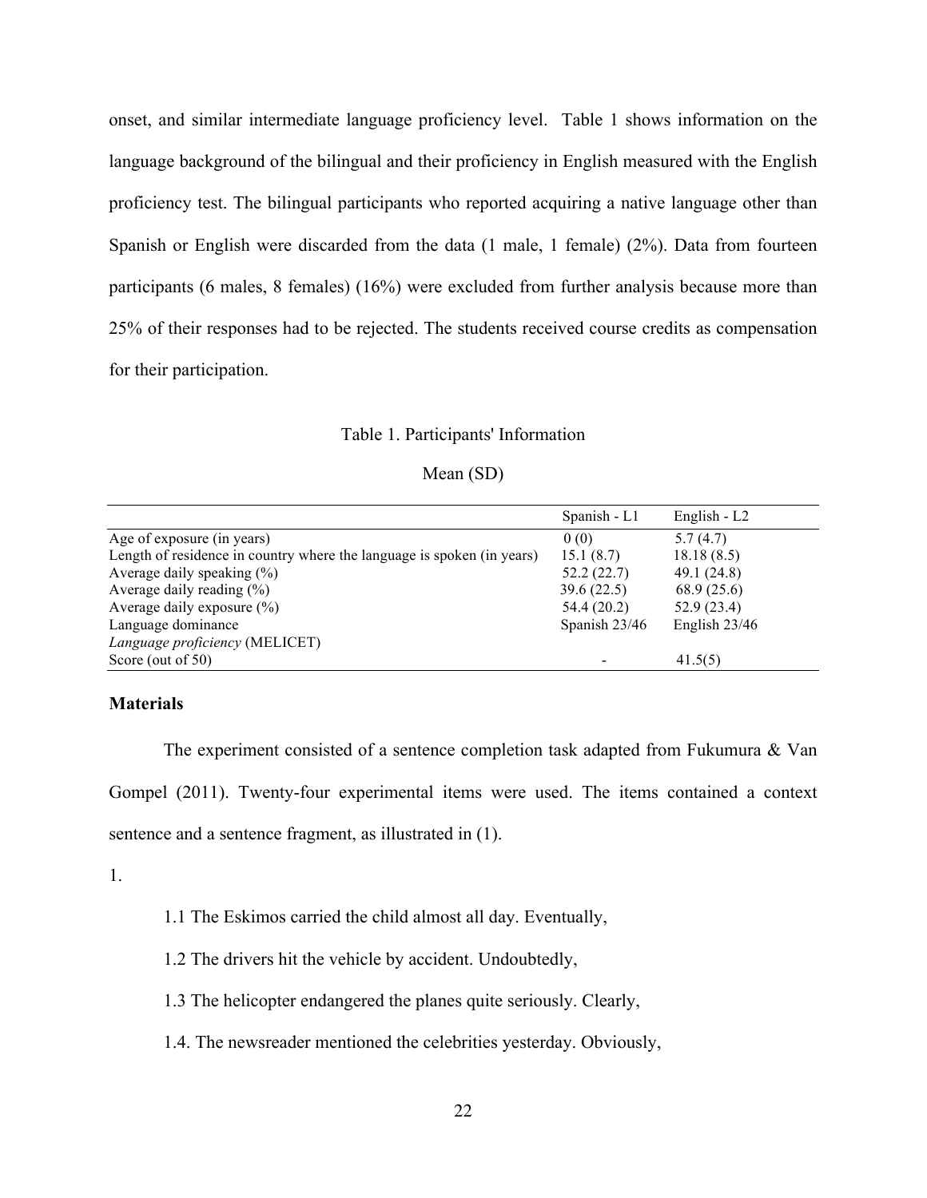onset, and similar intermediate language proficiency level. Table 1 shows information on the language background of the bilingual and their proficiency in English measured with the English proficiency test. The bilingual participants who reported acquiring a native language other than Spanish or English were discarded from the data (1 male, 1 female) (2%). Data from fourteen participants (6 males, 8 females) (16%) were excluded from further analysis because more than 25% of their responses had to be rejected. The students received course credits as compensation for their participation.

Table 1. Participants' Information

Mean (SD)

| | Spanish - L1 | English - L2 |
|---|---|---|
| Age of exposure (in years) | 0 (0) | 5.7 (4.7) |
| Length of residence in country where the language is spoken (in years) | 15.1 (8.7) | 18.18 (8.5) |
| Average daily speaking (%) | 52.2 (22.7) | 49.1 (24.8) |
| Average daily reading (%) | 39.6 (22.5) | 68.9 (25.6) |
| Average daily exposure (%) | 54.4 (20.2) | 52.9 (23.4) |
| Language dominance | Spanish 23/46 | English 23/46 |
| *Language proficiency* (MELICET) | | |
| Score (out of 50) | - | 41.5(5) |

### Materials

The experiment consisted of a sentence completion task adapted from Fukumura & Van Gompel (2011). Twenty-four experimental items were used. The items contained a context sentence and a sentence fragment, as illustrated in (1).

1.

1.1 The Eskimos carried the child almost all day. Eventually,

1.2 The drivers hit the vehicle by accident. Undoubtedly,

1.3 The helicopter endangered the planes quite seriously. Clearly,

1.4. The newsreader mentioned the celebrities yesterday. Obviously,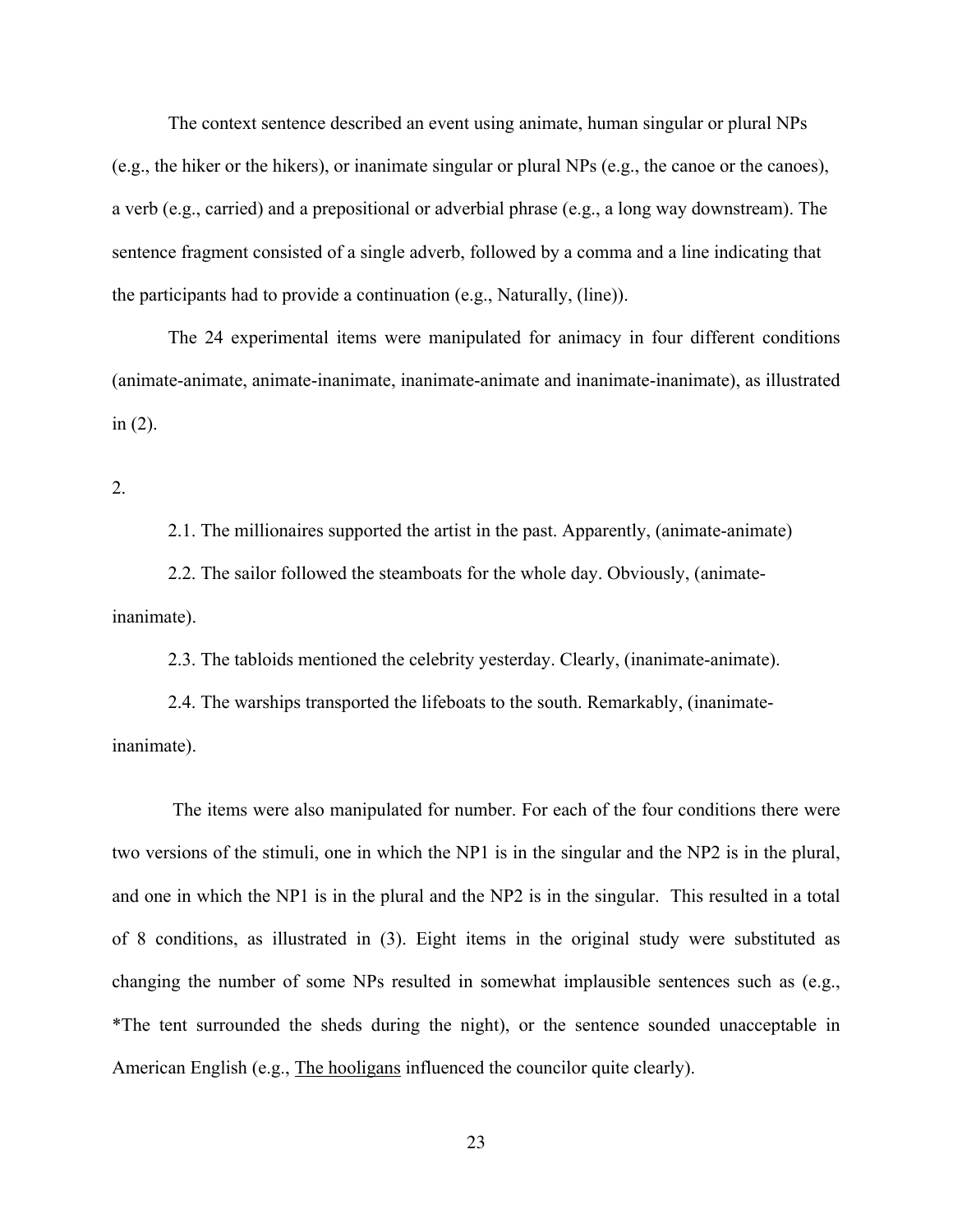The context sentence described an event using animate, human singular or plural NPs (e.g., the hiker or the hikers), or inanimate singular or plural NPs (e.g., the canoe or the canoes), a verb (e.g., carried) and a prepositional or adverbial phrase (e.g., a long way downstream). The sentence fragment consisted of a single adverb, followed by a comma and a line indicating that the participants had to provide a continuation (e.g., Naturally, (line)).

The 24 experimental items were manipulated for animacy in four different conditions (animate-animate, animate-inanimate, inanimate-animate and inanimate-inanimate), as illustrated in (2).

2.

2.1. The millionaires supported the artist in the past. Apparently, (animate-animate)

2.2. The sailor followed the steamboats for the whole day. Obviously, (animate-inanimate).

2.3. The tabloids mentioned the celebrity yesterday. Clearly, (inanimate-animate).

2.4. The warships transported the lifeboats to the south. Remarkably, (inanimate-inanimate).

The items were also manipulated for number. For each of the four conditions there were two versions of the stimuli, one in which the NP1 is in the singular and the NP2 is in the plural, and one in which the NP1 is in the plural and the NP2 is in the singular. This resulted in a total of 8 conditions, as illustrated in (3). Eight items in the original study were substituted as changing the number of some NPs resulted in somewhat implausible sentences such as (e.g., *The tent surrounded the sheds during the night), or the sentence sounded unacceptable in American English (e.g., <u>The hooligans</u> influenced the councilor quite clearly).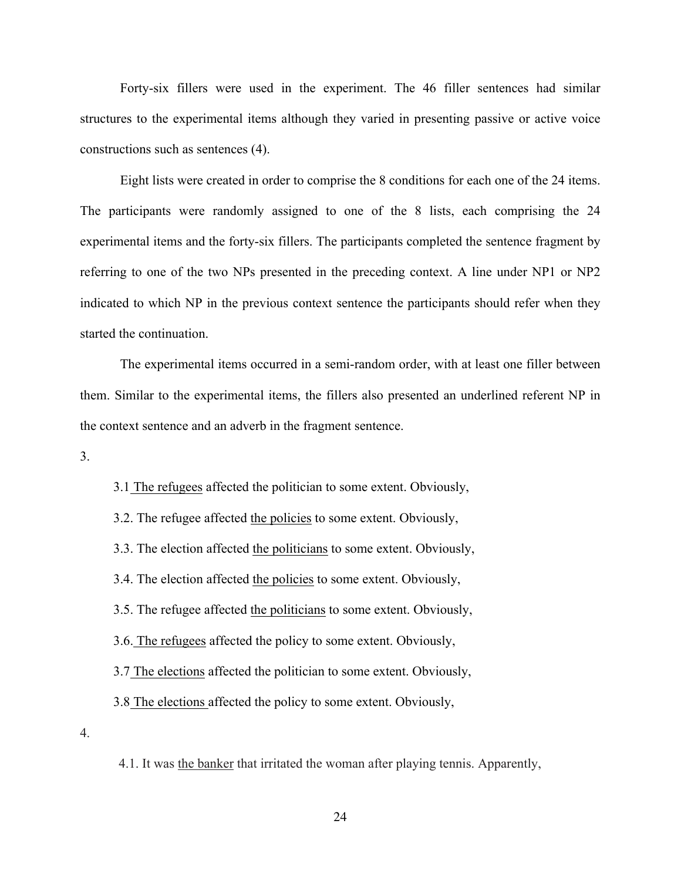Forty-six fillers were used in the experiment. The 46 filler sentences had similar structures to the experimental items although they varied in presenting passive or active voice constructions such as sentences (4).

Eight lists were created in order to comprise the 8 conditions for each one of the 24 items. The participants were randomly assigned to one of the 8 lists, each comprising the 24 experimental items and the forty-six fillers. The participants completed the sentence fragment by referring to one of the two NPs presented in the preceding context. A line under NP1 or NP2 indicated to which NP in the previous context sentence the participants should refer when they started the continuation.

The experimental items occurred in a semi-random order, with at least one filler between them. Similar to the experimental items, the fillers also presented an underlined referent NP in the context sentence and an adverb in the fragment sentence.

3.

3.1 <u>The refugees</u> affected the politician to some extent. Obviously,

3.2. The refugee affected <u>the policies</u> to some extent. Obviously,

3.3. The election affected <u>the politicians</u> to some extent. Obviously,

3.4. The election affected <u>the policies</u> to some extent. Obviously,

3.5. The refugee affected <u>the politicians</u> to some extent. Obviously,

3.6. <u>The refugees</u> affected the policy to some extent. Obviously,

3.7 <u>The elections</u> affected the politician to some extent. Obviously,

3.8 <u>The elections</u> affected the policy to some extent. Obviously,

4.

4.1. It was <u>the banker</u> that irritated the woman after playing tennis. Apparently,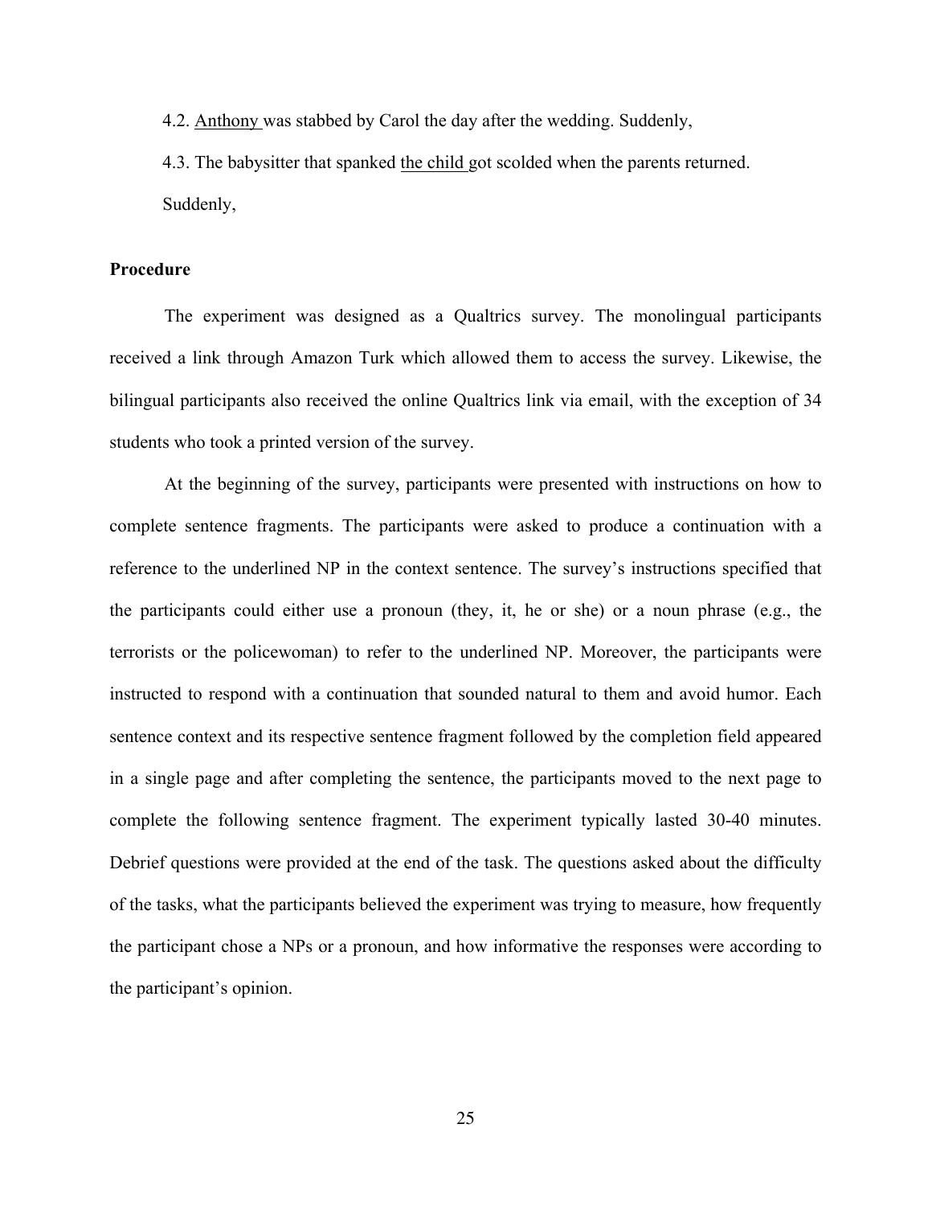4.2. <u>Anthony</u> was stabbed by Carol the day after the wedding. Suddenly,

4.3. The babysitter that spanked <u>the child</u> got scolded when the parents returned. Suddenly,

**Procedure**

The experiment was designed as a Qualtrics survey. The monolingual participants received a link through Amazon Turk which allowed them to access the survey. Likewise, the bilingual participants also received the online Qualtrics link via email, with the exception of 34 students who took a printed version of the survey.

At the beginning of the survey, participants were presented with instructions on how to complete sentence fragments. The participants were asked to produce a continuation with a reference to the underlined NP in the context sentence. The survey's instructions specified that the participants could either use a pronoun (they, it, he or she) or a noun phrase (e.g., the terrorists or the policewoman) to refer to the underlined NP. Moreover, the participants were instructed to respond with a continuation that sounded natural to them and avoid humor. Each sentence context and its respective sentence fragment followed by the completion field appeared in a single page and after completing the sentence, the participants moved to the next page to complete the following sentence fragment. The experiment typically lasted 30-40 minutes. Debrief questions were provided at the end of the task. The questions asked about the difficulty of the tasks, what the participants believed the experiment was trying to measure, how frequently the participant chose a NPs or a pronoun, and how informative the responses were according to the participant's opinion.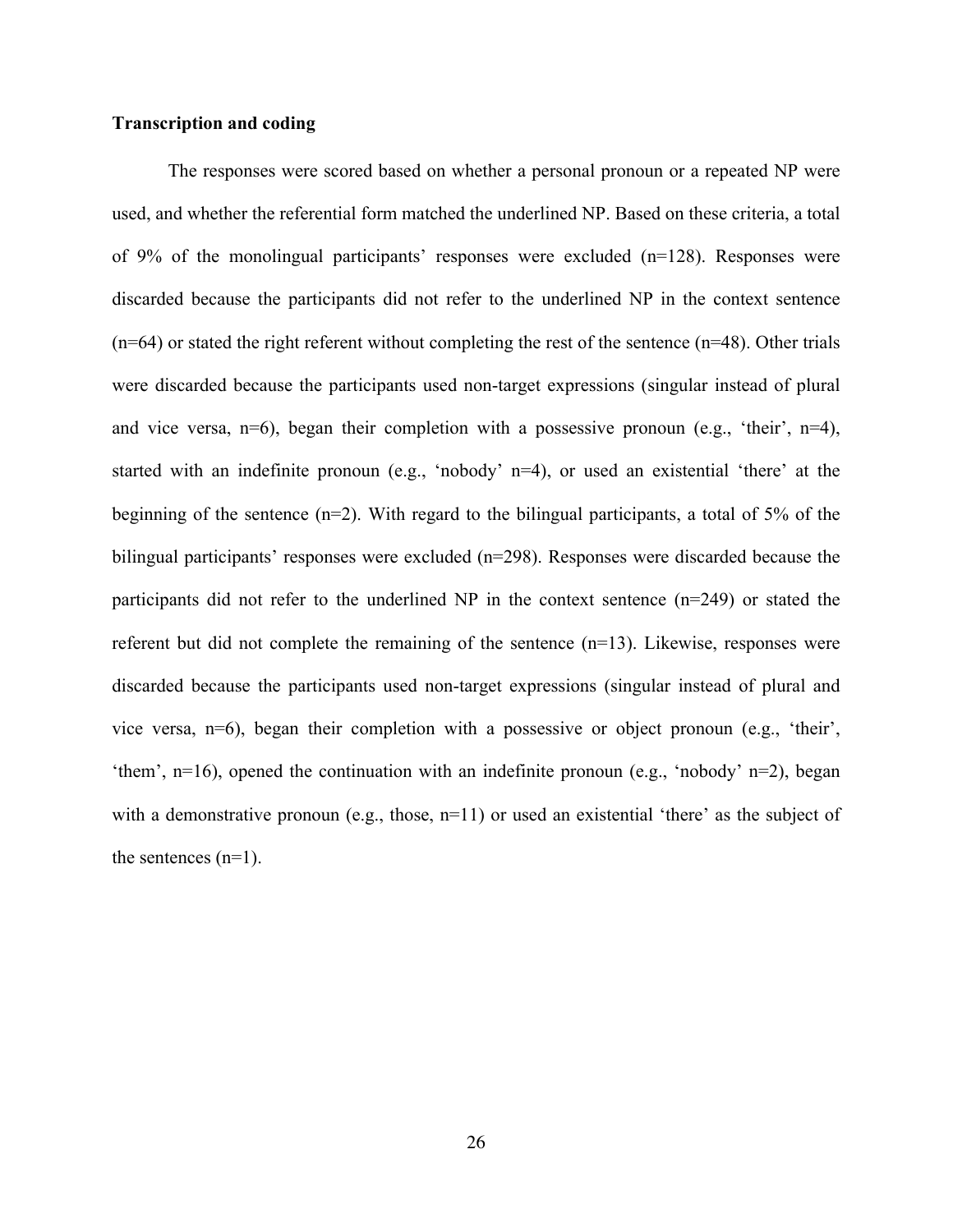### Transcription and coding

The responses were scored based on whether a personal pronoun or a repeated NP were used, and whether the referential form matched the underlined NP. Based on these criteria, a total of 9% of the monolingual participants' responses were excluded (n=128). Responses were discarded because the participants did not refer to the underlined NP in the context sentence (n=64) or stated the right referent without completing the rest of the sentence (n=48). Other trials were discarded because the participants used non-target expressions (singular instead of plural and vice versa, n=6), began their completion with a possessive pronoun (e.g., 'their', n=4), started with an indefinite pronoun (e.g., 'nobody' n=4), or used an existential 'there' at the beginning of the sentence (n=2). With regard to the bilingual participants, a total of 5% of the bilingual participants' responses were excluded (n=298). Responses were discarded because the participants did not refer to the underlined NP in the context sentence (n=249) or stated the referent but did not complete the remaining of the sentence (n=13). Likewise, responses were discarded because the participants used non-target expressions (singular instead of plural and vice versa, n=6), began their completion with a possessive or object pronoun (e.g., 'their', 'them', n=16), opened the continuation with an indefinite pronoun (e.g., 'nobody' n=2), began with a demonstrative pronoun (e.g., those, n=11) or used an existential 'there' as the subject of the sentences (n=1).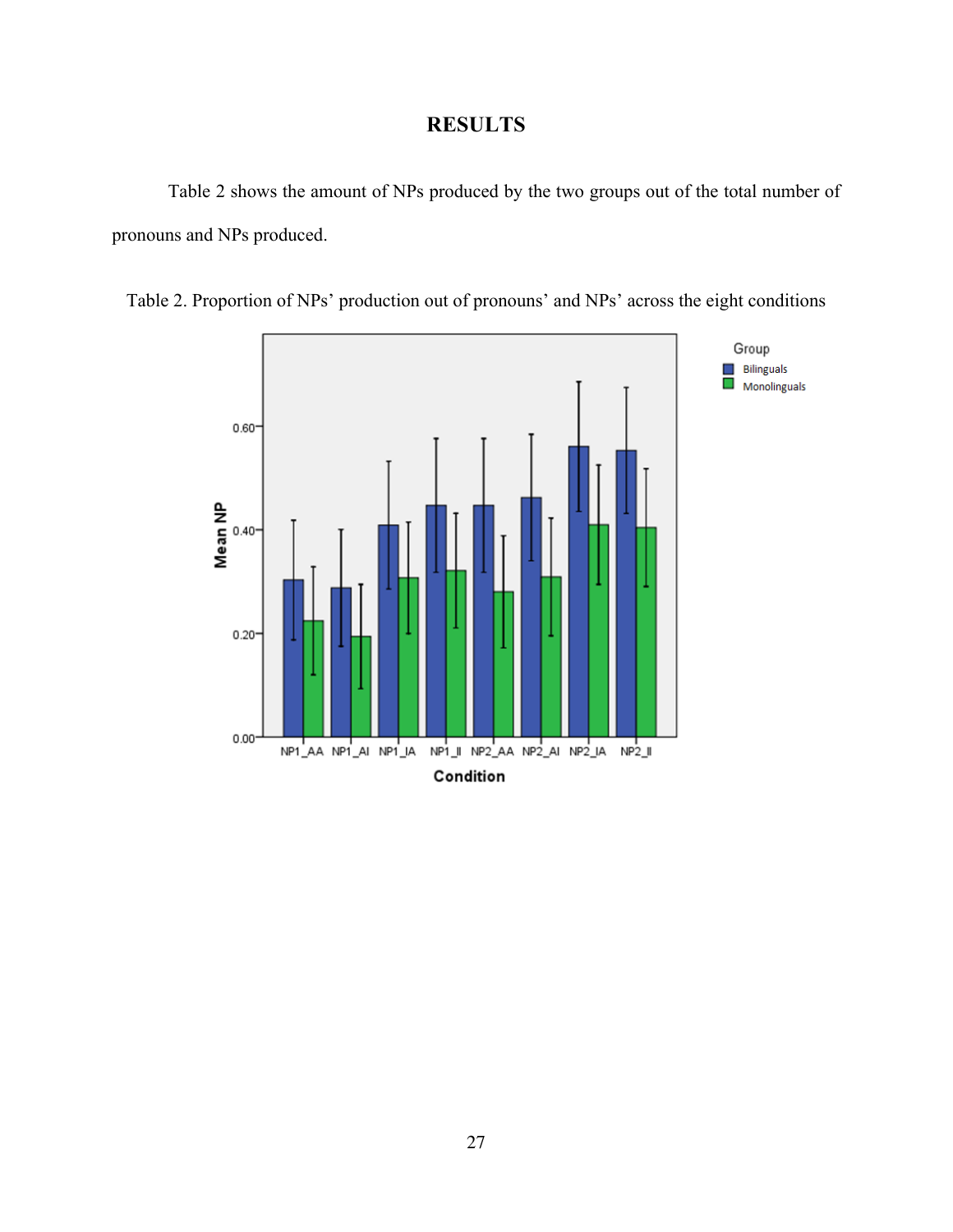# RESULTS

Table 2 shows the amount of NPs produced by the two groups out of the total number of pronouns and NPs produced.

Table 2. Proportion of NPs' production out of pronouns' and NPs' across the eight conditions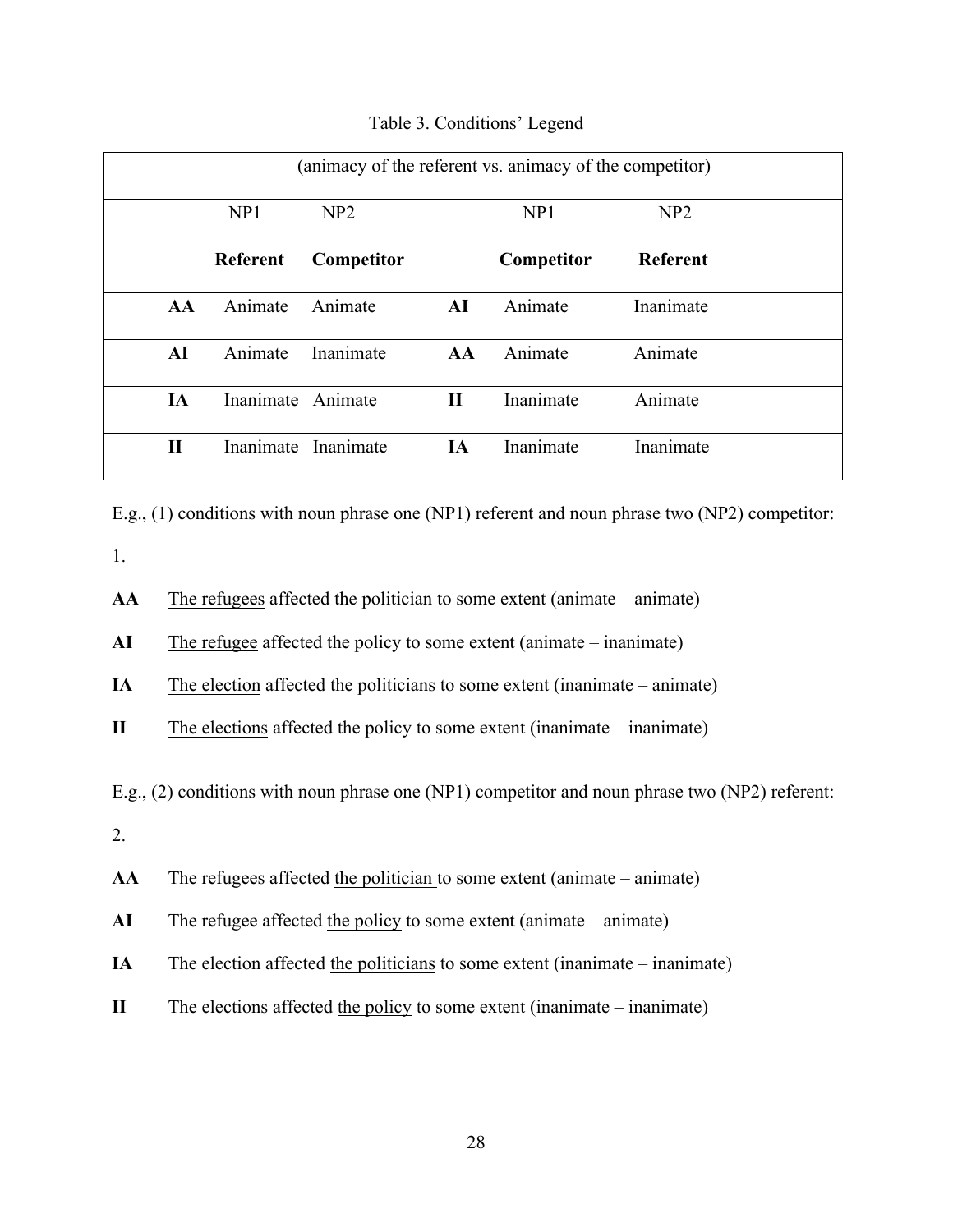Table 3. Conditions' Legend

| (animacy of the referent vs. animacy of the competitor) | | | | | |
|---|---|---|---|---|---|
| | NP1 | NP2 | | NP1 | NP2 |
| | **Referent** | **Competitor** | | **Competitor** | **Referent** |
| **AA** | Animate | Animate | **AI** | Animate | Inanimate |
| **AI** | Animate | Inanimate | **AA** | Animate | Animate |
| **IA** | Inanimate | Animate | **II** | Inanimate | Animate |
| **II** | Inanimate | Inanimate | **IA** | Inanimate | Inanimate |

E.g., (1) conditions with noun phrase one (NP1) referent and noun phrase two (NP2) competitor:

1.

**AA** <u>The refugees</u> affected the politician to some extent (animate – animate)

**AI** <u>The refugee</u> affected the policy to some extent (animate – inanimate)

**IA** <u>The election</u> affected the politicians to some extent (inanimate – animate)

**II** <u>The elections</u> affected the policy to some extent (inanimate – inanimate)

E.g., (2) conditions with noun phrase one (NP1) competitor and noun phrase two (NP2) referent:

2.

**AA** The refugees affected <u>the politician</u> to some extent (animate – animate)

**AI** The refugee affected <u>the policy</u> to some extent (animate – animate)

**IA** The election affected <u>the politicians</u> to some extent (inanimate – inanimate)

**II** The elections affected <u>the policy</u> to some extent (inanimate – inanimate)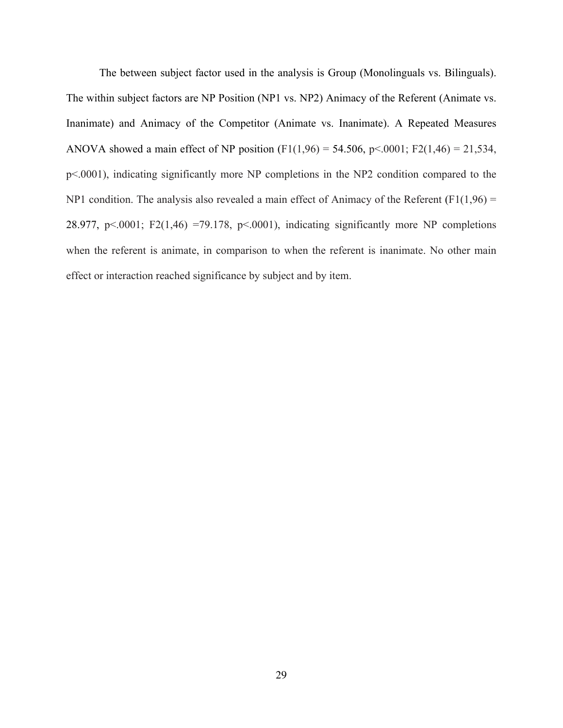The between subject factor used in the analysis is Group (Monolinguals vs. Bilinguals). The within subject factors are NP Position (NP1 vs. NP2) Animacy of the Referent (Animate vs. Inanimate) and Animacy of the Competitor (Animate vs. Inanimate). A Repeated Measures ANOVA showed a main effect of NP position ($F1(1,96) = 54.506$, $p<.0001$; $F2(1,46) = 21{,}534$, $p<.0001$), indicating significantly more NP completions in the NP2 condition compared to the NP1 condition. The analysis also revealed a main effect of Animacy of the Referent ($F1(1,96) = 28.977$, $p<.0001$; $F2(1,46) = 79.178$, $p<.0001$), indicating significantly more NP completions when the referent is animate, in comparison to when the referent is inanimate. No other main effect or interaction reached significance by subject and by item.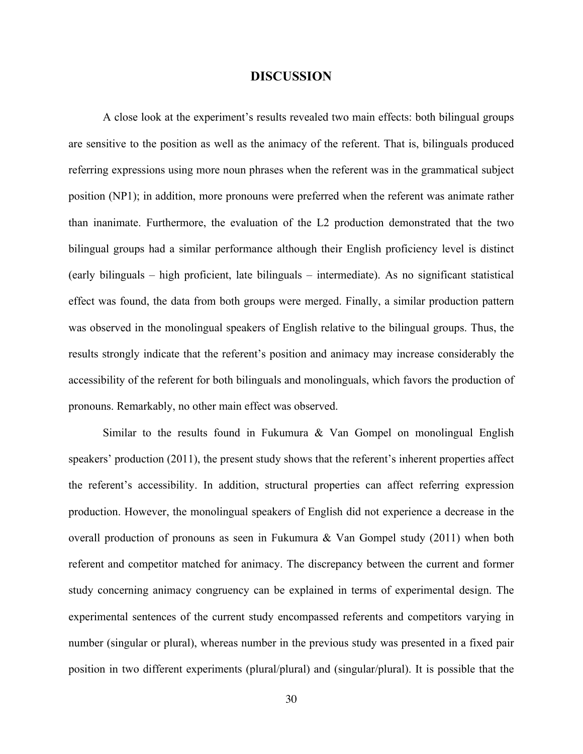# DISCUSSION

A close look at the experiment's results revealed two main effects: both bilingual groups are sensitive to the position as well as the animacy of the referent. That is, bilinguals produced referring expressions using more noun phrases when the referent was in the grammatical subject position (NP1); in addition, more pronouns were preferred when the referent was animate rather than inanimate. Furthermore, the evaluation of the L2 production demonstrated that the two bilingual groups had a similar performance although their English proficiency level is distinct (early bilinguals – high proficient, late bilinguals – intermediate). As no significant statistical effect was found, the data from both groups were merged. Finally, a similar production pattern was observed in the monolingual speakers of English relative to the bilingual groups. Thus, the results strongly indicate that the referent's position and animacy may increase considerably the accessibility of the referent for both bilinguals and monolinguals, which favors the production of pronouns. Remarkably, no other main effect was observed.

Similar to the results found in Fukumura & Van Gompel on monolingual English speakers' production (2011), the present study shows that the referent's inherent properties affect the referent's accessibility. In addition, structural properties can affect referring expression production. However, the monolingual speakers of English did not experience a decrease in the overall production of pronouns as seen in Fukumura & Van Gompel study (2011) when both referent and competitor matched for animacy. The discrepancy between the current and former study concerning animacy congruency can be explained in terms of experimental design. The experimental sentences of the current study encompassed referents and competitors varying in number (singular or plural), whereas number in the previous study was presented in a fixed pair position in two different experiments (plural/plural) and (singular/plural). It is possible that the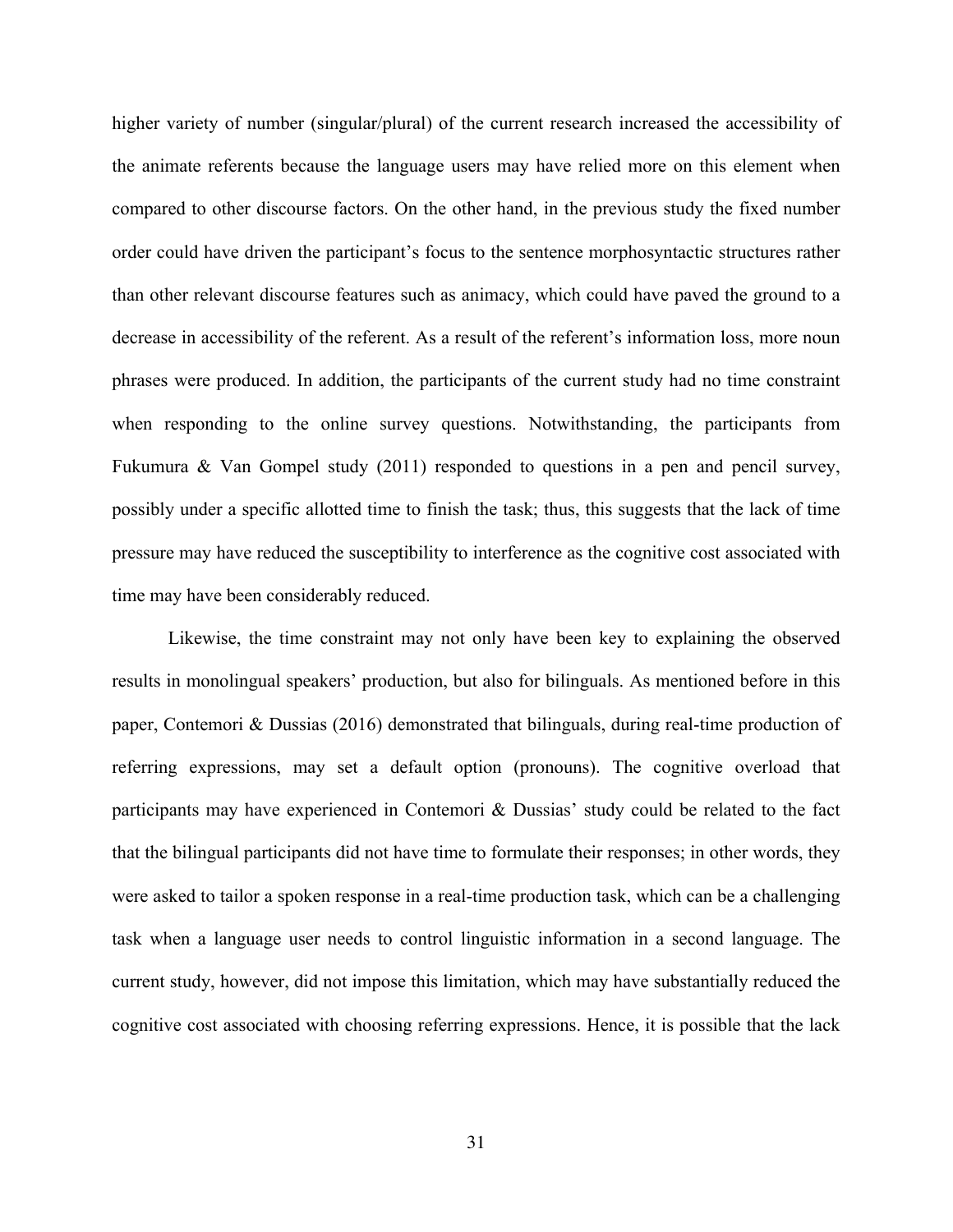higher variety of number (singular/plural) of the current research increased the accessibility of the animate referents because the language users may have relied more on this element when compared to other discourse factors. On the other hand, in the previous study the fixed number order could have driven the participant's focus to the sentence morphosyntactic structures rather than other relevant discourse features such as animacy, which could have paved the ground to a decrease in accessibility of the referent. As a result of the referent's information loss, more noun phrases were produced. In addition, the participants of the current study had no time constraint when responding to the online survey questions. Notwithstanding, the participants from Fukumura & Van Gompel study (2011) responded to questions in a pen and pencil survey, possibly under a specific allotted time to finish the task; thus, this suggests that the lack of time pressure may have reduced the susceptibility to interference as the cognitive cost associated with time may have been considerably reduced.

Likewise, the time constraint may not only have been key to explaining the observed results in monolingual speakers' production, but also for bilinguals. As mentioned before in this paper, Contemori & Dussias (2016) demonstrated that bilinguals, during real-time production of referring expressions, may set a default option (pronouns). The cognitive overload that participants may have experienced in Contemori & Dussias' study could be related to the fact that the bilingual participants did not have time to formulate their responses; in other words, they were asked to tailor a spoken response in a real-time production task, which can be a challenging task when a language user needs to control linguistic information in a second language. The current study, however, did not impose this limitation, which may have substantially reduced the cognitive cost associated with choosing referring expressions. Hence, it is possible that the lack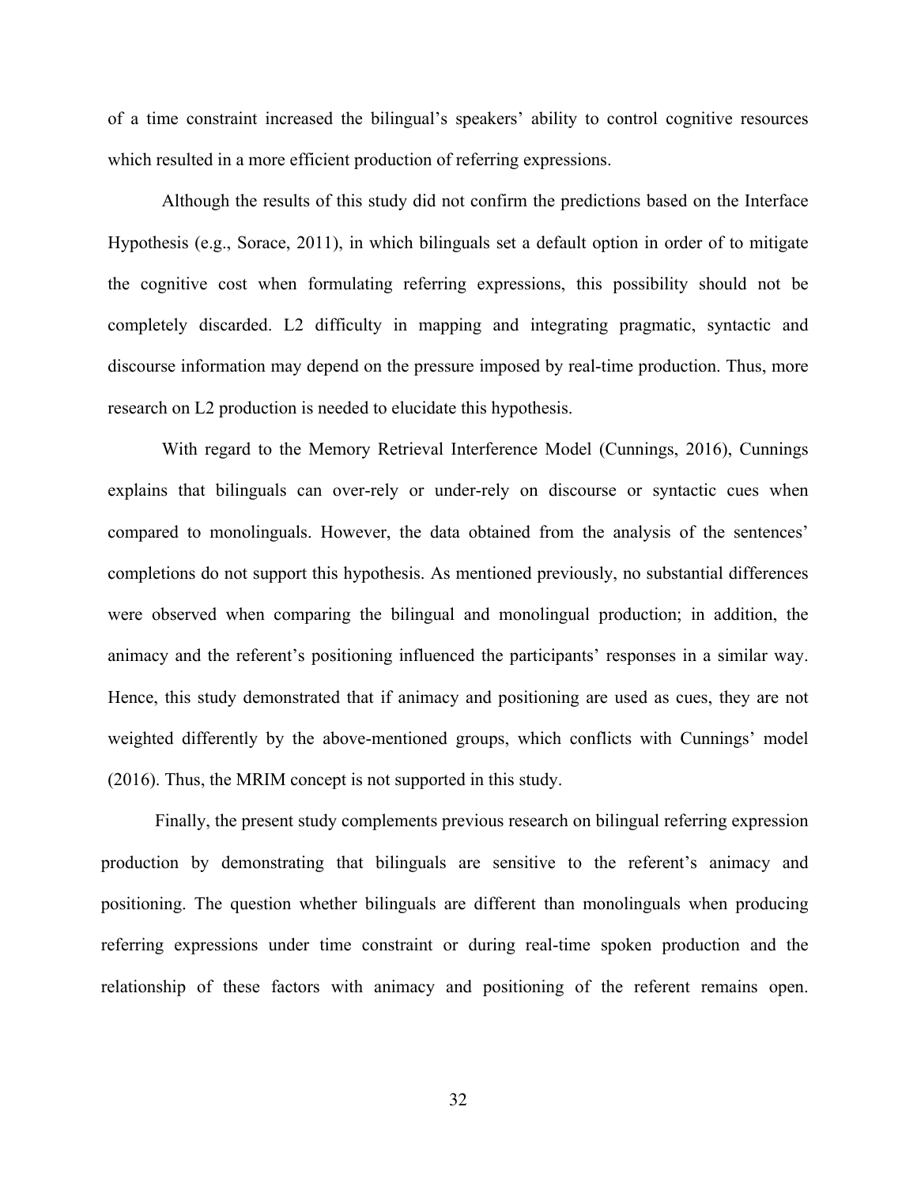of a time constraint increased the bilingual's speakers' ability to control cognitive resources which resulted in a more efficient production of referring expressions.

Although the results of this study did not confirm the predictions based on the Interface Hypothesis (e.g., Sorace, 2011), in which bilinguals set a default option in order of to mitigate the cognitive cost when formulating referring expressions, this possibility should not be completely discarded. L2 difficulty in mapping and integrating pragmatic, syntactic and discourse information may depend on the pressure imposed by real-time production. Thus, more research on L2 production is needed to elucidate this hypothesis.

With regard to the Memory Retrieval Interference Model (Cunnings, 2016), Cunnings explains that bilinguals can over-rely or under-rely on discourse or syntactic cues when compared to monolinguals. However, the data obtained from the analysis of the sentences' completions do not support this hypothesis. As mentioned previously, no substantial differences were observed when comparing the bilingual and monolingual production; in addition, the animacy and the referent's positioning influenced the participants' responses in a similar way. Hence, this study demonstrated that if animacy and positioning are used as cues, they are not weighted differently by the above-mentioned groups, which conflicts with Cunnings' model (2016). Thus, the MRIM concept is not supported in this study.

Finally, the present study complements previous research on bilingual referring expression production by demonstrating that bilinguals are sensitive to the referent's animacy and positioning. The question whether bilinguals are different than monolinguals when producing referring expressions under time constraint or during real-time spoken production and the relationship of these factors with animacy and positioning of the referent remains open.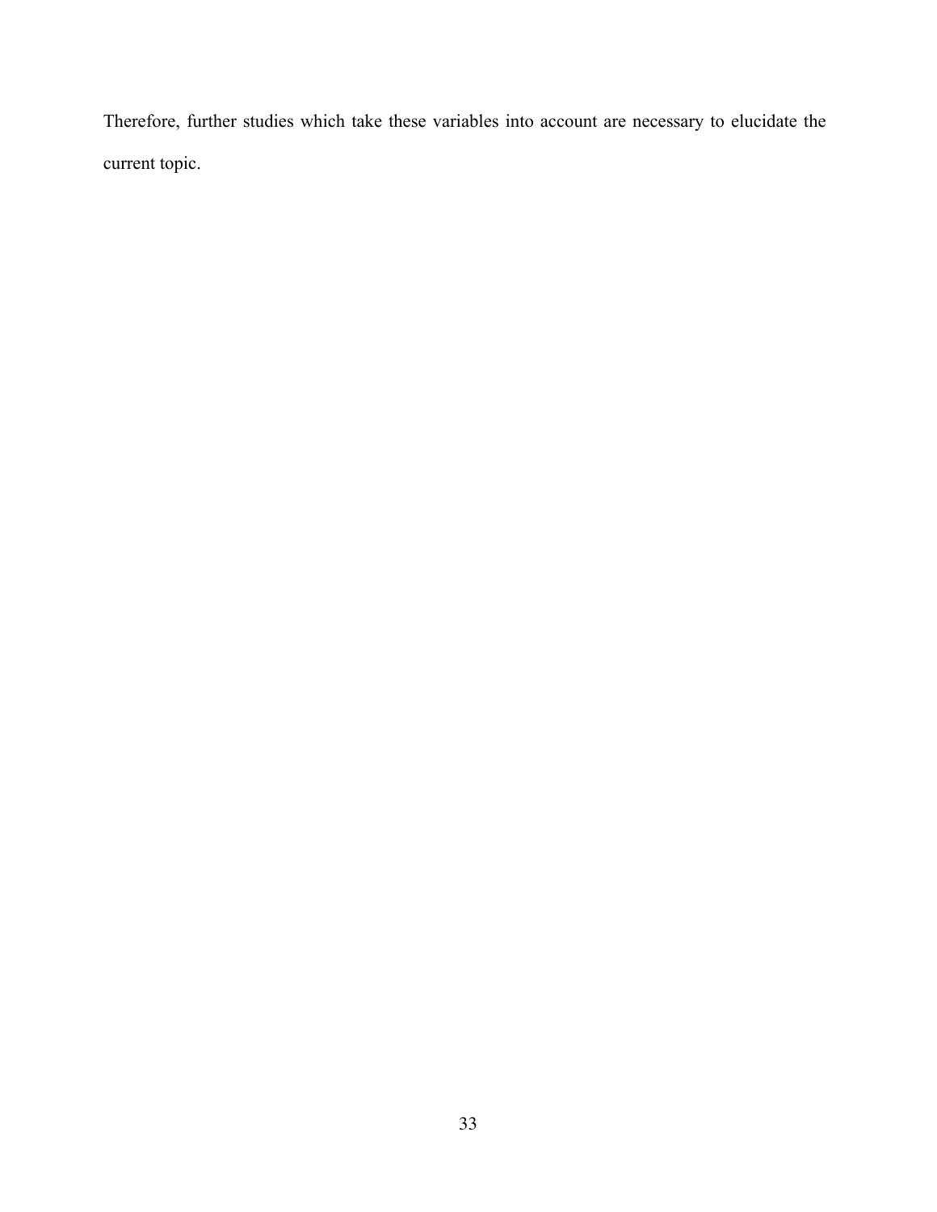Therefore, further studies which take these variables into account are necessary to elucidate the current topic.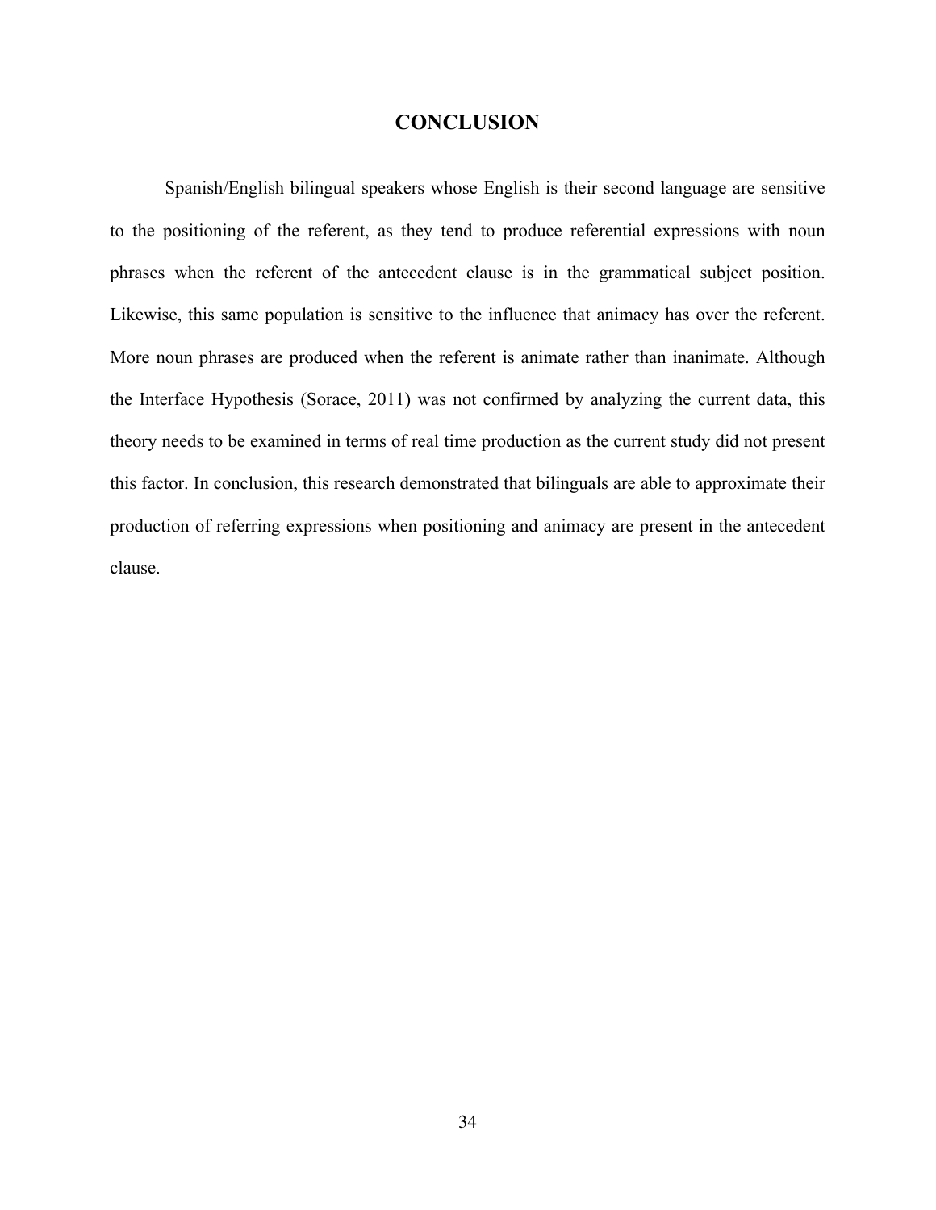# CONCLUSION

Spanish/English bilingual speakers whose English is their second language are sensitive to the positioning of the referent, as they tend to produce referential expressions with noun phrases when the referent of the antecedent clause is in the grammatical subject position. Likewise, this same population is sensitive to the influence that animacy has over the referent. More noun phrases are produced when the referent is animate rather than inanimate. Although the Interface Hypothesis (Sorace, 2011) was not confirmed by analyzing the current data, this theory needs to be examined in terms of real time production as the current study did not present this factor. In conclusion, this research demonstrated that bilinguals are able to approximate their production of referring expressions when positioning and animacy are present in the antecedent clause.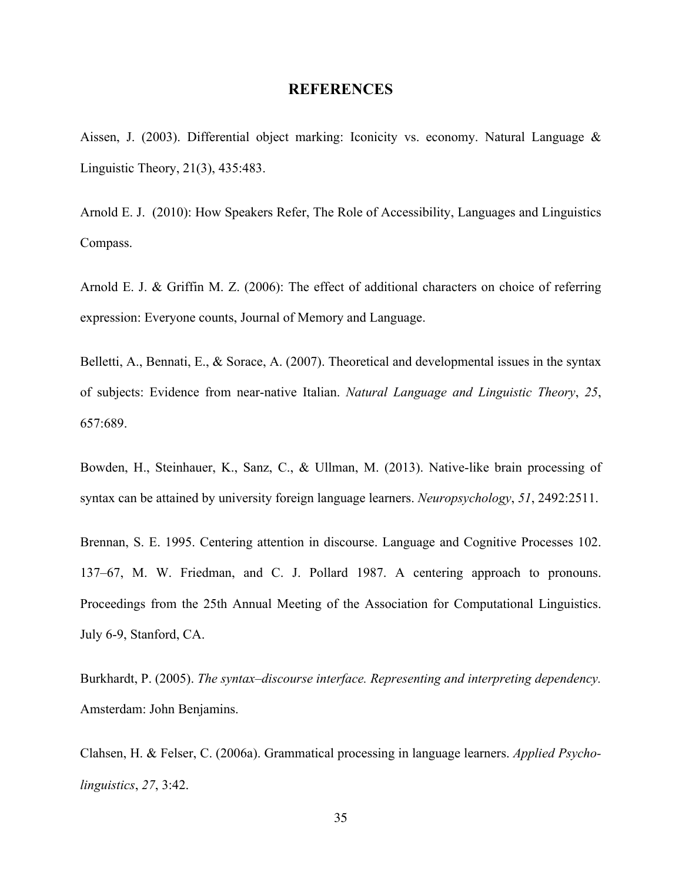# REFERENCES

Aissen, J. (2003). Differential object marking: Iconicity vs. economy. Natural Language & Linguistic Theory, 21(3), 435:483.

Arnold E. J. (2010): How Speakers Refer, The Role of Accessibility, Languages and Linguistics Compass.

Arnold E. J. & Griffin M. Z. (2006): The effect of additional characters on choice of referring expression: Everyone counts, Journal of Memory and Language.

Belletti, A., Bennati, E., & Sorace, A. (2007). Theoretical and developmental issues in the syntax of subjects: Evidence from near-native Italian. *Natural Language and Linguistic Theory*, *25*, 657:689.

Bowden, H., Steinhauer, K., Sanz, C., & Ullman, M. (2013). Native-like brain processing of syntax can be attained by university foreign language learners. *Neuropsychology*, *51*, 2492:2511.

Brennan, S. E. 1995. Centering attention in discourse. Language and Cognitive Processes 102. 137–67, M. W. Friedman, and C. J. Pollard 1987. A centering approach to pronouns. Proceedings from the 25th Annual Meeting of the Association for Computational Linguistics. July 6-9, Stanford, CA.

Burkhardt, P. (2005). *The syntax–discourse interface. Representing and interpreting dependency.* Amsterdam: John Benjamins.

Clahsen, H. & Felser, C. (2006a). Grammatical processing in language learners. *Applied Psycho-linguistics*, *27*, 3:42.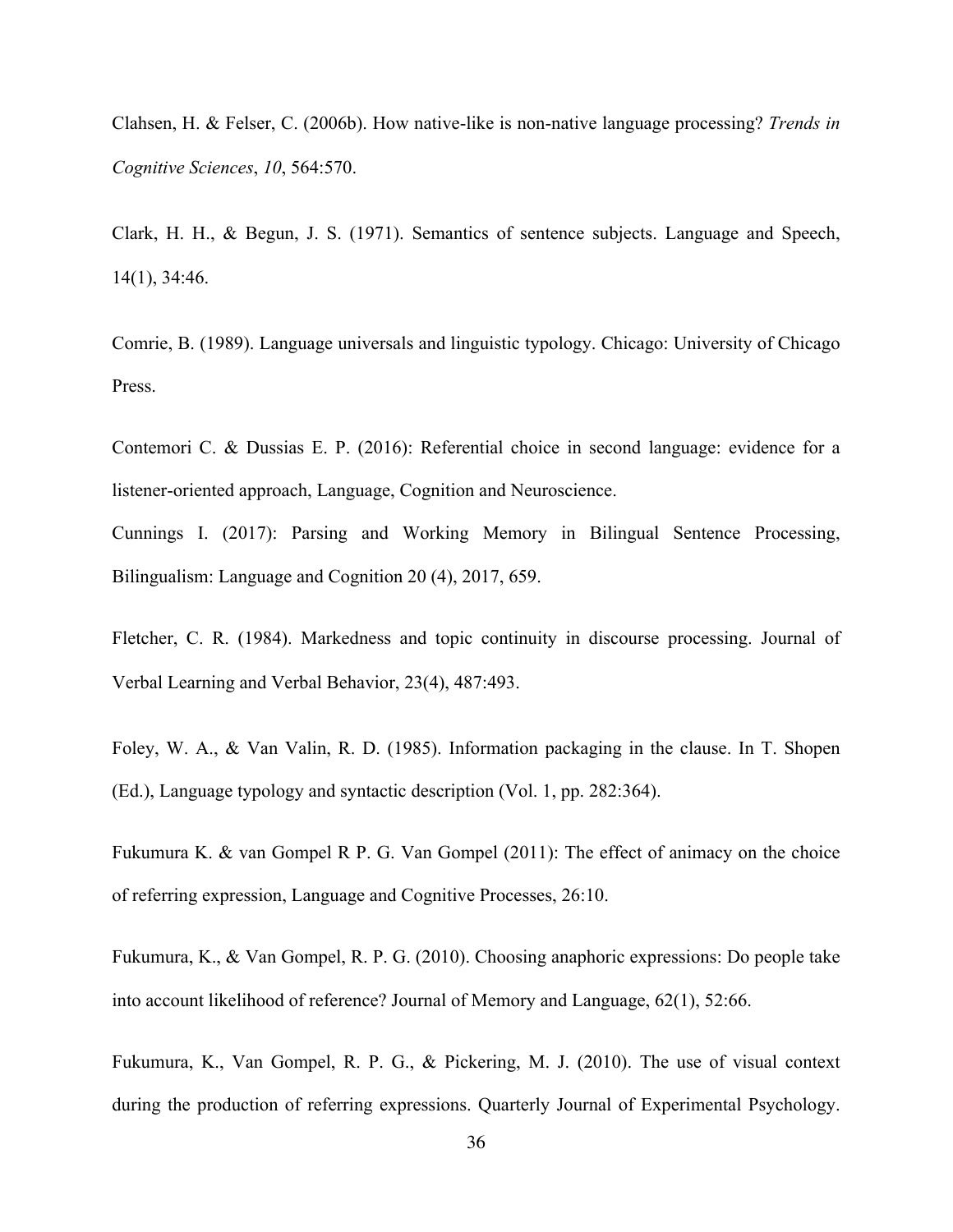Clahsen, H. & Felser, C. (2006b). How native-like is non-native language processing? *Trends in Cognitive Sciences*, *10*, 564:570.

Clark, H. H., & Begun, J. S. (1971). Semantics of sentence subjects. Language and Speech, 14(1), 34:46.

Comrie, B. (1989). Language universals and linguistic typology. Chicago: University of Chicago Press.

Contemori C. & Dussias E. P. (2016): Referential choice in second language: evidence for a listener-oriented approach, Language, Cognition and Neuroscience.

Cunnings I. (2017): Parsing and Working Memory in Bilingual Sentence Processing, Bilingualism: Language and Cognition 20 (4), 2017, 659.

Fletcher, C. R. (1984). Markedness and topic continuity in discourse processing. Journal of Verbal Learning and Verbal Behavior, 23(4), 487:493.

Foley, W. A., & Van Valin, R. D. (1985). Information packaging in the clause. In T. Shopen (Ed.), Language typology and syntactic description (Vol. 1, pp. 282:364).

Fukumura K. & van Gompel R P. G. Van Gompel (2011): The effect of animacy on the choice of referring expression, Language and Cognitive Processes, 26:10.

Fukumura, K., & Van Gompel, R. P. G. (2010). Choosing anaphoric expressions: Do people take into account likelihood of reference? Journal of Memory and Language, 62(1), 52:66.

Fukumura, K., Van Gompel, R. P. G., & Pickering, M. J. (2010). The use of visual context during the production of referring expressions. Quarterly Journal of Experimental Psychology.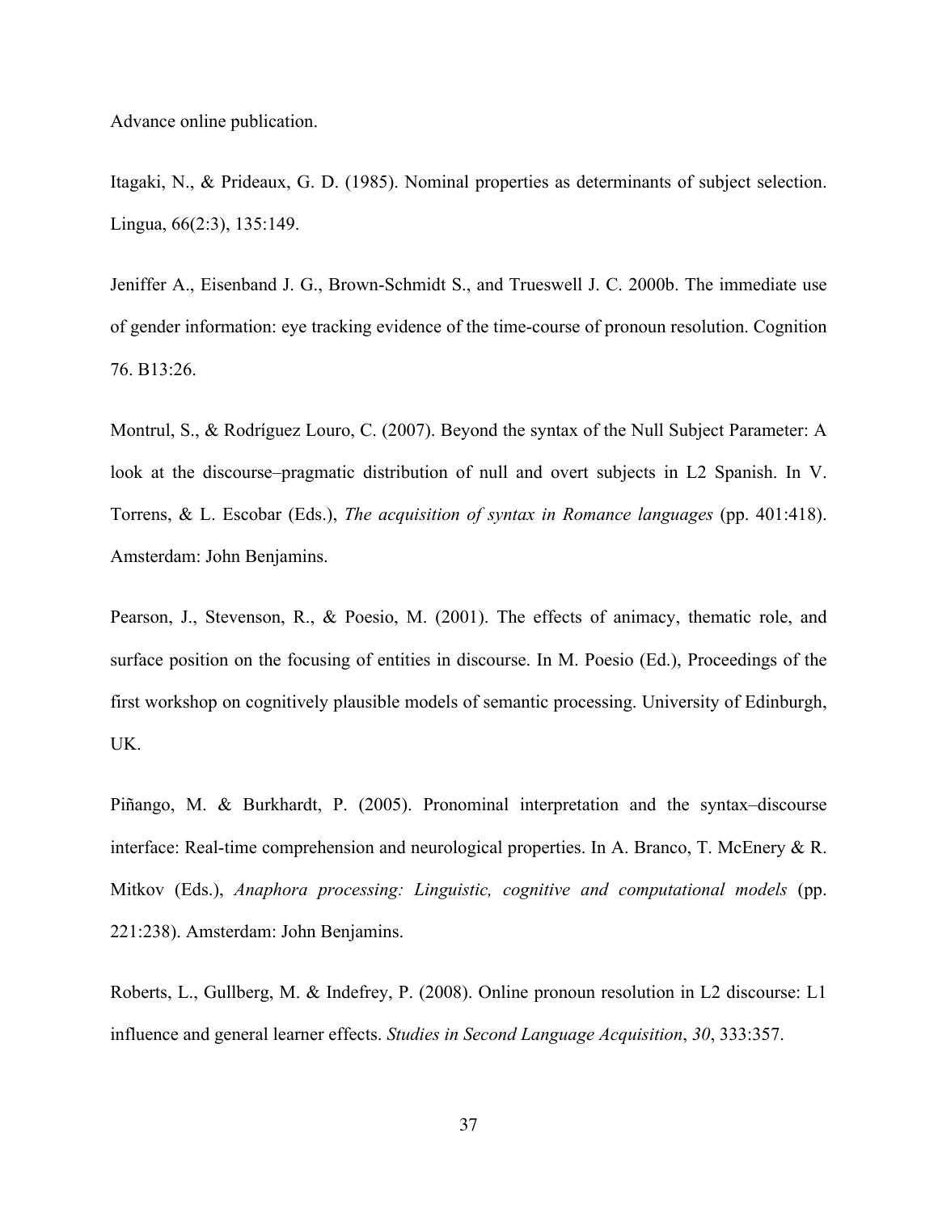Advance online publication.

Itagaki, N., & Prideaux, G. D. (1985). Nominal properties as determinants of subject selection. Lingua, 66(2:3), 135:149.

Jeniffer A., Eisenband J. G., Brown-Schmidt S., and Trueswell J. C. 2000b. The immediate use of gender information: eye tracking evidence of the time-course of pronoun resolution. Cognition 76. B13:26.

Montrul, S., & Rodríguez Louro, C. (2007). Beyond the syntax of the Null Subject Parameter: A look at the discourse–pragmatic distribution of null and overt subjects in L2 Spanish. In V. Torrens, & L. Escobar (Eds.), *The acquisition of syntax in Romance languages* (pp. 401:418). Amsterdam: John Benjamins.

Pearson, J., Stevenson, R., & Poesio, M. (2001). The effects of animacy, thematic role, and surface position on the focusing of entities in discourse. In M. Poesio (Ed.), Proceedings of the first workshop on cognitively plausible models of semantic processing. University of Edinburgh, UK.

Piñango, M. & Burkhardt, P. (2005). Pronominal interpretation and the syntax–discourse interface: Real-time comprehension and neurological properties. In A. Branco, T. McEnery & R. Mitkov (Eds.), *Anaphora processing: Linguistic, cognitive and computational models* (pp. 221:238). Amsterdam: John Benjamins.

Roberts, L., Gullberg, M. & Indefrey, P. (2008). Online pronoun resolution in L2 discourse: L1 influence and general learner effects. *Studies in Second Language Acquisition*, *30*, 333:357.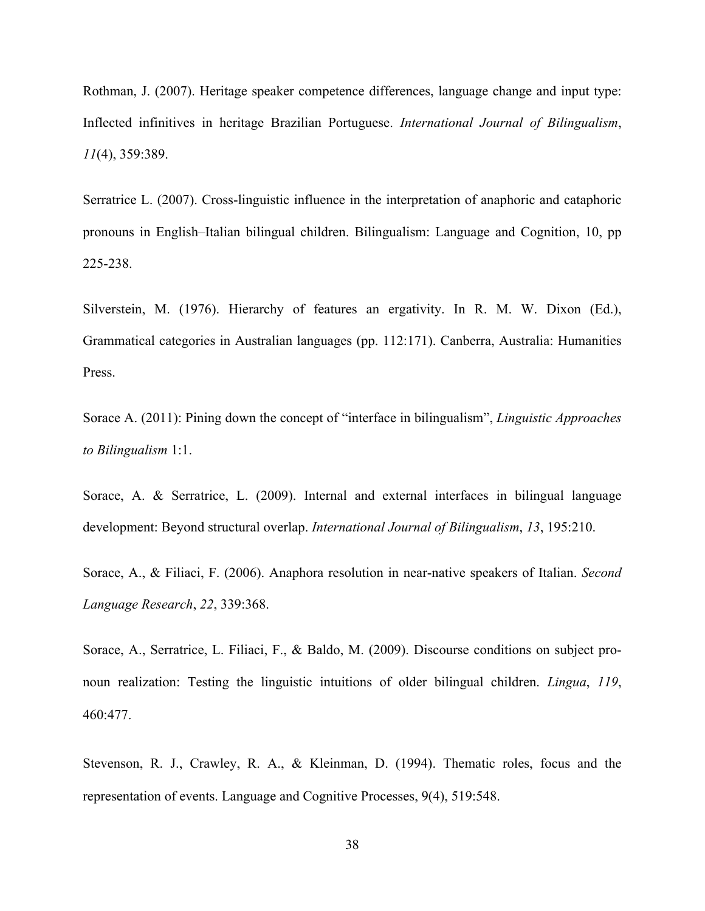Rothman, J. (2007). Heritage speaker competence differences, language change and input type: Inflected infinitives in heritage Brazilian Portuguese. *International Journal of Bilingualism*, *11*(4), 359:389.

Serratrice L. (2007). Cross-linguistic influence in the interpretation of anaphoric and cataphoric pronouns in English–Italian bilingual children. Bilingualism: Language and Cognition, 10, pp 225-238.

Silverstein, M. (1976). Hierarchy of features an ergativity. In R. M. W. Dixon (Ed.), Grammatical categories in Australian languages (pp. 112:171). Canberra, Australia: Humanities Press.

Sorace A. (2011): Pining down the concept of "interface in bilingualism", *Linguistic Approaches to Bilingualism* 1:1.

Sorace, A. & Serratrice, L. (2009). Internal and external interfaces in bilingual language development: Beyond structural overlap. *International Journal of Bilingualism*, *13*, 195:210.

Sorace, A., & Filiaci, F. (2006). Anaphora resolution in near-native speakers of Italian. *Second Language Research*, *22*, 339:368.

Sorace, A., Serratrice, L. Filiaci, F., & Baldo, M. (2009). Discourse conditions on subject pronoun realization: Testing the linguistic intuitions of older bilingual children. *Lingua*, *119*, 460:477.

Stevenson, R. J., Crawley, R. A., & Kleinman, D. (1994). Thematic roles, focus and the representation of events. Language and Cognitive Processes, 9(4), 519:548.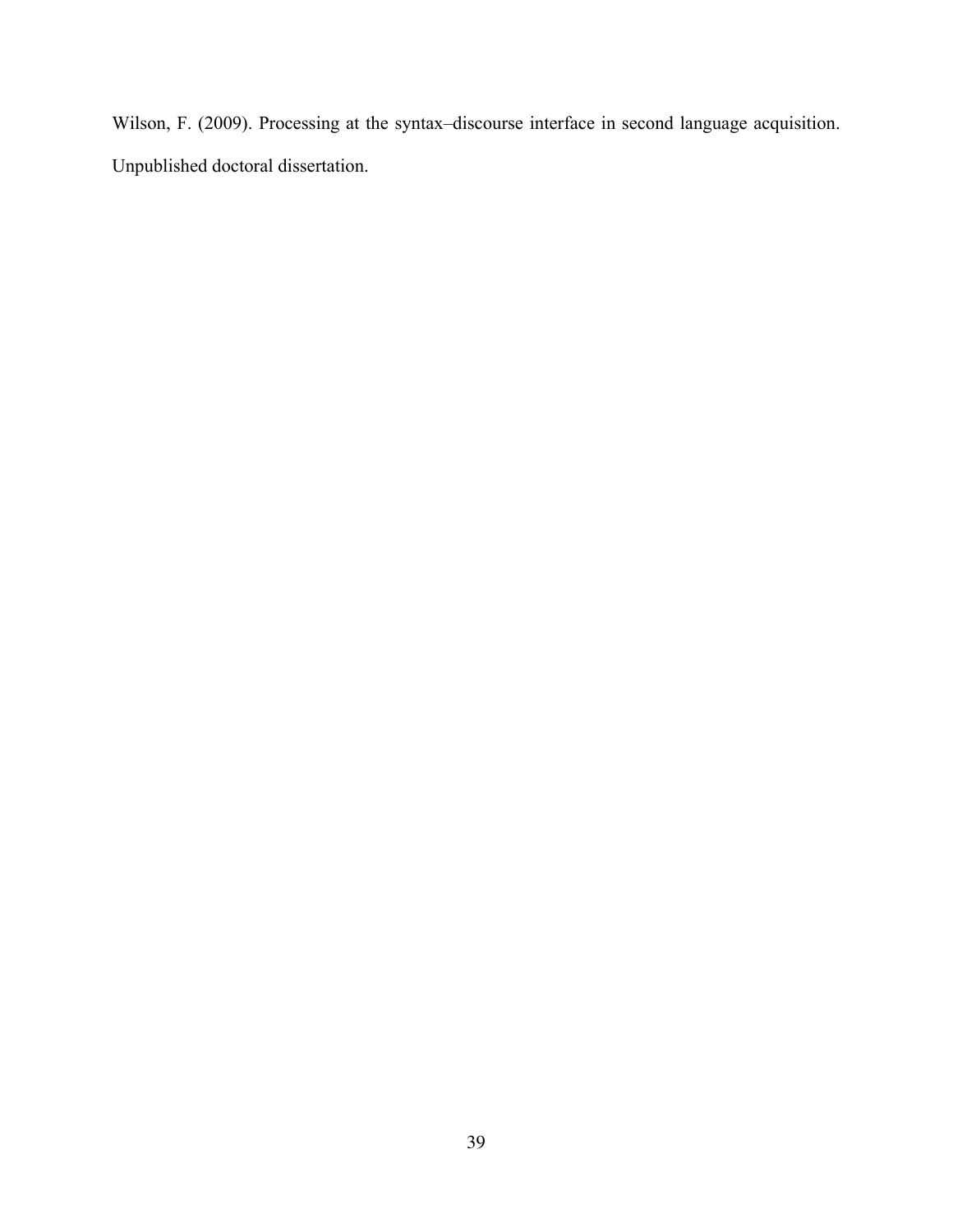Wilson, F. (2009). Processing at the syntax–discourse interface in second language acquisition. Unpublished doctoral dissertation.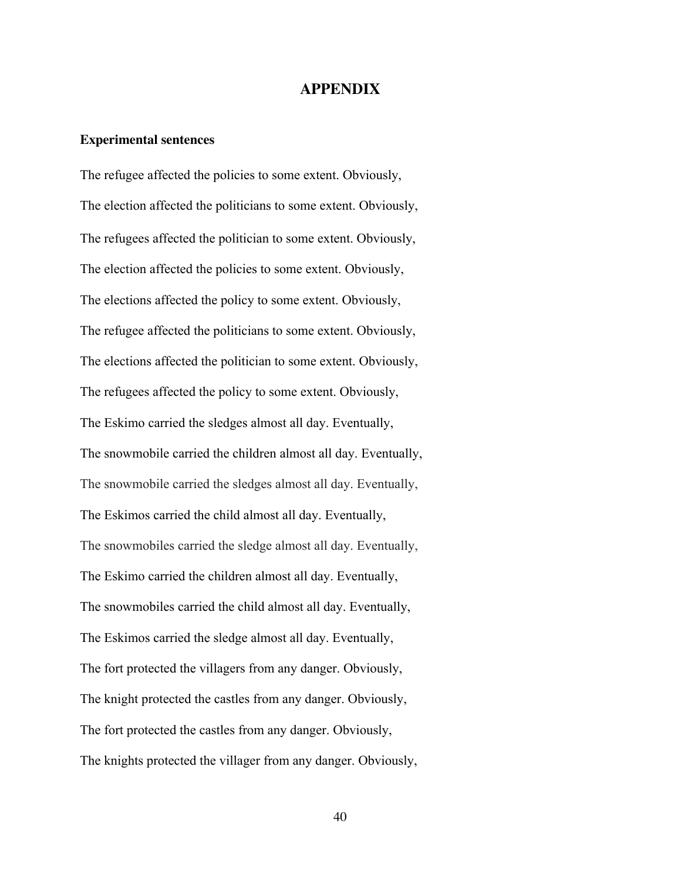# APPENDIX

### Experimental sentences

The refugee affected the policies to some extent. Obviously,

The election affected the politicians to some extent. Obviously,

The refugees affected the politician to some extent. Obviously,

The election affected the policies to some extent. Obviously,

The elections affected the policy to some extent. Obviously,

The refugee affected the politicians to some extent. Obviously,

The elections affected the politician to some extent. Obviously,

The refugees affected the policy to some extent. Obviously,

The Eskimo carried the sledges almost all day. Eventually,

The snowmobile carried the children almost all day. Eventually,

The snowmobile carried the sledges almost all day. Eventually,

The Eskimos carried the child almost all day. Eventually,

The snowmobiles carried the sledge almost all day. Eventually,

The Eskimo carried the children almost all day. Eventually,

The snowmobiles carried the child almost all day. Eventually,

The Eskimos carried the sledge almost all day. Eventually,

The fort protected the villagers from any danger. Obviously,

The knight protected the castles from any danger. Obviously,

The fort protected the castles from any danger. Obviously,

The knights protected the villager from any danger. Obviously,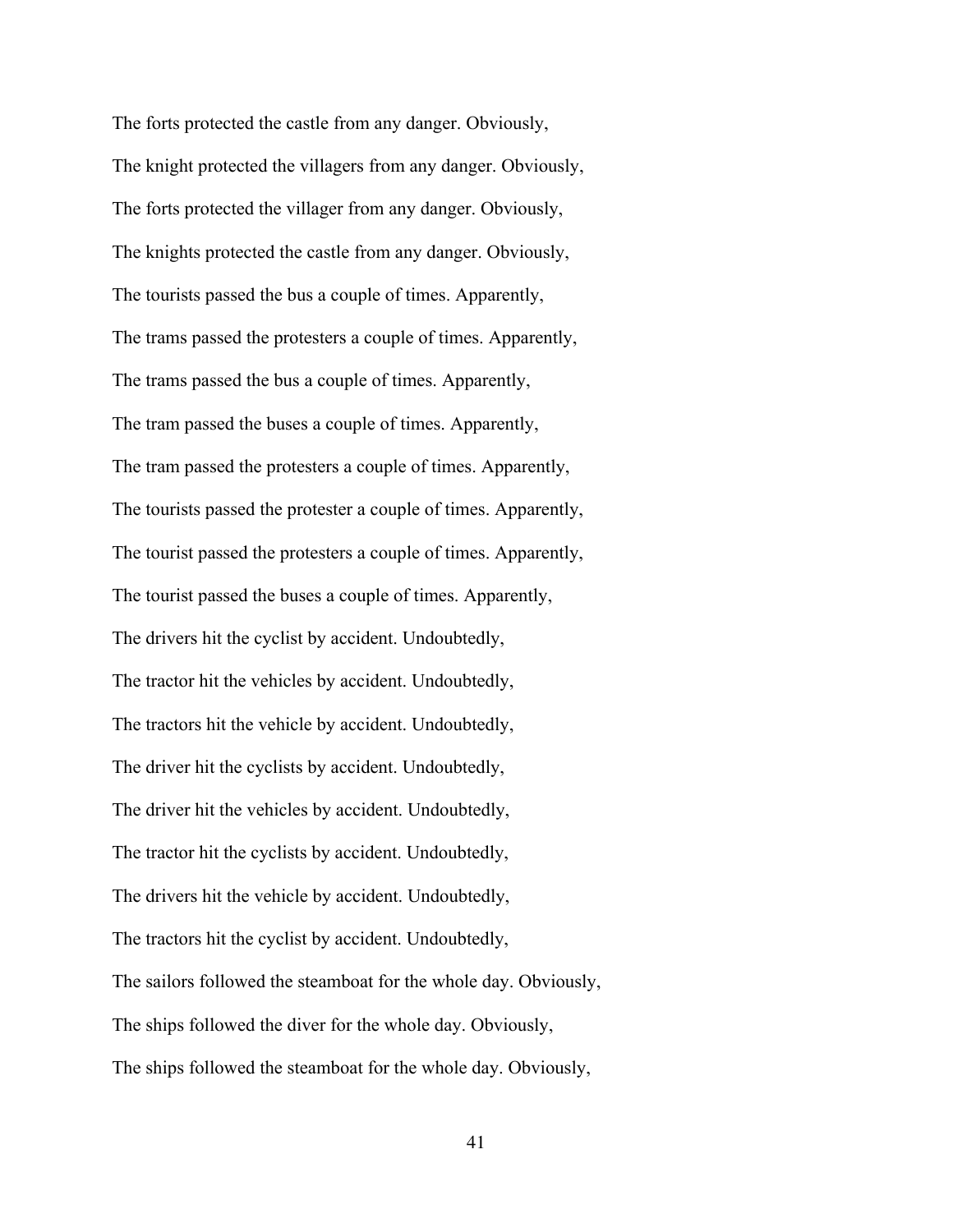The forts protected the castle from any danger. Obviously,

The knight protected the villagers from any danger. Obviously,

The forts protected the villager from any danger. Obviously,

The knights protected the castle from any danger. Obviously,

The tourists passed the bus a couple of times. Apparently,

The trams passed the protesters a couple of times. Apparently,

The trams passed the bus a couple of times. Apparently,

The tram passed the buses a couple of times. Apparently,

The tram passed the protesters a couple of times. Apparently,

The tourists passed the protester a couple of times. Apparently,

The tourist passed the protesters a couple of times. Apparently,

The tourist passed the buses a couple of times. Apparently,

The drivers hit the cyclist by accident. Undoubtedly,

The tractor hit the vehicles by accident. Undoubtedly,

The tractors hit the vehicle by accident. Undoubtedly,

The driver hit the cyclists by accident. Undoubtedly,

The driver hit the vehicles by accident. Undoubtedly,

The tractor hit the cyclists by accident. Undoubtedly,

The drivers hit the vehicle by accident. Undoubtedly,

The tractors hit the cyclist by accident. Undoubtedly,

The sailors followed the steamboat for the whole day. Obviously,

The ships followed the diver for the whole day. Obviously,

The ships followed the steamboat for the whole day. Obviously,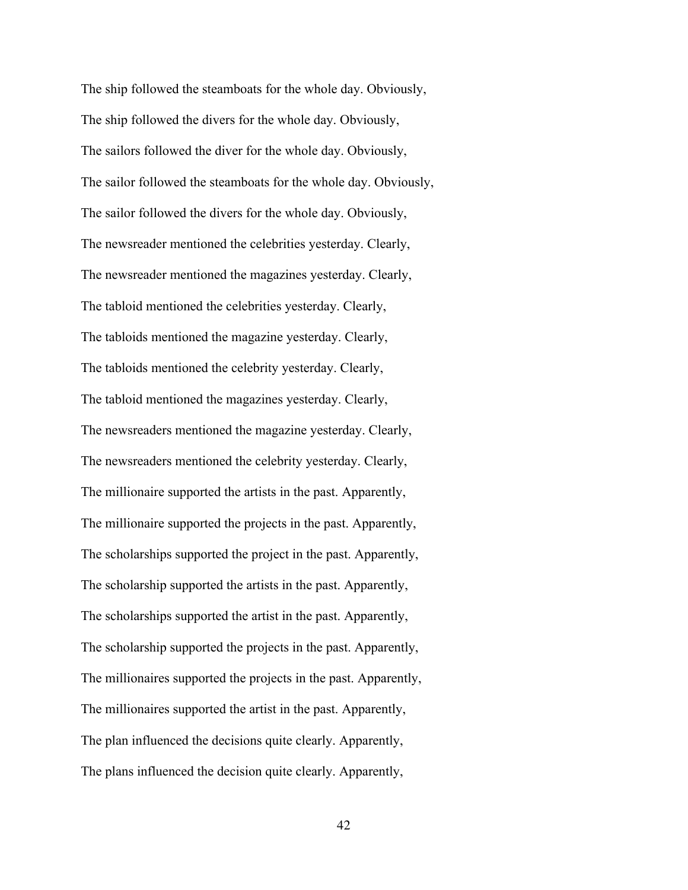The ship followed the steamboats for the whole day. Obviously,

The ship followed the divers for the whole day. Obviously,

The sailors followed the diver for the whole day. Obviously,

The sailor followed the steamboats for the whole day. Obviously,

The sailor followed the divers for the whole day. Obviously,

The newsreader mentioned the celebrities yesterday. Clearly,

The newsreader mentioned the magazines yesterday. Clearly,

The tabloid mentioned the celebrities yesterday. Clearly,

The tabloids mentioned the magazine yesterday. Clearly,

The tabloids mentioned the celebrity yesterday. Clearly,

The tabloid mentioned the magazines yesterday. Clearly,

The newsreaders mentioned the magazine yesterday. Clearly,

The newsreaders mentioned the celebrity yesterday. Clearly,

The millionaire supported the artists in the past. Apparently,

The millionaire supported the projects in the past. Apparently,

The scholarships supported the project in the past. Apparently,

The scholarship supported the artists in the past. Apparently,

The scholarships supported the artist in the past. Apparently,

The scholarship supported the projects in the past. Apparently,

The millionaires supported the projects in the past. Apparently,

The millionaires supported the artist in the past. Apparently,

The plan influenced the decisions quite clearly. Apparently,

The plans influenced the decision quite clearly. Apparently,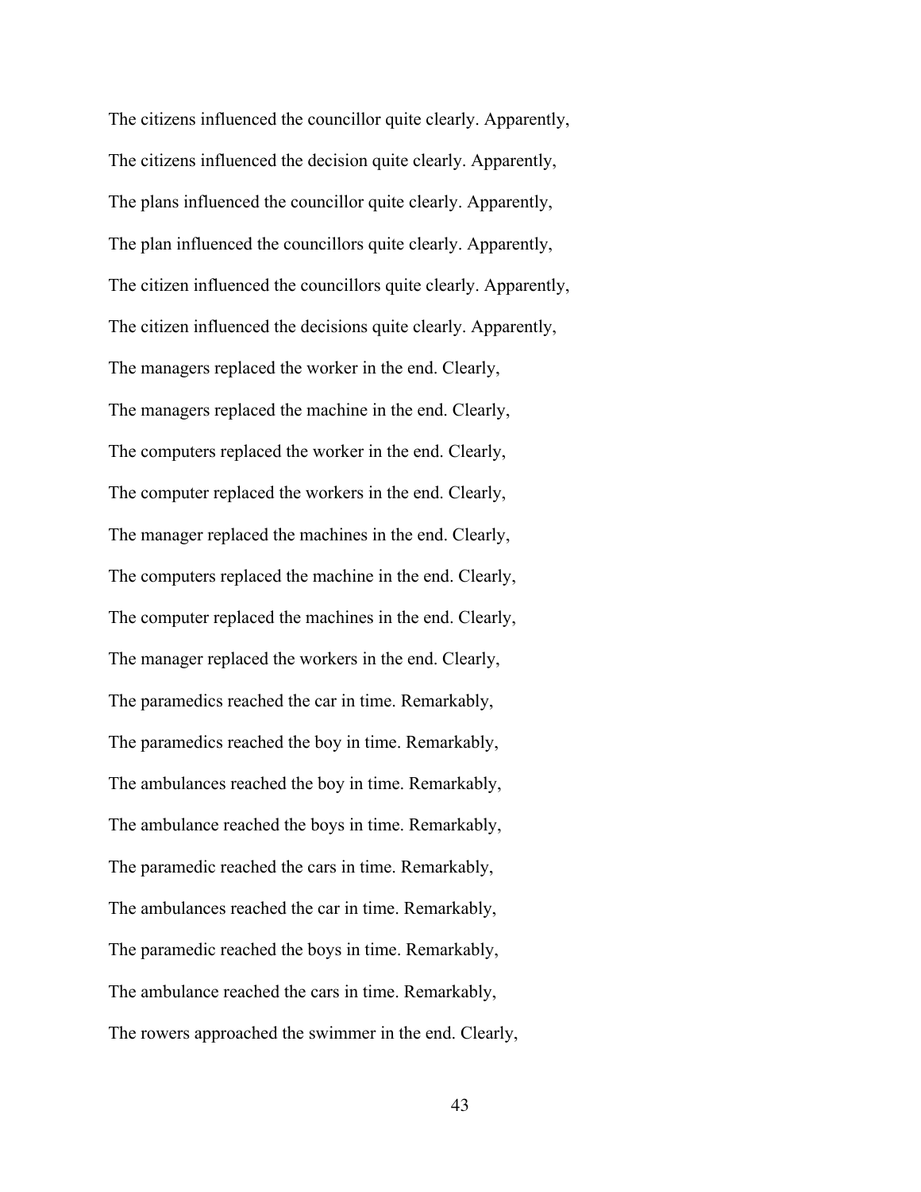The citizens influenced the councillor quite clearly. Apparently,

The citizens influenced the decision quite clearly. Apparently,

The plans influenced the councillor quite clearly. Apparently,

The plan influenced the councillors quite clearly. Apparently,

The citizen influenced the councillors quite clearly. Apparently,

The citizen influenced the decisions quite clearly. Apparently,

The managers replaced the worker in the end. Clearly,

The managers replaced the machine in the end. Clearly,

The computers replaced the worker in the end. Clearly,

The computer replaced the workers in the end. Clearly,

The manager replaced the machines in the end. Clearly,

The computers replaced the machine in the end. Clearly,

The computer replaced the machines in the end. Clearly,

The manager replaced the workers in the end. Clearly,

The paramedics reached the car in time. Remarkably,

The paramedics reached the boy in time. Remarkably,

The ambulances reached the boy in time. Remarkably,

The ambulance reached the boys in time. Remarkably,

The paramedic reached the cars in time. Remarkably,

The ambulances reached the car in time. Remarkably,

The paramedic reached the boys in time. Remarkably,

The ambulance reached the cars in time. Remarkably,

The rowers approached the swimmer in the end. Clearly,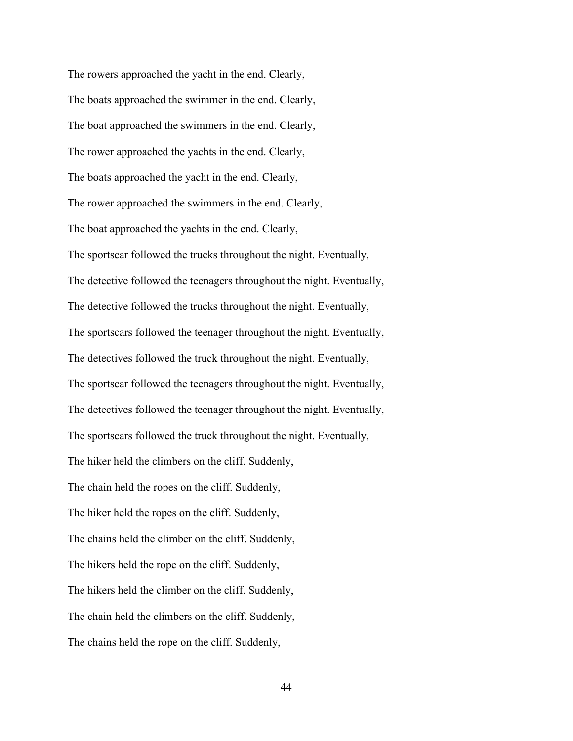The rowers approached the yacht in the end. Clearly,

The boats approached the swimmer in the end. Clearly,

The boat approached the swimmers in the end. Clearly,

The rower approached the yachts in the end. Clearly,

The boats approached the yacht in the end. Clearly,

The rower approached the swimmers in the end. Clearly,

The boat approached the yachts in the end. Clearly,

The sportscar followed the trucks throughout the night. Eventually,

The detective followed the teenagers throughout the night. Eventually,

The detective followed the trucks throughout the night. Eventually,

The sportscars followed the teenager throughout the night. Eventually,

The detectives followed the truck throughout the night. Eventually,

The sportscar followed the teenagers throughout the night. Eventually,

The detectives followed the teenager throughout the night. Eventually,

The sportscars followed the truck throughout the night. Eventually,

The hiker held the climbers on the cliff. Suddenly,

The chain held the ropes on the cliff. Suddenly,

The hiker held the ropes on the cliff. Suddenly,

The chains held the climber on the cliff. Suddenly,

The hikers held the rope on the cliff. Suddenly,

The hikers held the climber on the cliff. Suddenly,

The chain held the climbers on the cliff. Suddenly,

The chains held the rope on the cliff. Suddenly,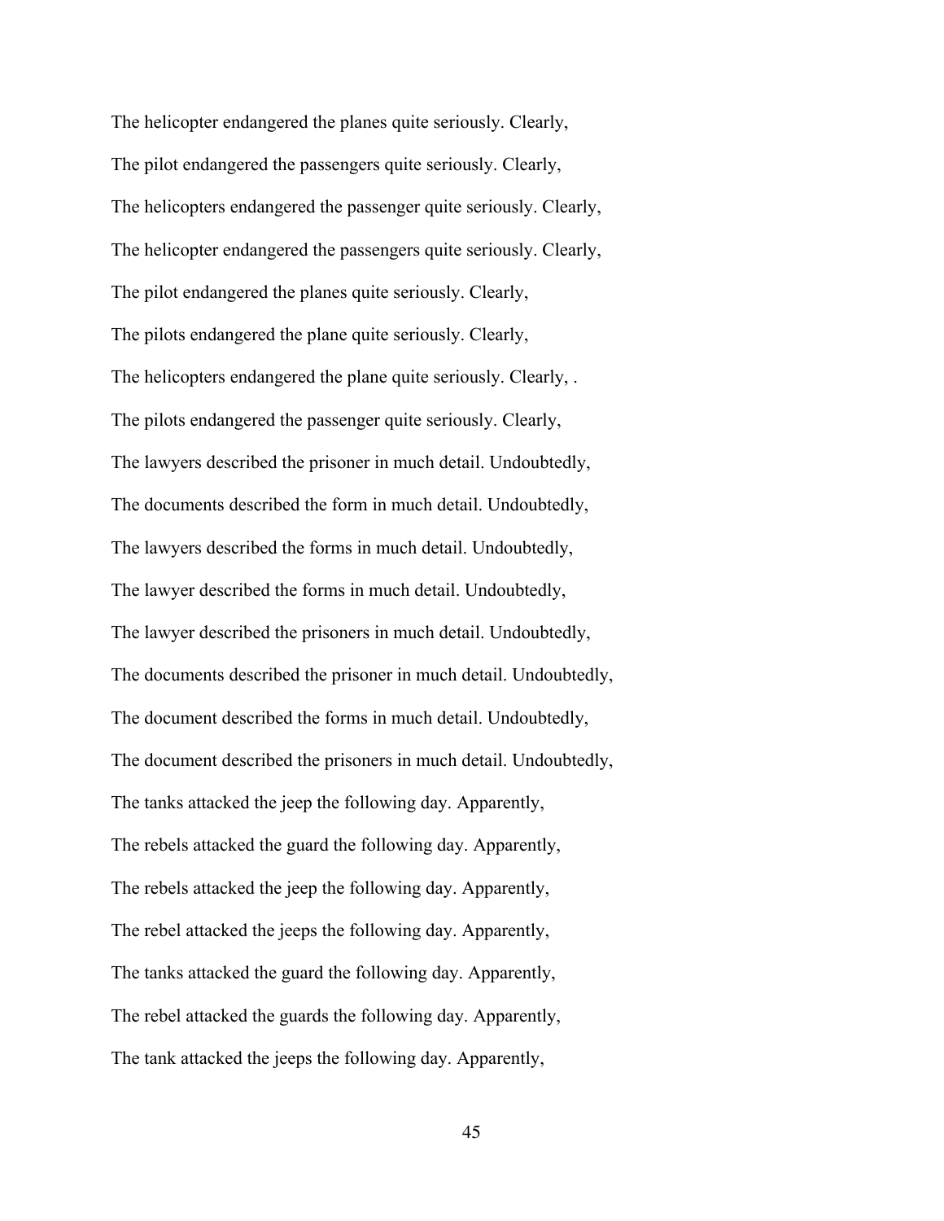The helicopter endangered the planes quite seriously. Clearly,

The pilot endangered the passengers quite seriously. Clearly,

The helicopters endangered the passenger quite seriously. Clearly,

The helicopter endangered the passengers quite seriously. Clearly,

The pilot endangered the planes quite seriously. Clearly,

The pilots endangered the plane quite seriously. Clearly,

The helicopters endangered the plane quite seriously. Clearly, .

The pilots endangered the passenger quite seriously. Clearly,

The lawyers described the prisoner in much detail. Undoubtedly,

The documents described the form in much detail. Undoubtedly,

The lawyers described the forms in much detail. Undoubtedly,

The lawyer described the forms in much detail. Undoubtedly,

The lawyer described the prisoners in much detail. Undoubtedly,

The documents described the prisoner in much detail. Undoubtedly,

The document described the forms in much detail. Undoubtedly,

The document described the prisoners in much detail. Undoubtedly,

The tanks attacked the jeep the following day. Apparently,

The rebels attacked the guard the following day. Apparently,

The rebels attacked the jeep the following day. Apparently,

The rebel attacked the jeeps the following day. Apparently,

The tanks attacked the guard the following day. Apparently,

The rebel attacked the guards the following day. Apparently,

The tank attacked the jeeps the following day. Apparently,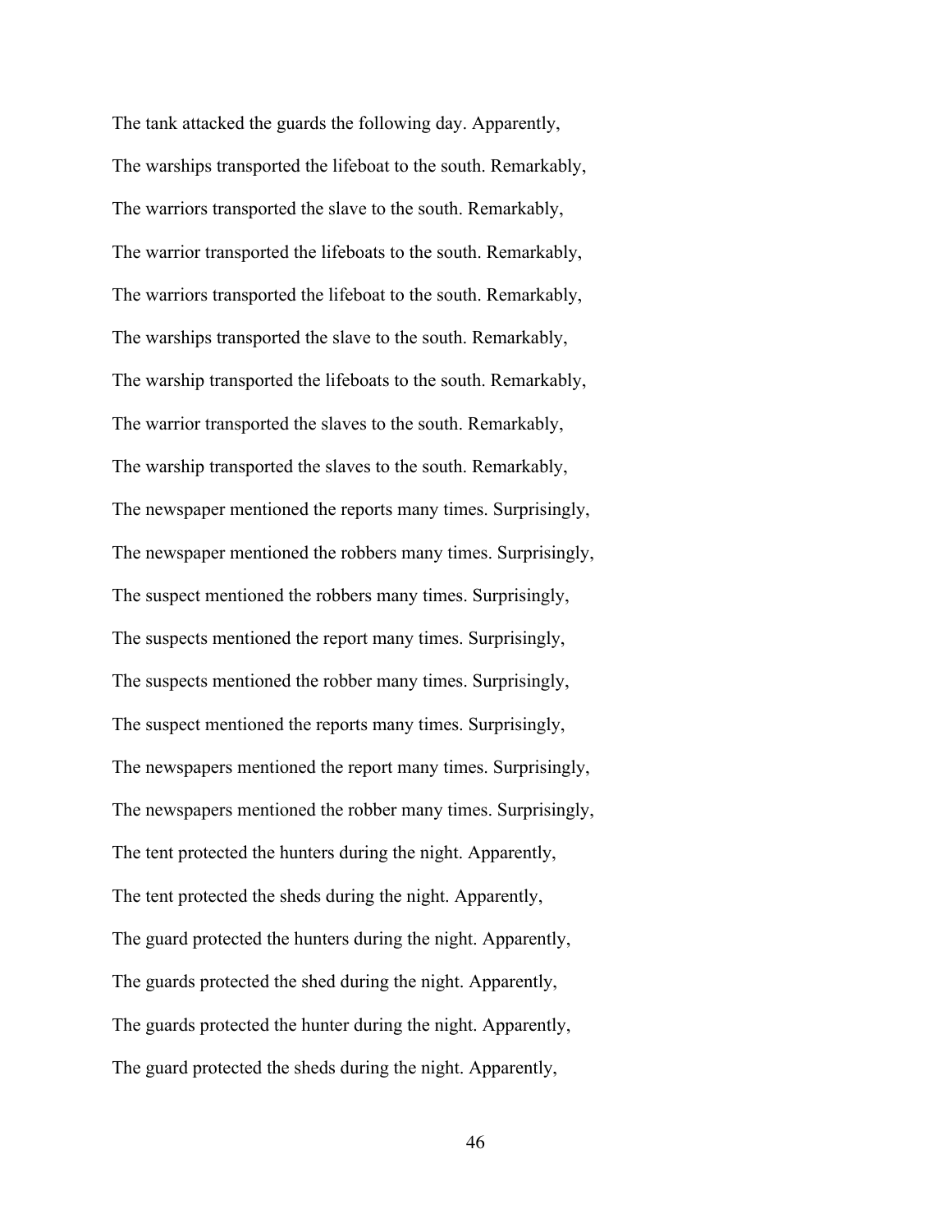The tank attacked the guards the following day. Apparently,

The warships transported the lifeboat to the south. Remarkably,

The warriors transported the slave to the south. Remarkably,

The warrior transported the lifeboats to the south. Remarkably,

The warriors transported the lifeboat to the south. Remarkably,

The warships transported the slave to the south. Remarkably,

The warship transported the lifeboats to the south. Remarkably,

The warrior transported the slaves to the south. Remarkably,

The warship transported the slaves to the south. Remarkably,

The newspaper mentioned the reports many times. Surprisingly,

The newspaper mentioned the robbers many times. Surprisingly,

The suspect mentioned the robbers many times. Surprisingly,

The suspects mentioned the report many times. Surprisingly,

The suspects mentioned the robber many times. Surprisingly,

The suspect mentioned the reports many times. Surprisingly,

The newspapers mentioned the report many times. Surprisingly,

The newspapers mentioned the robber many times. Surprisingly,

The tent protected the hunters during the night. Apparently,

The tent protected the sheds during the night. Apparently,

The guard protected the hunters during the night. Apparently,

The guards protected the shed during the night. Apparently,

The guards protected the hunter during the night. Apparently,

The guard protected the sheds during the night. Apparently,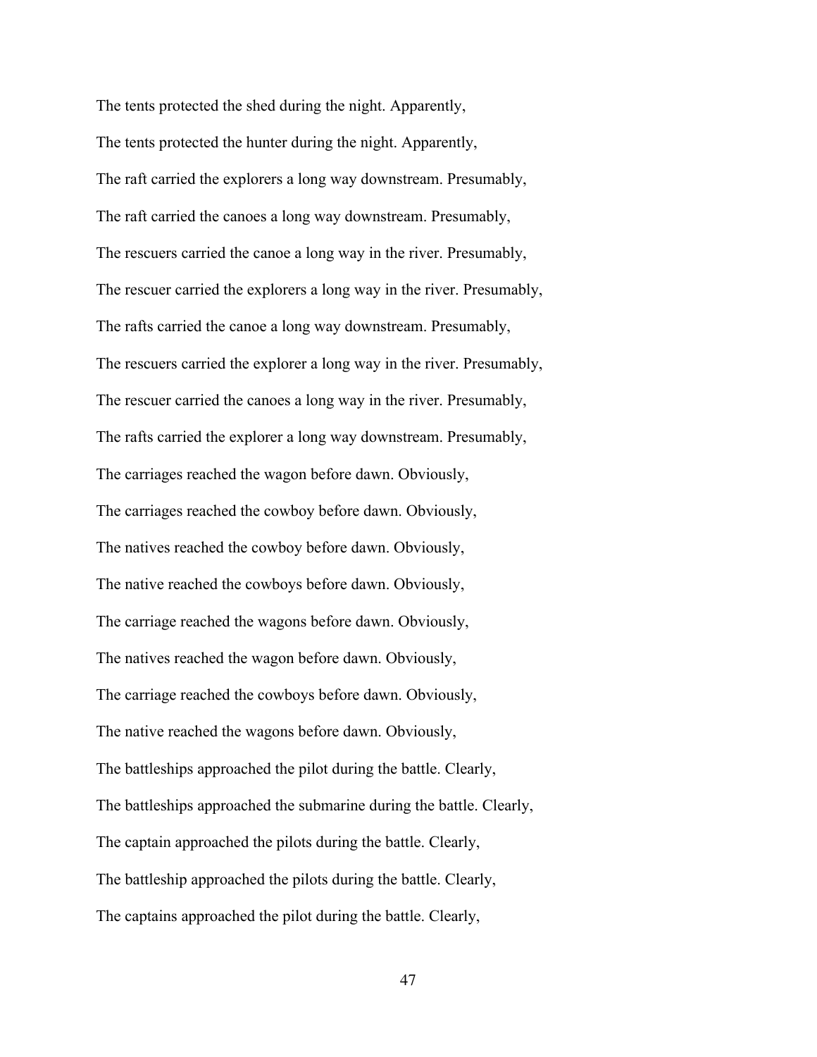The tents protected the shed during the night. Apparently,

The tents protected the hunter during the night. Apparently,

The raft carried the explorers a long way downstream. Presumably,

The raft carried the canoes a long way downstream. Presumably,

The rescuers carried the canoe a long way in the river. Presumably,

The rescuer carried the explorers a long way in the river. Presumably,

The rafts carried the canoe a long way downstream. Presumably,

The rescuers carried the explorer a long way in the river. Presumably,

The rescuer carried the canoes a long way in the river. Presumably,

The rafts carried the explorer a long way downstream. Presumably,

The carriages reached the wagon before dawn. Obviously,

The carriages reached the cowboy before dawn. Obviously,

The natives reached the cowboy before dawn. Obviously,

The native reached the cowboys before dawn. Obviously,

The carriage reached the wagons before dawn. Obviously,

The natives reached the wagon before dawn. Obviously,

The carriage reached the cowboys before dawn. Obviously,

The native reached the wagons before dawn. Obviously,

The battleships approached the pilot during the battle. Clearly,

The battleships approached the submarine during the battle. Clearly,

The captain approached the pilots during the battle. Clearly,

The battleship approached the pilots during the battle. Clearly,

The captains approached the pilot during the battle. Clearly,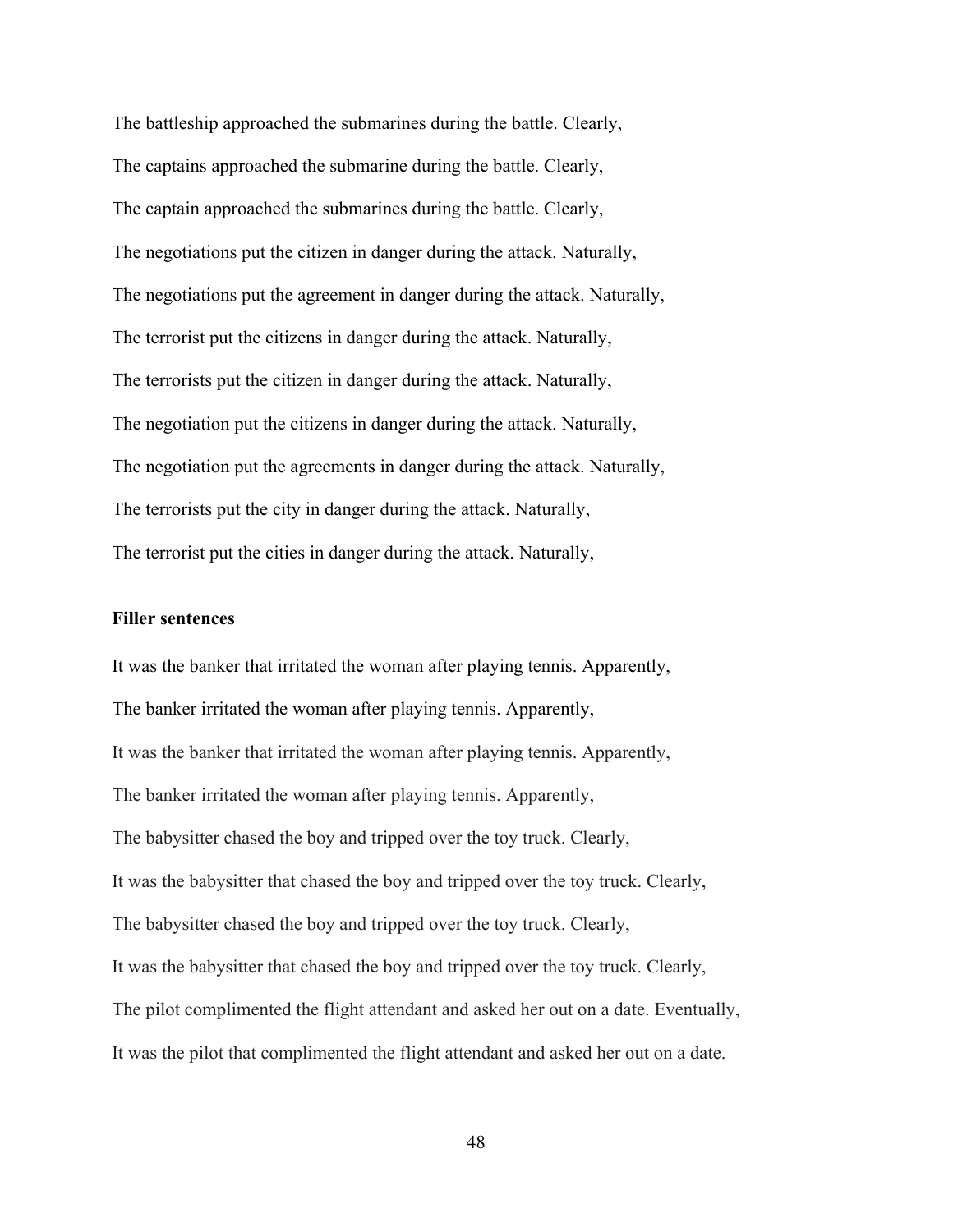The battleship approached the submarines during the battle. Clearly,

The captains approached the submarine during the battle. Clearly,

The captain approached the submarines during the battle. Clearly,

The negotiations put the citizen in danger during the attack. Naturally,

The negotiations put the agreement in danger during the attack. Naturally,

The terrorist put the citizens in danger during the attack. Naturally,

The terrorists put the citizen in danger during the attack. Naturally,

The negotiation put the citizens in danger during the attack. Naturally,

The negotiation put the agreements in danger during the attack. Naturally,

The terrorists put the city in danger during the attack. Naturally,

The terrorist put the cities in danger during the attack. Naturally,

**Filler sentences**

It was the banker that irritated the woman after playing tennis. Apparently,

The banker irritated the woman after playing tennis. Apparently,

It was the banker that irritated the woman after playing tennis. Apparently,

The banker irritated the woman after playing tennis. Apparently,

The babysitter chased the boy and tripped over the toy truck. Clearly,

It was the babysitter that chased the boy and tripped over the toy truck. Clearly,

The babysitter chased the boy and tripped over the toy truck. Clearly,

It was the babysitter that chased the boy and tripped over the toy truck. Clearly,

The pilot complimented the flight attendant and asked her out on a date. Eventually,

It was the pilot that complimented the flight attendant and asked her out on a date.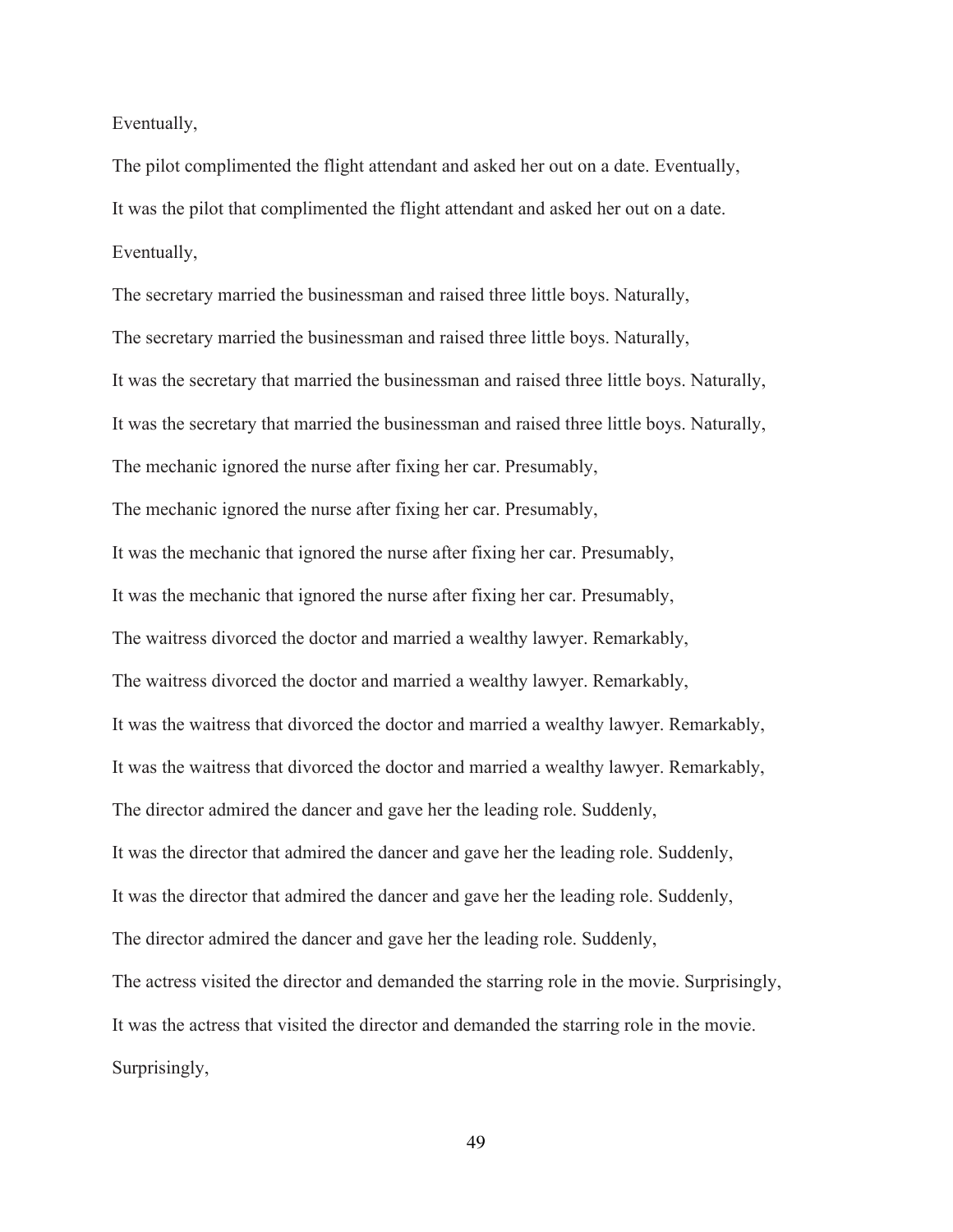Eventually,

The pilot complimented the flight attendant and asked her out on a date. Eventually,

It was the pilot that complimented the flight attendant and asked her out on a date.

Eventually,

The secretary married the businessman and raised three little boys. Naturally,

The secretary married the businessman and raised three little boys. Naturally,

It was the secretary that married the businessman and raised three little boys. Naturally,

It was the secretary that married the businessman and raised three little boys. Naturally,

The mechanic ignored the nurse after fixing her car. Presumably,

The mechanic ignored the nurse after fixing her car. Presumably,

It was the mechanic that ignored the nurse after fixing her car. Presumably,

It was the mechanic that ignored the nurse after fixing her car. Presumably,

The waitress divorced the doctor and married a wealthy lawyer. Remarkably,

The waitress divorced the doctor and married a wealthy lawyer. Remarkably,

It was the waitress that divorced the doctor and married a wealthy lawyer. Remarkably,

It was the waitress that divorced the doctor and married a wealthy lawyer. Remarkably,

The director admired the dancer and gave her the leading role. Suddenly,

It was the director that admired the dancer and gave her the leading role. Suddenly,

It was the director that admired the dancer and gave her the leading role. Suddenly,

The director admired the dancer and gave her the leading role. Suddenly,

The actress visited the director and demanded the starring role in the movie. Surprisingly,

It was the actress that visited the director and demanded the starring role in the movie.

Surprisingly,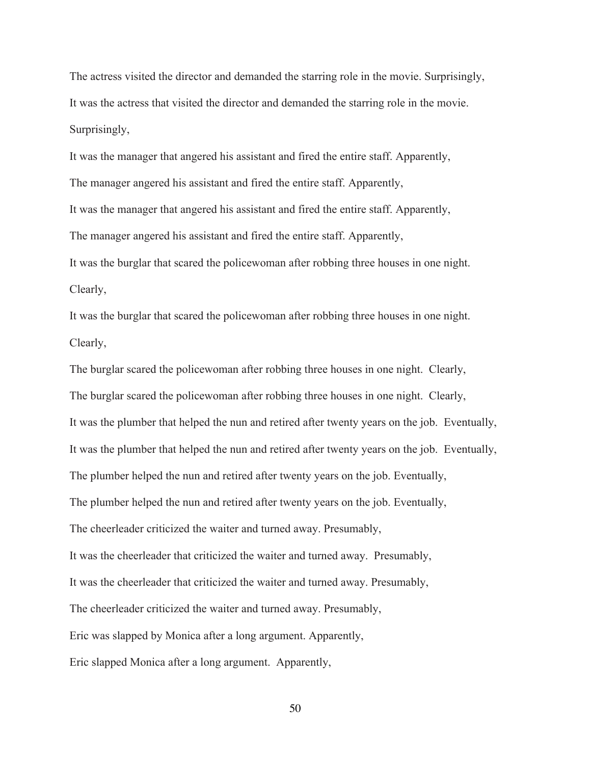The actress visited the director and demanded the starring role in the movie. Surprisingly,

It was the actress that visited the director and demanded the starring role in the movie. Surprisingly,

It was the manager that angered his assistant and fired the entire staff. Apparently,

The manager angered his assistant and fired the entire staff. Apparently,

It was the manager that angered his assistant and fired the entire staff. Apparently,

The manager angered his assistant and fired the entire staff. Apparently,

It was the burglar that scared the policewoman after robbing three houses in one night. Clearly,

It was the burglar that scared the policewoman after robbing three houses in one night. Clearly,

The burglar scared the policewoman after robbing three houses in one night. Clearly,

The burglar scared the policewoman after robbing three houses in one night. Clearly,

It was the plumber that helped the nun and retired after twenty years on the job. Eventually,

It was the plumber that helped the nun and retired after twenty years on the job. Eventually,

The plumber helped the nun and retired after twenty years on the job. Eventually,

The plumber helped the nun and retired after twenty years on the job. Eventually,

The cheerleader criticized the waiter and turned away. Presumably,

It was the cheerleader that criticized the waiter and turned away. Presumably,

It was the cheerleader that criticized the waiter and turned away. Presumably,

The cheerleader criticized the waiter and turned away. Presumably,

Eric was slapped by Monica after a long argument. Apparently,

Eric slapped Monica after a long argument. Apparently,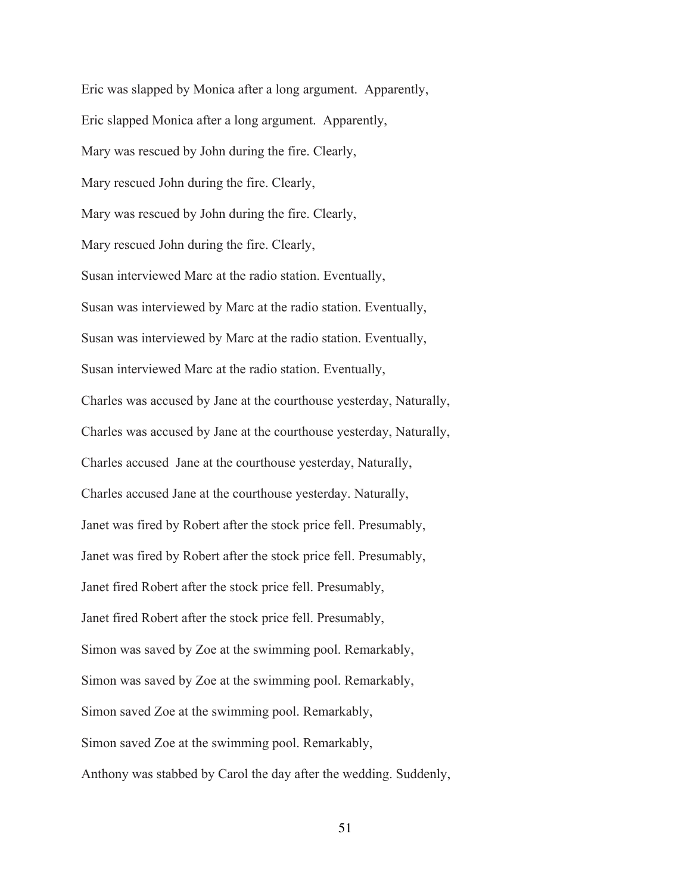Eric was slapped by Monica after a long argument.  Apparently,

Eric slapped Monica after a long argument.  Apparently,

Mary was rescued by John during the fire. Clearly,

Mary rescued John during the fire. Clearly,

Mary was rescued by John during the fire. Clearly,

Mary rescued John during the fire. Clearly,

Susan interviewed Marc at the radio station. Eventually,

Susan was interviewed by Marc at the radio station. Eventually,

Susan was interviewed by Marc at the radio station. Eventually,

Susan interviewed Marc at the radio station. Eventually,

Charles was accused by Jane at the courthouse yesterday, Naturally,

Charles was accused by Jane at the courthouse yesterday, Naturally,

Charles accused  Jane at the courthouse yesterday, Naturally,

Charles accused Jane at the courthouse yesterday. Naturally,

Janet was fired by Robert after the stock price fell. Presumably,

Janet was fired by Robert after the stock price fell. Presumably,

Janet fired Robert after the stock price fell. Presumably,

Janet fired Robert after the stock price fell. Presumably,

Simon was saved by Zoe at the swimming pool. Remarkably,

Simon was saved by Zoe at the swimming pool. Remarkably,

Simon saved Zoe at the swimming pool. Remarkably,

Simon saved Zoe at the swimming pool. Remarkably,

Anthony was stabbed by Carol the day after the wedding. Suddenly,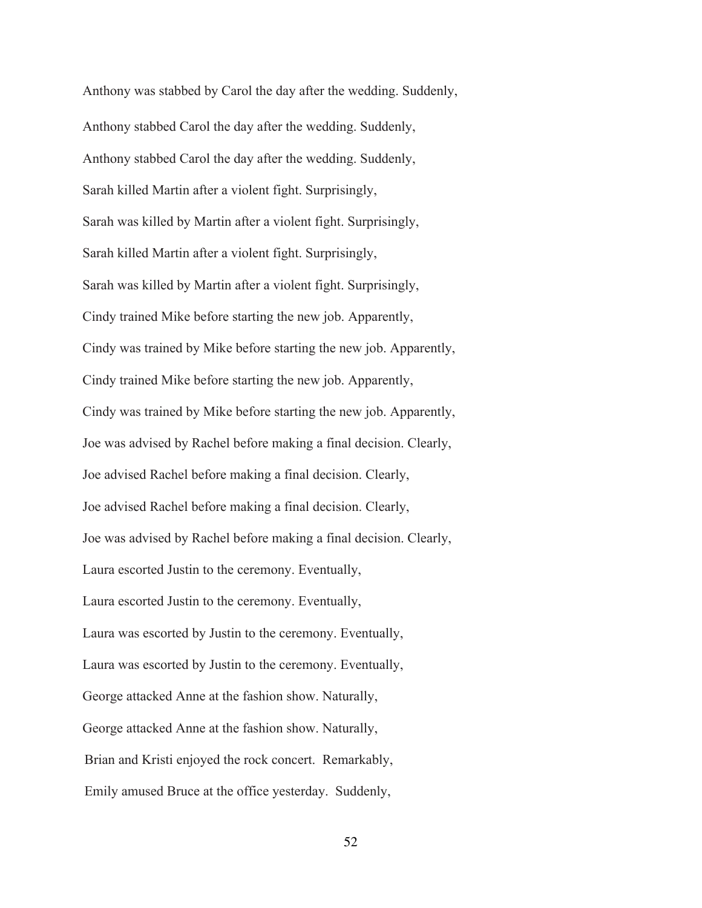Anthony was stabbed by Carol the day after the wedding. Suddenly,

Anthony stabbed Carol the day after the wedding. Suddenly,

Anthony stabbed Carol the day after the wedding. Suddenly,

Sarah killed Martin after a violent fight. Surprisingly,

Sarah was killed by Martin after a violent fight. Surprisingly,

Sarah killed Martin after a violent fight. Surprisingly,

Sarah was killed by Martin after a violent fight. Surprisingly,

Cindy trained Mike before starting the new job. Apparently,

Cindy was trained by Mike before starting the new job. Apparently,

Cindy trained Mike before starting the new job. Apparently,

Cindy was trained by Mike before starting the new job. Apparently,

Joe was advised by Rachel before making a final decision. Clearly,

Joe advised Rachel before making a final decision. Clearly,

Joe advised Rachel before making a final decision. Clearly,

Joe was advised by Rachel before making a final decision. Clearly,

Laura escorted Justin to the ceremony. Eventually,

Laura escorted Justin to the ceremony. Eventually,

Laura was escorted by Justin to the ceremony. Eventually,

Laura was escorted by Justin to the ceremony. Eventually,

George attacked Anne at the fashion show. Naturally,

George attacked Anne at the fashion show. Naturally,

Brian and Kristi enjoyed the rock concert. Remarkably,

Emily amused Bruce at the office yesterday. Suddenly,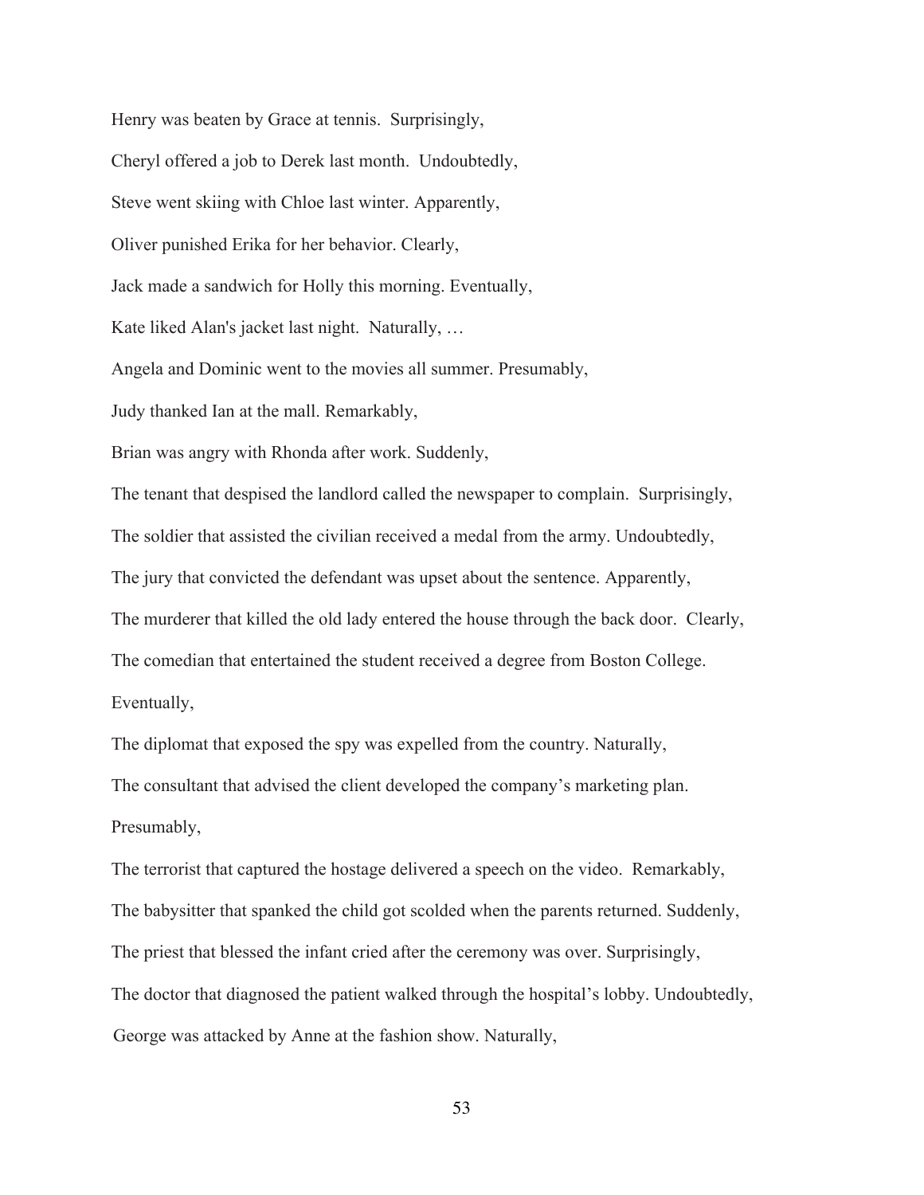Henry was beaten by Grace at tennis. Surprisingly,

Cheryl offered a job to Derek last month. Undoubtedly,

Steve went skiing with Chloe last winter. Apparently,

Oliver punished Erika for her behavior. Clearly,

Jack made a sandwich for Holly this morning. Eventually,

Kate liked Alan's jacket last night. Naturally, …

Angela and Dominic went to the movies all summer. Presumably,

Judy thanked Ian at the mall. Remarkably,

Brian was angry with Rhonda after work. Suddenly,

The tenant that despised the landlord called the newspaper to complain. Surprisingly,

The soldier that assisted the civilian received a medal from the army. Undoubtedly,

The jury that convicted the defendant was upset about the sentence. Apparently,

The murderer that killed the old lady entered the house through the back door. Clearly,

The comedian that entertained the student received a degree from Boston College. Eventually,

The diplomat that exposed the spy was expelled from the country. Naturally,

The consultant that advised the client developed the company's marketing plan. Presumably,

The terrorist that captured the hostage delivered a speech on the video. Remarkably,

The babysitter that spanked the child got scolded when the parents returned. Suddenly,

The priest that blessed the infant cried after the ceremony was over. Surprisingly,

The doctor that diagnosed the patient walked through the hospital's lobby. Undoubtedly,

George was attacked by Anne at the fashion show. Naturally,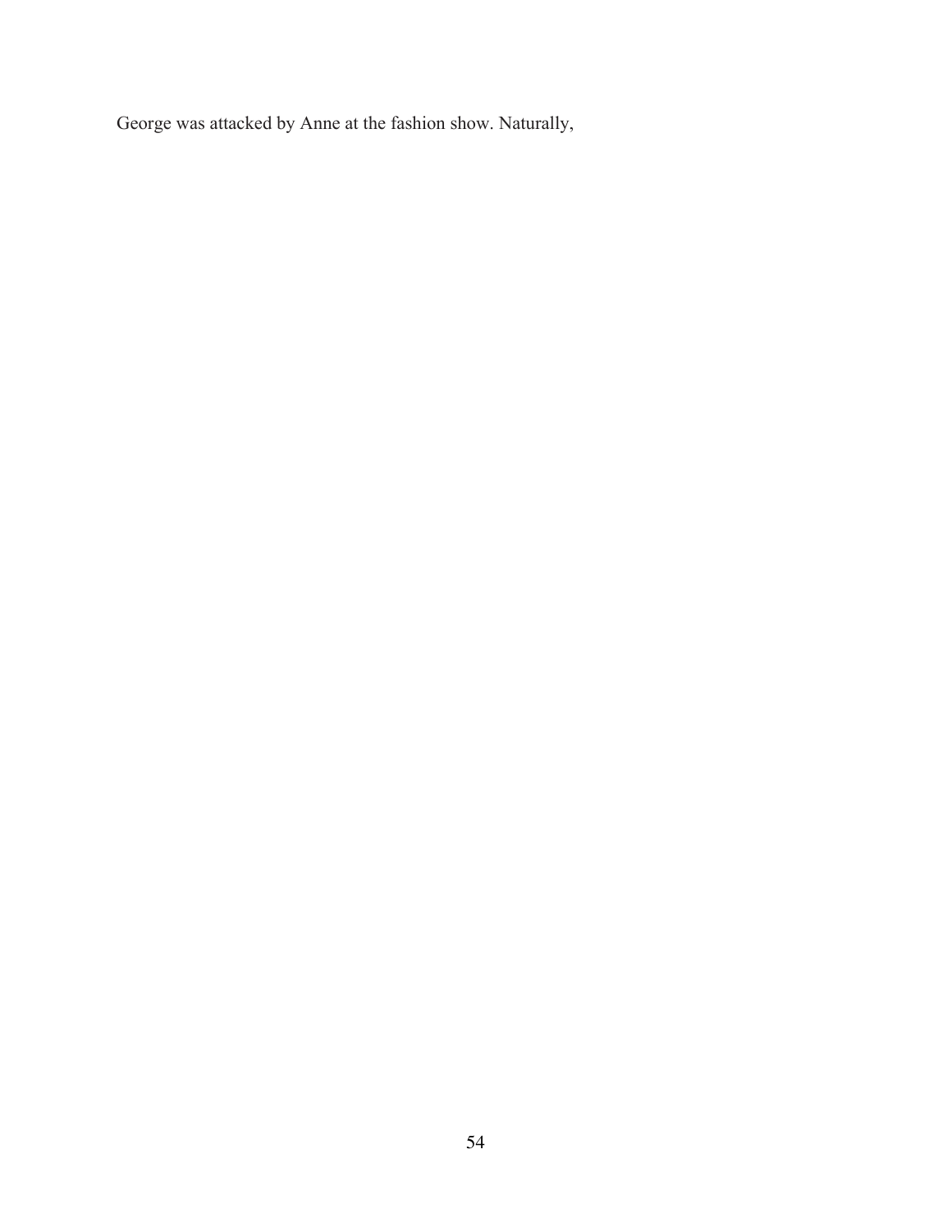George was attacked by Anne at the fashion show. Naturally,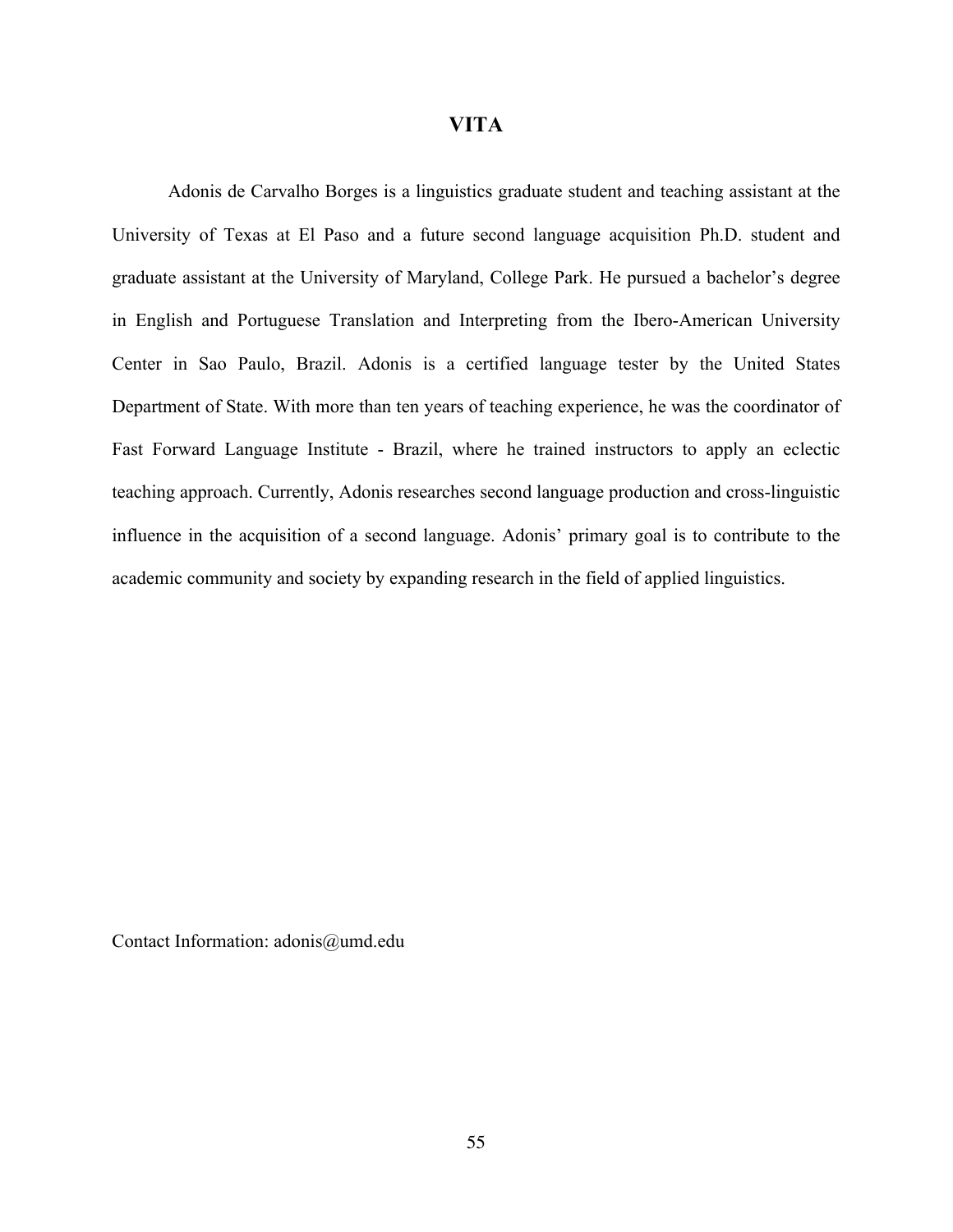# VITA

Adonis de Carvalho Borges is a linguistics graduate student and teaching assistant at the University of Texas at El Paso and a future second language acquisition Ph.D. student and graduate assistant at the University of Maryland, College Park. He pursued a bachelor's degree in English and Portuguese Translation and Interpreting from the Ibero-American University Center in Sao Paulo, Brazil. Adonis is a certified language tester by the United States Department of State. With more than ten years of teaching experience, he was the coordinator of Fast Forward Language Institute - Brazil, where he trained instructors to apply an eclectic teaching approach. Currently, Adonis researches second language production and cross-linguistic influence in the acquisition of a second language. Adonis' primary goal is to contribute to the academic community and society by expanding research in the field of applied linguistics.

Contact Information: adonis@umd.edu